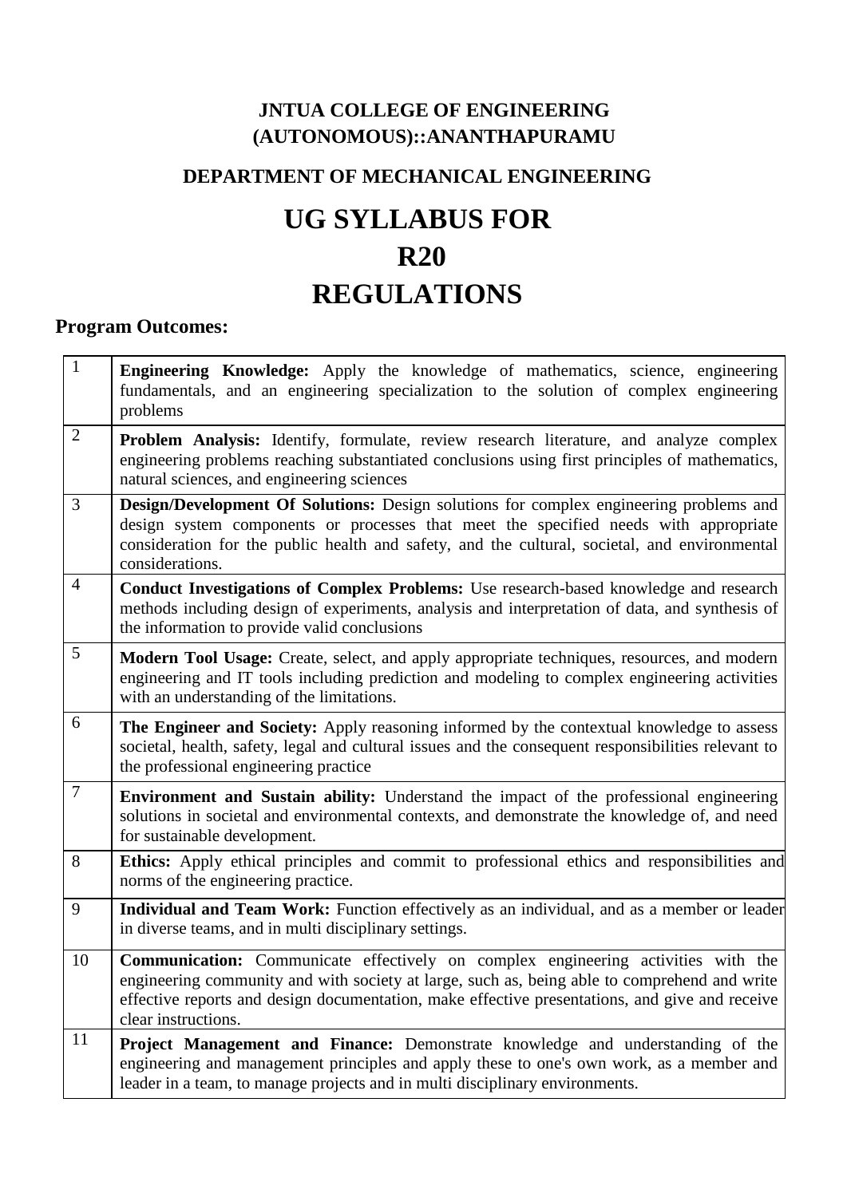# JNTUA COLLEGE OF ENGINEERING (AUTONOMOUS)::ANANTHAPURAMU

## DEPARTMENT OF MECHANICAL ENGINEERING

# UG SYLLABUS FOR R20 REGULATIONS

## Program Outcomes:

| | |
|---|---|
| 1 | **Engineering Knowledge:** Apply the knowledge of mathematics, science, engineering fundamentals, and an engineering specialization to the solution of complex engineering problems |
| 2 | **Problem Analysis:** Identify, formulate, review research literature, and analyze complex engineering problems reaching substantiated conclusions using first principles of mathematics, natural sciences, and engineering sciences |
| 3 | **Design/Development Of Solutions:** Design solutions for complex engineering problems and design system components or processes that meet the specified needs with appropriate consideration for the public health and safety, and the cultural, societal, and environmental considerations. |
| 4 | **Conduct Investigations of Complex Problems:** Use research-based knowledge and research methods including design of experiments, analysis and interpretation of data, and synthesis of the information to provide valid conclusions |
| 5 | **Modern Tool Usage:** Create, select, and apply appropriate techniques, resources, and modern engineering and IT tools including prediction and modeling to complex engineering activities with an understanding of the limitations. |
| 6 | **The Engineer and Society:** Apply reasoning informed by the contextual knowledge to assess societal, health, safety, legal and cultural issues and the consequent responsibilities relevant to the professional engineering practice |
| 7 | **Environment and Sustain ability:** Understand the impact of the professional engineering solutions in societal and environmental contexts, and demonstrate the knowledge of, and need for sustainable development. |
| 8 | **Ethics:** Apply ethical principles and commit to professional ethics and responsibilities and norms of the engineering practice. |
| 9 | **Individual and Team Work:** Function effectively as an individual, and as a member or leader in diverse teams, and in multi disciplinary settings. |
| 10 | **Communication:** Communicate effectively on complex engineering activities with the engineering community and with society at large, such as, being able to comprehend and write effective reports and design documentation, make effective presentations, and give and receive clear instructions. |
| 11 | **Project Management and Finance:** Demonstrate knowledge and understanding of the engineering and management principles and apply these to one's own work, as a member and leader in a team, to manage projects and in multi disciplinary environments. |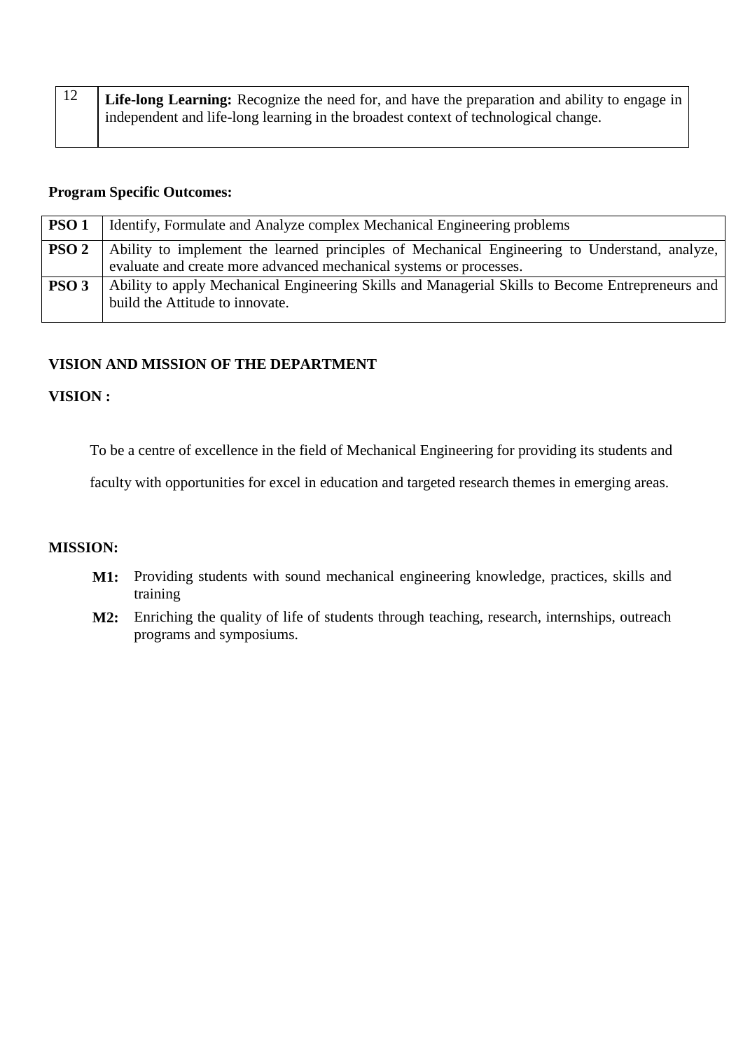| 12 | **Life-long Learning:** Recognize the need for, and have the preparation and ability to engage in independent and life-long learning in the broadest context of technological change. |
|---|---|

**Program Specific Outcomes:**

| **PSO 1** | Identify, Formulate and Analyze complex Mechanical Engineering problems |
|---|---|
| **PSO 2** | Ability to implement the learned principles of Mechanical Engineering to Understand, analyze, evaluate and create more advanced mechanical systems or processes. |
| **PSO 3** | Ability to apply Mechanical Engineering Skills and Managerial Skills to Become Entrepreneurs and build the Attitude to innovate. |

**VISION AND MISSION OF THE DEPARTMENT**

**VISION :**

To be a centre of excellence in the field of Mechanical Engineering for providing its students and faculty with opportunities for excel in education and targeted research themes in emerging areas.

**MISSION:**

- **M1:** Providing students with sound mechanical engineering knowledge, practices, skills and training
- **M2:** Enriching the quality of life of students through teaching, research, internships, outreach programs and symposiums.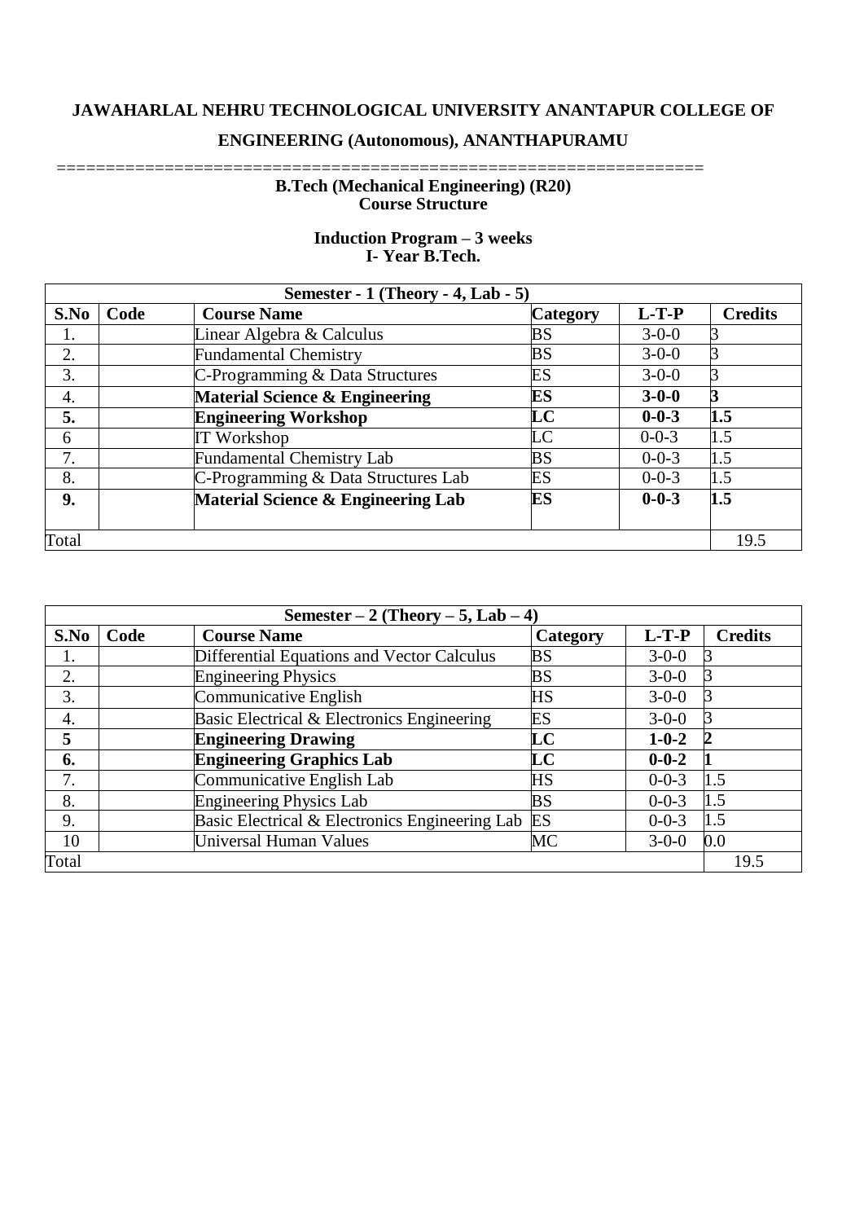**JAWAHARLAL NEHRU TECHNOLOGICAL UNIVERSITY ANANTAPUR COLLEGE OF ENGINEERING (Autonomous), ANANTHAPURAMU**

================================================================

**B.Tech (Mechanical Engineering) (R20)**
**Course Structure**

**Induction Program – 3 weeks**
**I- Year B.Tech.**

| **Semester - 1 (Theory - 4, Lab - 5)** | | | | | |
|---|---|---|---|---|---|
| **S.No** | **Code** | **Course Name** | **Category** | **L-T-P** | **Credits** |
| 1. | | Linear Algebra & Calculus | BS | 3-0-0 | 3 |
| 2. | | Fundamental Chemistry | BS | 3-0-0 | 3 |
| 3. | | C-Programming & Data Structures | ES | 3-0-0 | 3 |
| 4. | | **Material Science & Engineering** | **ES** | **3-0-0** | **3** |
| **5.** | | **Engineering Workshop** | **LC** | **0-0-3** | **1.5** |
| 6 | | IT Workshop | LC | 0-0-3 | 1.5 |
| 7. | | Fundamental Chemistry Lab | BS | 0-0-3 | 1.5 |
| 8. | | C-Programming & Data Structures Lab | ES | 0-0-3 | 1.5 |
| **9.** | | **Material Science & Engineering Lab** | **ES** | **0-0-3** | **1.5** |
| Total | | | | | 19.5 |

| **Semester – 2 (Theory – 5, Lab – 4)** | | | | | |
|---|---|---|---|---|---|
| **S.No** | **Code** | **Course Name** | **Category** | **L-T-P** | **Credits** |
| 1. | | Differential Equations and Vector Calculus | BS | 3-0-0 | 3 |
| 2. | | Engineering Physics | BS | 3-0-0 | 3 |
| 3. | | Communicative English | HS | 3-0-0 | 3 |
| 4. | | Basic Electrical & Electronics Engineering | ES | 3-0-0 | 3 |
| **5** | | **Engineering Drawing** | **LC** | **1-0-2** | **2** |
| **6.** | | **Engineering Graphics Lab** | **LC** | **0-0-2** | **1** |
| 7. | | Communicative English Lab | HS | 0-0-3 | 1.5 |
| 8. | | Engineering Physics Lab | BS | 0-0-3 | 1.5 |
| 9. | | Basic Electrical & Electronics Engineering Lab | ES | 0-0-3 | 1.5 |
| 10 | | Universal Human Values | MC | 3-0-0 | 0.0 |
| Total | | | | | 19.5 |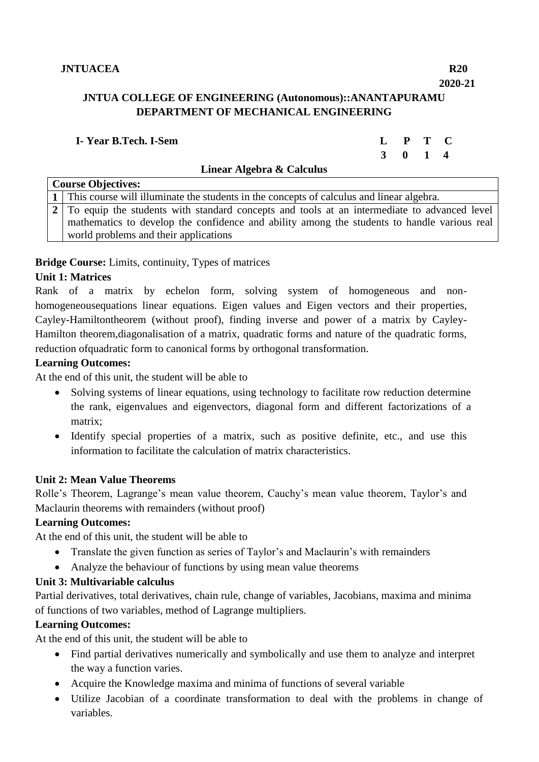**JNTUACEA** **R20**

**2020-21**

# JNTUA COLLEGE OF ENGINEERING (Autonomous)::ANANTAPURAMU
## DEPARTMENT OF MECHANICAL ENGINEERING

**I- Year B.Tech. I-Sem**

| L | P | T | C |
|---|---|---|---|
| 3 | 0 | 1 | 4 |

### Linear Algebra & Calculus

| **Course Objectives:** | |
|---|---|
| **1** | This course will illuminate the students in the concepts of calculus and linear algebra. |
| **2** | To equip the students with standard concepts and tools at an intermediate to advanced level mathematics to develop the confidence and ability among the students to handle various real world problems and their applications |

**Bridge Course:** Limits, continuity, Types of matrices

**Unit 1: Matrices**

Rank of a matrix by echelon form, solving system of homogeneous and non-homogeneousequations linear equations. Eigen values and Eigen vectors and their properties, Cayley-Hamiltontheorem (without proof), finding inverse and power of a matrix by Cayley-Hamilton theorem,diagonalisation of a matrix, quadratic forms and nature of the quadratic forms, reduction ofquadratic form to canonical forms by orthogonal transformation.

**Learning Outcomes:**

At the end of this unit, the student will be able to

- Solving systems of linear equations, using technology to facilitate row reduction determine the rank, eigenvalues and eigenvectors, diagonal form and different factorizations of a matrix;
- Identify special properties of a matrix, such as positive definite, etc., and use this information to facilitate the calculation of matrix characteristics.

**Unit 2: Mean Value Theorems**

Rolle's Theorem, Lagrange's mean value theorem, Cauchy's mean value theorem, Taylor's and Maclaurin theorems with remainders (without proof)

**Learning Outcomes:**

At the end of this unit, the student will be able to

- Translate the given function as series of Taylor's and Maclaurin's with remainders
- Analyze the behaviour of functions by using mean value theorems

**Unit 3: Multivariable calculus**

Partial derivatives, total derivatives, chain rule, change of variables, Jacobians, maxima and minima of functions of two variables, method of Lagrange multipliers.

**Learning Outcomes:**

At the end of this unit, the student will be able to

- Find partial derivatives numerically and symbolically and use them to analyze and interpret the way a function varies.
- Acquire the Knowledge maxima and minima of functions of several variable
- Utilize Jacobian of a coordinate transformation to deal with the problems in change of variables.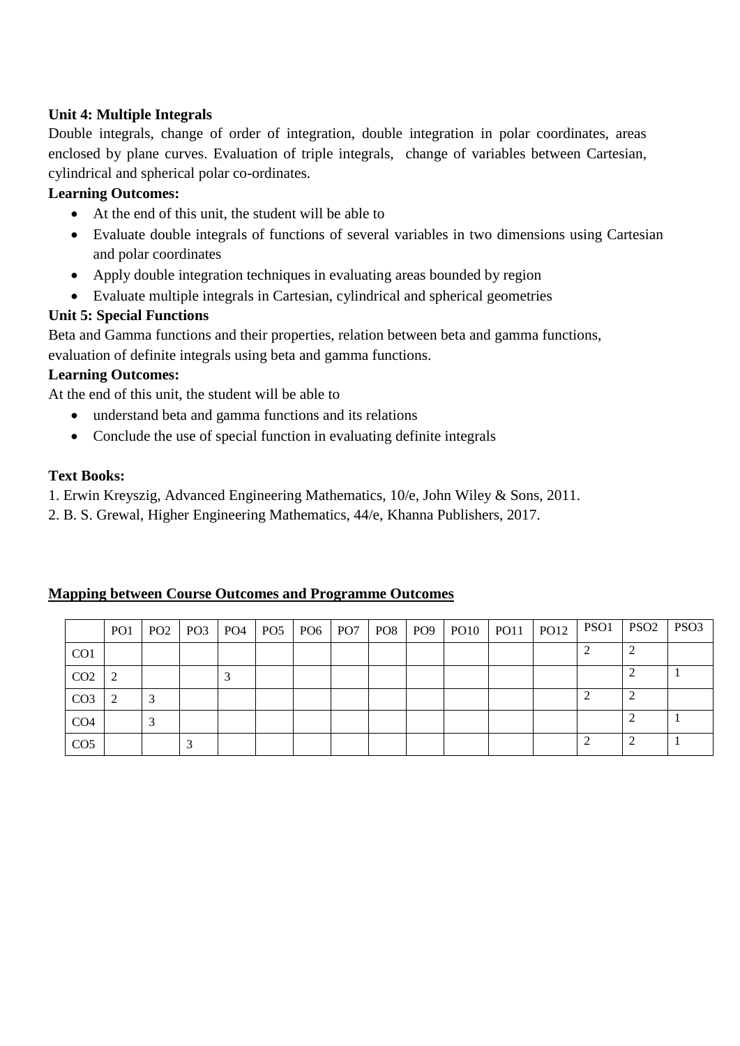**Unit 4: Multiple Integrals**

Double integrals, change of order of integration, double integration in polar coordinates, areas enclosed by plane curves. Evaluation of triple integrals, change of variables between Cartesian, cylindrical and spherical polar co-ordinates.

**Learning Outcomes:**

- At the end of this unit, the student will be able to
- Evaluate double integrals of functions of several variables in two dimensions using Cartesian and polar coordinates
- Apply double integration techniques in evaluating areas bounded by region
- Evaluate multiple integrals in Cartesian, cylindrical and spherical geometries

**Unit 5: Special Functions**

Beta and Gamma functions and their properties, relation between beta and gamma functions, evaluation of definite integrals using beta and gamma functions.

**Learning Outcomes:**

At the end of this unit, the student will be able to

- understand beta and gamma functions and its relations
- Conclude the use of special function in evaluating definite integrals

**Text Books:**

1. Erwin Kreyszig, Advanced Engineering Mathematics, 10/e, John Wiley & Sons, 2011.
2. B. S. Grewal, Higher Engineering Mathematics, 44/e, Khanna Publishers, 2017.

**Mapping between Course Outcomes and Programme Outcomes**

| | PO1 | PO2 | PO3 | PO4 | PO5 | PO6 | PO7 | PO8 | PO9 | PO10 | PO11 | PO12 | PSO1 | PSO2 | PSO3 |
|---|---|---|---|---|---|---|---|---|---|---|---|---|---|---|---|
| CO1 | | | | | | | | | | | | | 2 | 2 | |
| CO2 | 2 | | | 3 | | | | | | | | | | 2 | 1 |
| CO3 | 2 | 3 | | | | | | | | | | | 2 | 2 | |
| CO4 | | 3 | | | | | | | | | | | | 2 | 1 |
| CO5 | | | 3 | | | | | | | | | | 2 | 2 | 1 |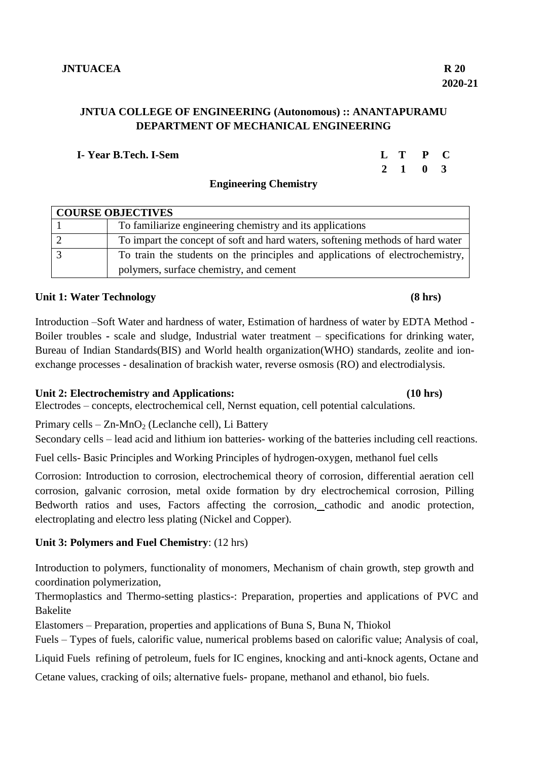**JNTUACEA** **R 20**
**2020-21**

## JNTUA COLLEGE OF ENGINEERING (Autonomous) :: ANANTAPURAMU
## DEPARTMENT OF MECHANICAL ENGINEERING

**I- Year B.Tech. I-Sem**

| L | T | P | C |
|---|---|---|---|
| 2 | 1 | 0 | 3 |

### Engineering Chemistry

| COURSE OBJECTIVES | |
|---|---|
| 1 | To familiarize engineering chemistry and its applications |
| 2 | To impart the concept of soft and hard waters, softening methods of hard water |
| 3 | To train the students on the principles and applications of electrochemistry, polymers, surface chemistry, and cement |

**Unit 1: Water Technology** **(8 hrs)**

Introduction –Soft Water and hardness of water, Estimation of hardness of water by EDTA Method - Boiler troubles - scale and sludge, Industrial water treatment – specifications for drinking water, Bureau of Indian Standards(BIS) and World health organization(WHO) standards, zeolite and ion-exchange processes - desalination of brackish water, reverse osmosis (RO) and electrodialysis.

**Unit 2: Electrochemistry and Applications:** **(10 hrs)**

Electrodes – concepts, electrochemical cell, Nernst equation, cell potential calculations.

Primary cells – Zn-$MnO_2$ (Leclanche cell), Li Battery

Secondary cells – lead acid and lithium ion batteries- working of the batteries including cell reactions.

Fuel cells- Basic Principles and Working Principles of hydrogen-oxygen, methanol fuel cells

Corrosion: Introduction to corrosion, electrochemical theory of corrosion, differential aeration cell corrosion, galvanic corrosion, metal oxide formation by dry electrochemical corrosion, Pilling Bedworth ratios and uses, Factors affecting the corrosion, cathodic and anodic protection, electroplating and electro less plating (Nickel and Copper).

**Unit 3: Polymers and Fuel Chemistry**: (12 hrs)

Introduction to polymers, functionality of monomers, Mechanism of chain growth, step growth and coordination polymerization,

Thermoplastics and Thermo-setting plastics-: Preparation, properties and applications of PVC and Bakelite

Elastomers – Preparation, properties and applications of Buna S, Buna N, Thiokol

Fuels – Types of fuels, calorific value, numerical problems based on calorific value; Analysis of coal,

Liquid Fuels refining of petroleum, fuels for IC engines, knocking and anti-knock agents, Octane and Cetane values, cracking of oils; alternative fuels- propane, methanol and ethanol, bio fuels.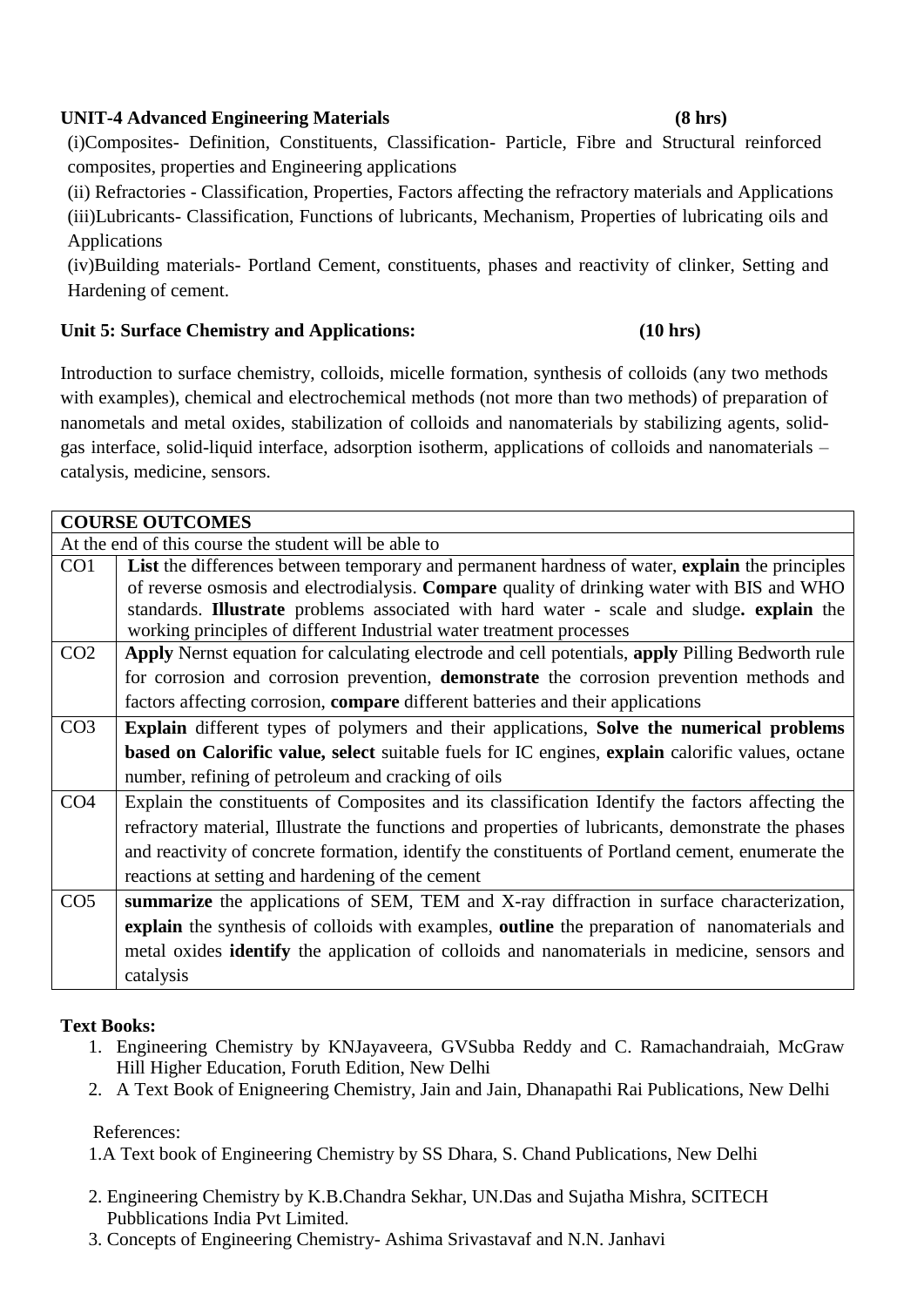**UNIT-4 Advanced Engineering Materials** **(8 hrs)**

(i)Composites- Definition, Constituents, Classification- Particle, Fibre and Structural reinforced composites, properties and Engineering applications

(ii) Refractories - Classification, Properties, Factors affecting the refractory materials and Applications

(iii)Lubricants- Classification, Functions of lubricants, Mechanism, Properties of lubricating oils and Applications

(iv)Building materials- Portland Cement, constituents, phases and reactivity of clinker, Setting and Hardening of cement.

**Unit 5: Surface Chemistry and Applications:** **(10 hrs)**

Introduction to surface chemistry, colloids, micelle formation, synthesis of colloids (any two methods with examples), chemical and electrochemical methods (not more than two methods) of preparation of nanometals and metal oxides, stabilization of colloids and nanomaterials by stabilizing agents, solid-gas interface, solid-liquid interface, adsorption isotherm, applications of colloids and nanomaterials – catalysis, medicine, sensors.

| **COURSE OUTCOMES** | |
|---|---|
| At the end of this course the student will be able to | |
| CO1 | **List** the differences between temporary and permanent hardness of water, **explain** the principles of reverse osmosis and electrodialysis. **Compare** quality of drinking water with BIS and WHO standards. **Illustrate** problems associated with hard water - scale and sludge**. explain** the working principles of different Industrial water treatment processes |
| CO2 | **Apply** Nernst equation for calculating electrode and cell potentials, **apply** Pilling Bedworth rule for corrosion and corrosion prevention, **demonstrate** the corrosion prevention methods and factors affecting corrosion, **compare** different batteries and their applications |
| CO3 | **Explain** different types of polymers and their applications, **Solve the numerical problems based on Calorific value, select** suitable fuels for IC engines, **explain** calorific values, octane number, refining of petroleum and cracking of oils |
| CO4 | Explain the constituents of Composites and its classification Identify the factors affecting the refractory material, Illustrate the functions and properties of lubricants, demonstrate the phases and reactivity of concrete formation, identify the constituents of Portland cement, enumerate the reactions at setting and hardening of the cement |
| CO5 | **summarize** the applications of SEM, TEM and X-ray diffraction in surface characterization, **explain** the synthesis of colloids with examples, **outline** the preparation of nanomaterials and metal oxides **identify** the application of colloids and nanomaterials in medicine, sensors and catalysis |

**Text Books:**

1. Engineering Chemistry by KNJayaveera, GVSubba Reddy and C. Ramachandraiah, McGraw Hill Higher Education, Foruth Edition, New Delhi
2. A Text Book of Enigneering Chemistry, Jain and Jain, Dhanapathi Rai Publications, New Delhi

References:

1.A Text book of Engineering Chemistry by SS Dhara, S. Chand Publications, New Delhi

2. Engineering Chemistry by K.B.Chandra Sekhar, UN.Das and Sujatha Mishra, SCITECH Pubblications India Pvt Limited.
3. Concepts of Engineering Chemistry- Ashima Srivastavaf and N.N. Janhavi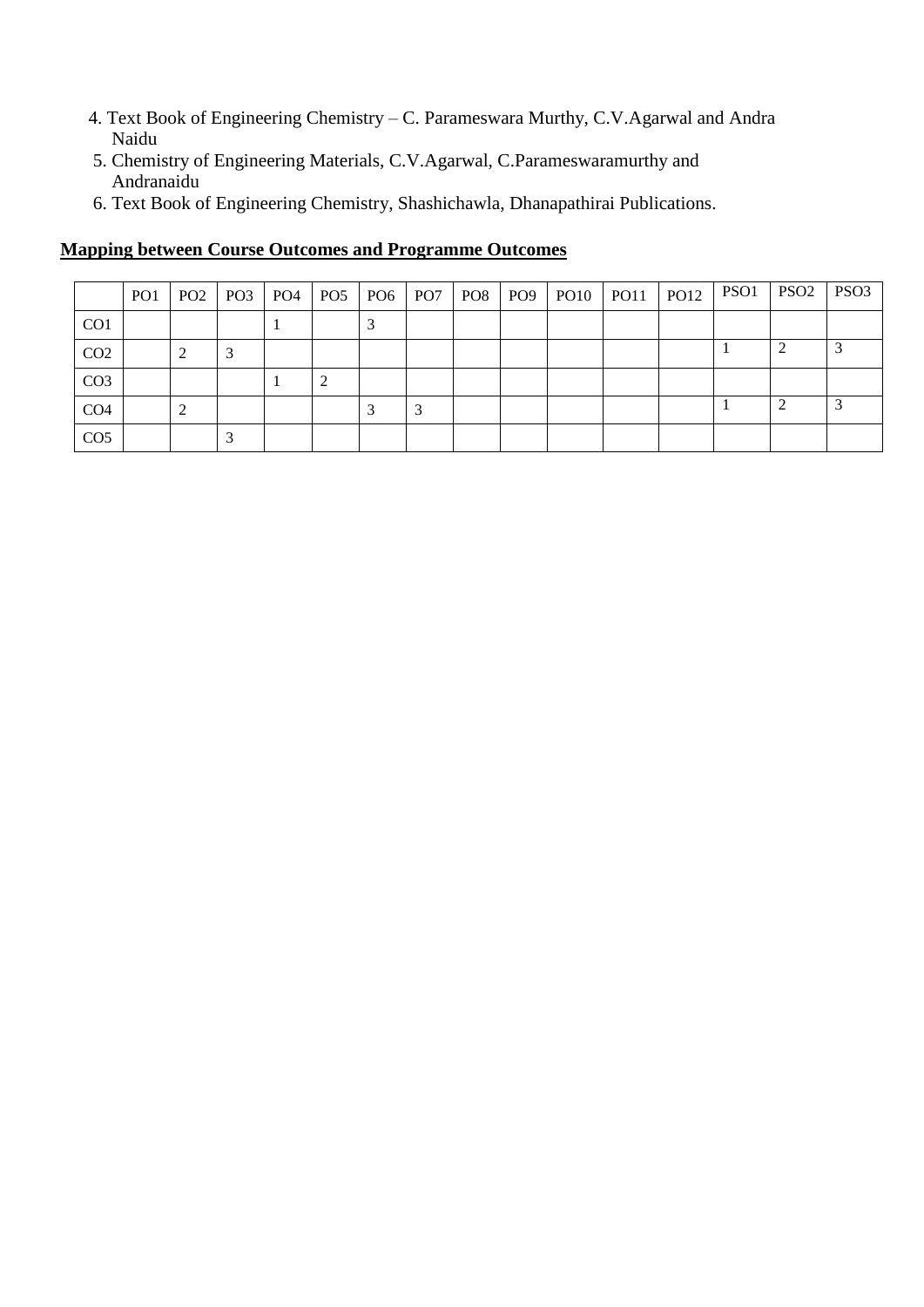4. Text Book of Engineering Chemistry – C. Parameswara Murthy, C.V.Agarwal and Andra Naidu
5. Chemistry of Engineering Materials, C.V.Agarwal, C.Parameswaramurthy and Andranaidu
6. Text Book of Engineering Chemistry, Shashichawla, Dhanapathirai Publications.

**Mapping between Course Outcomes and Programme Outcomes**

| | PO1 | PO2 | PO3 | PO4 | PO5 | PO6 | PO7 | PO8 | PO9 | PO10 | PO11 | PO12 | PSO1 | PSO2 | PSO3 |
|---|---|---|---|---|---|---|---|---|---|---|---|---|---|---|---|
| CO1 | | | | 1 | | 3 | | | | | | | | | |
| CO2 | | 2 | 3 | | | | | | | | | | 1 | 2 | 3 |
| CO3 | | | | 1 | 2 | | | | | | | | | | |
| CO4 | | 2 | | | | 3 | 3 | | | | | | 1 | 2 | 3 |
| CO5 | | | 3 | | | | | | | | | | | | |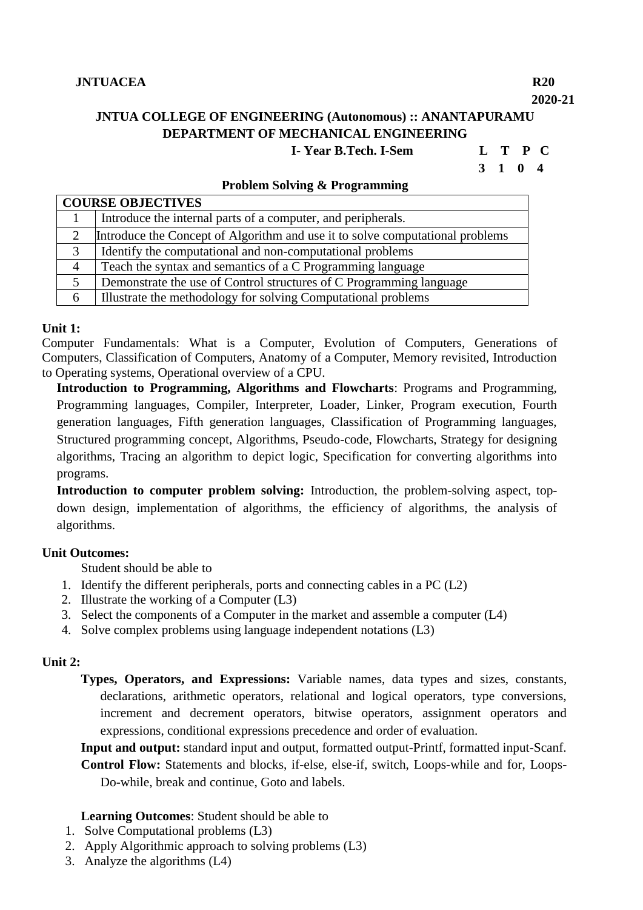**JNTUACEA** **R20**

**2020-21**

## JNTUA COLLEGE OF ENGINEERING (Autonomous) :: ANANTAPURAMU
## DEPARTMENT OF MECHANICAL ENGINEERING

**I- Year B.Tech. I-Sem** **L T P C**

**3 1 0 4**

### Problem Solving & Programming

| COURSE OBJECTIVES | |
|---|---|
| 1 | Introduce the internal parts of a computer, and peripherals. |
| 2 | Introduce the Concept of Algorithm and use it to solve computational problems |
| 3 | Identify the computational and non-computational problems |
| 4 | Teach the syntax and semantics of a C Programming language |
| 5 | Demonstrate the use of Control structures of C Programming language |
| 6 | Illustrate the methodology for solving Computational problems |

**Unit 1:**

Computer Fundamentals: What is a Computer, Evolution of Computers, Generations of Computers, Classification of Computers, Anatomy of a Computer, Memory revisited, Introduction to Operating systems, Operational overview of a CPU.

**Introduction to Programming, Algorithms and Flowcharts**: Programs and Programming, Programming languages, Compiler, Interpreter, Loader, Linker, Program execution, Fourth generation languages, Fifth generation languages, Classification of Programming languages, Structured programming concept, Algorithms, Pseudo-code, Flowcharts, Strategy for designing algorithms, Tracing an algorithm to depict logic, Specification for converting algorithms into programs.

**Introduction to computer problem solving:** Introduction, the problem-solving aspect, top-down design, implementation of algorithms, the efficiency of algorithms, the analysis of algorithms.

**Unit Outcomes:**

Student should be able to

1. Identify the different peripherals, ports and connecting cables in a PC (L2)
2. Illustrate the working of a Computer (L3)
3. Select the components of a Computer in the market and assemble a computer (L4)
4. Solve complex problems using language independent notations (L3)

**Unit 2:**

**Types, Operators, and Expressions:** Variable names, data types and sizes, constants, declarations, arithmetic operators, relational and logical operators, type conversions, increment and decrement operators, bitwise operators, assignment operators and expressions, conditional expressions precedence and order of evaluation.

**Input and output:** standard input and output, formatted output-Printf, formatted input-Scanf.

**Control Flow:** Statements and blocks, if-else, else-if, switch, Loops-while and for, Loops-Do-while, break and continue, Goto and labels.

**Learning Outcomes**: Student should be able to

1. Solve Computational problems (L3)
2. Apply Algorithmic approach to solving problems (L3)
3. Analyze the algorithms (L4)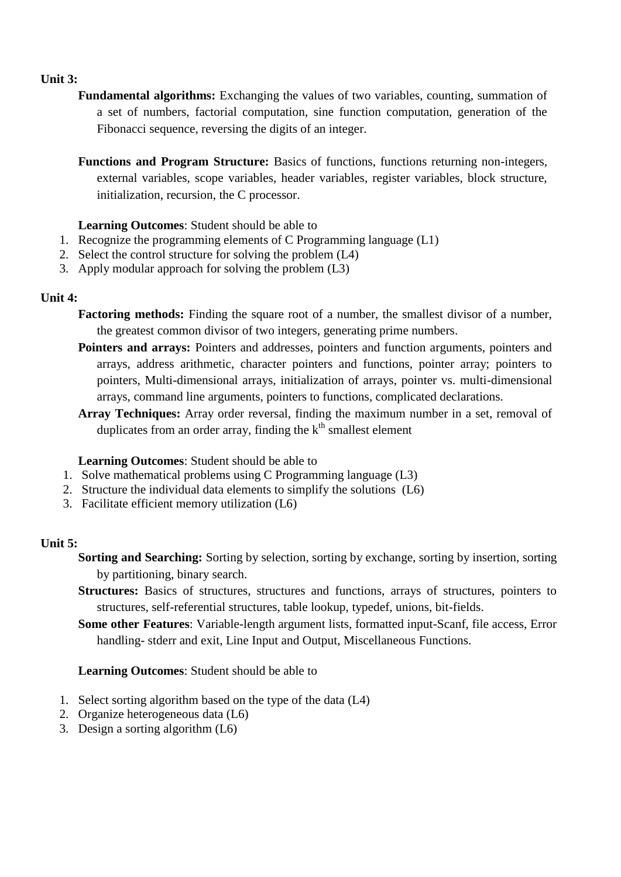**Unit 3:**

**Fundamental algorithms:** Exchanging the values of two variables, counting, summation of a set of numbers, factorial computation, sine function computation, generation of the Fibonacci sequence, reversing the digits of an integer.

**Functions and Program Structure:** Basics of functions, functions returning non-integers, external variables, scope variables, header variables, register variables, block structure, initialization, recursion, the C processor.

**Learning Outcomes**: Student should be able to

1. Recognize the programming elements of C Programming language (L1)
2. Select the control structure for solving the problem (L4)
3. Apply modular approach for solving the problem (L3)

**Unit 4:**

**Factoring methods:** Finding the square root of a number, the smallest divisor of a number, the greatest common divisor of two integers, generating prime numbers.

**Pointers and arrays:** Pointers and addresses, pointers and function arguments, pointers and arrays, address arithmetic, character pointers and functions, pointer array; pointers to pointers, Multi-dimensional arrays, initialization of arrays, pointer vs. multi-dimensional arrays, command line arguments, pointers to functions, complicated declarations.

**Array Techniques:** Array order reversal, finding the maximum number in a set, removal of duplicates from an order array, finding the $k^{th}$ smallest element

**Learning Outcomes**: Student should be able to

1. Solve mathematical problems using C Programming language (L3)
2. Structure the individual data elements to simplify the solutions (L6)
3. Facilitate efficient memory utilization (L6)

**Unit 5:**

**Sorting and Searching:** Sorting by selection, sorting by exchange, sorting by insertion, sorting by partitioning, binary search.

**Structures:** Basics of structures, structures and functions, arrays of structures, pointers to structures, self-referential structures, table lookup, typedef, unions, bit-fields.

**Some other Features**: Variable-length argument lists, formatted input-Scanf, file access, Error handling- stderr and exit, Line Input and Output, Miscellaneous Functions.

**Learning Outcomes**: Student should be able to

1. Select sorting algorithm based on the type of the data (L4)
2. Organize heterogeneous data (L6)
3. Design a sorting algorithm (L6)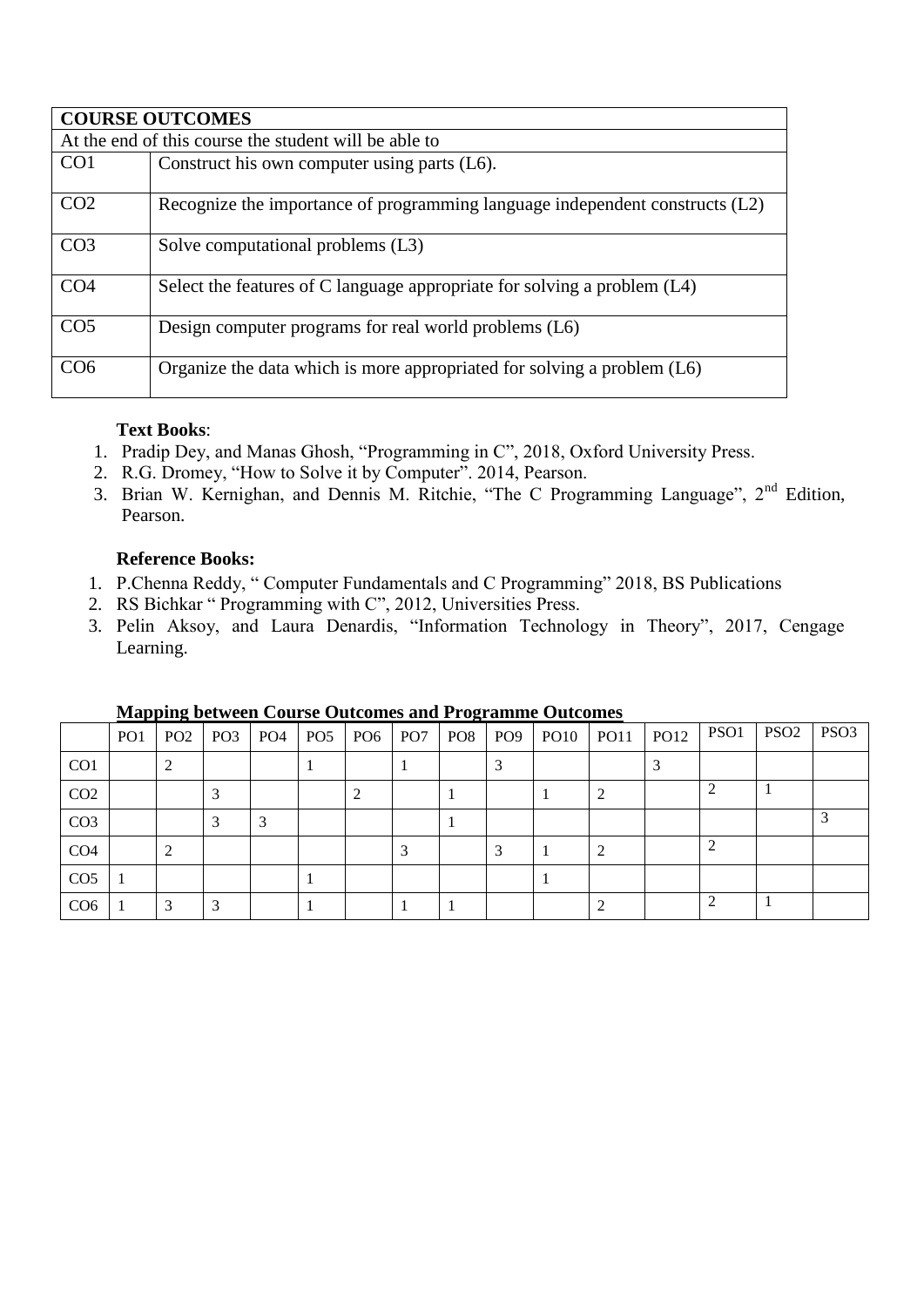| **COURSE OUTCOMES** | |
|---|---|
| At the end of this course the student will be able to | |
| CO1 | Construct his own computer using parts (L6). |
| CO2 | Recognize the importance of programming language independent constructs (L2) |
| CO3 | Solve computational problems (L3) |
| CO4 | Select the features of C language appropriate for solving a problem (L4) |
| CO5 | Design computer programs for real world problems (L6) |
| CO6 | Organize the data which is more appropriated for solving a problem (L6) |

**Text Books**:

1. Pradip Dey, and Manas Ghosh, "Programming in C", 2018, Oxford University Press.
2. R.G. Dromey, "How to Solve it by Computer". 2014, Pearson.
3. Brian W. Kernighan, and Dennis M. Ritchie, "The C Programming Language", 2nd Edition, Pearson.

**Reference Books:**

1. P.Chenna Reddy, " Computer Fundamentals and C Programming" 2018, BS Publications
2. RS Bichkar " Programming with C", 2012, Universities Press.
3. Pelin Aksoy, and Laura Denardis, "Information Technology in Theory", 2017, Cengage Learning.

**Mapping between Course Outcomes and Programme Outcomes**

| | PO1 | PO2 | PO3 | PO4 | PO5 | PO6 | PO7 | PO8 | PO9 | PO10 | PO11 | PO12 | PSO1 | PSO2 | PSO3 |
|---|---|---|---|---|---|---|---|---|---|---|---|---|---|---|---|
| CO1 | | 2 | | | 1 | | 1 | | 3 | | | 3 | | | |
| CO2 | | | 3 | | | 2 | | 1 | | 1 | 2 | | 2 | 1 | |
| CO3 | | | 3 | 3 | | | | 1 | | | | | | | 3 |
| CO4 | | 2 | | | | | 3 | | 3 | 1 | 2 | | 2 | | |
| CO5 | 1 | | | | 1 | | | | | 1 | | | | | |
| CO6 | 1 | 3 | 3 | | 1 | | 1 | 1 | | | 2 | | 2 | 1 | |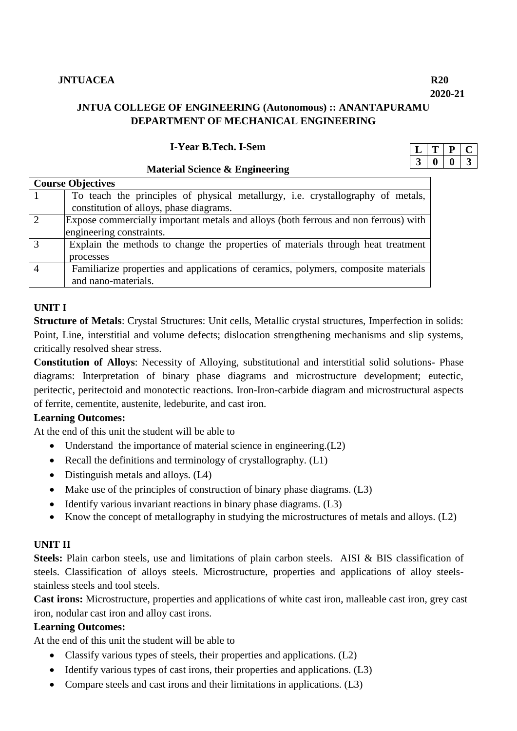**JNTUACEA** **R20**

**2020-21**

**JNTUA COLLEGE OF ENGINEERING (Autonomous) :: ANANTAPURAMU**
**DEPARTMENT OF MECHANICAL ENGINEERING**

**I-Year B.Tech. I-Sem**

| L | T | P | C |
|---|---|---|---|
| 3 | 0 | 0 | 3 |

**Material Science & Engineering**

| Course Objectives | |
|---|---|
| 1 | To teach the principles of physical metallurgy, i.e. crystallography of metals, constitution of alloys, phase diagrams. |
| 2 | Expose commercially important metals and alloys (both ferrous and non ferrous) with engineering constraints. |
| 3 | Explain the methods to change the properties of materials through heat treatment processes |
| 4 | Familiarize properties and applications of ceramics, polymers, composite materials and nano-materials. |

**UNIT I**

**Structure of Metals**: Crystal Structures: Unit cells, Metallic crystal structures, Imperfection in solids: Point, Line, interstitial and volume defects; dislocation strengthening mechanisms and slip systems, critically resolved shear stress.

**Constitution of Alloys**: Necessity of Alloying, substitutional and interstitial solid solutions- Phase diagrams: Interpretation of binary phase diagrams and microstructure development; eutectic, peritectic, peritectoid and monotectic reactions. Iron-Iron-carbide diagram and microstructural aspects of ferrite, cementite, austenite, ledeburite, and cast iron.

**Learning Outcomes:**

At the end of this unit the student will be able to

- Understand the importance of material science in engineering.(L2)
- Recall the definitions and terminology of crystallography. (L1)
- Distinguish metals and alloys. (L4)
- Make use of the principles of construction of binary phase diagrams. (L3)
- Identify various invariant reactions in binary phase diagrams. (L3)
- Know the concept of metallography in studying the microstructures of metals and alloys. (L2)

**UNIT II**

**Steels:** Plain carbon steels, use and limitations of plain carbon steels. AISI & BIS classification of steels. Classification of alloys steels. Microstructure, properties and applications of alloy steels-stainless steels and tool steels.

**Cast irons:** Microstructure, properties and applications of white cast iron, malleable cast iron, grey cast iron, nodular cast iron and alloy cast irons.

**Learning Outcomes:**

At the end of this unit the student will be able to

- Classify various types of steels, their properties and applications. (L2)
- Identify various types of cast irons, their properties and applications. (L3)
- Compare steels and cast irons and their limitations in applications. (L3)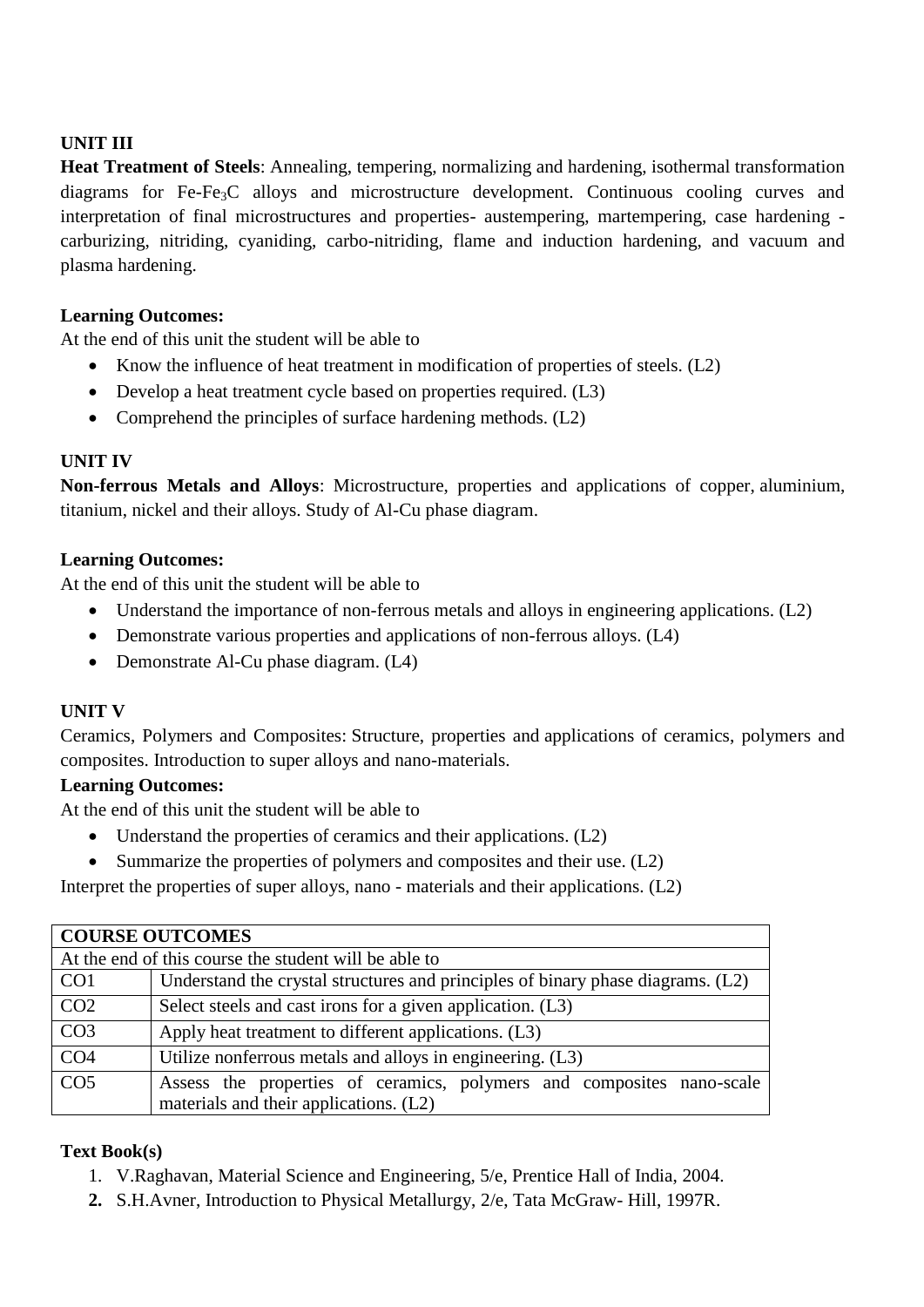**UNIT III**

**Heat Treatment of Steels**: Annealing, tempering, normalizing and hardening, isothermal transformation diagrams for Fe-$Fe_3C$ alloys and microstructure development. Continuous cooling curves and interpretation of final microstructures and properties- austempering, martempering, case hardening - carburizing, nitriding, cyaniding, carbo-nitriding, flame and induction hardening, and vacuum and plasma hardening.

**Learning Outcomes:**

At the end of this unit the student will be able to

- Know the influence of heat treatment in modification of properties of steels. (L2)
- Develop a heat treatment cycle based on properties required. (L3)
- Comprehend the principles of surface hardening methods. (L2)

**UNIT IV**

**Non-ferrous Metals and Alloys**: Microstructure, properties and applications of copper, aluminium, titanium, nickel and their alloys. Study of Al-Cu phase diagram.

**Learning Outcomes:**

At the end of this unit the student will be able to

- Understand the importance of non-ferrous metals and alloys in engineering applications. (L2)
- Demonstrate various properties and applications of non-ferrous alloys. (L4)
- Demonstrate Al-Cu phase diagram. (L4)

**UNIT V**

Ceramics, Polymers and Composites: Structure, properties and applications of ceramics, polymers and composites. Introduction to super alloys and nano-materials.

**Learning Outcomes:**

At the end of this unit the student will be able to

- Understand the properties of ceramics and their applications. (L2)
- Summarize the properties of polymers and composites and their use. (L2)

Interpret the properties of super alloys, nano - materials and their applications. (L2)

| **COURSE OUTCOMES** | |
|---|---|
| At the end of this course the student will be able to | |
| CO1 | Understand the crystal structures and principles of binary phase diagrams. (L2) |
| CO2 | Select steels and cast irons for a given application. (L3) |
| CO3 | Apply heat treatment to different applications. (L3) |
| CO4 | Utilize nonferrous metals and alloys in engineering. (L3) |
| CO5 | Assess the properties of ceramics, polymers and composites nano-scale materials and their applications. (L2) |

**Text Book(s)**

1. V.Raghavan, Material Science and Engineering, 5/e, Prentice Hall of India, 2004.
2. S.H.Avner, Introduction to Physical Metallurgy, 2/e, Tata McGraw- Hill, 1997R.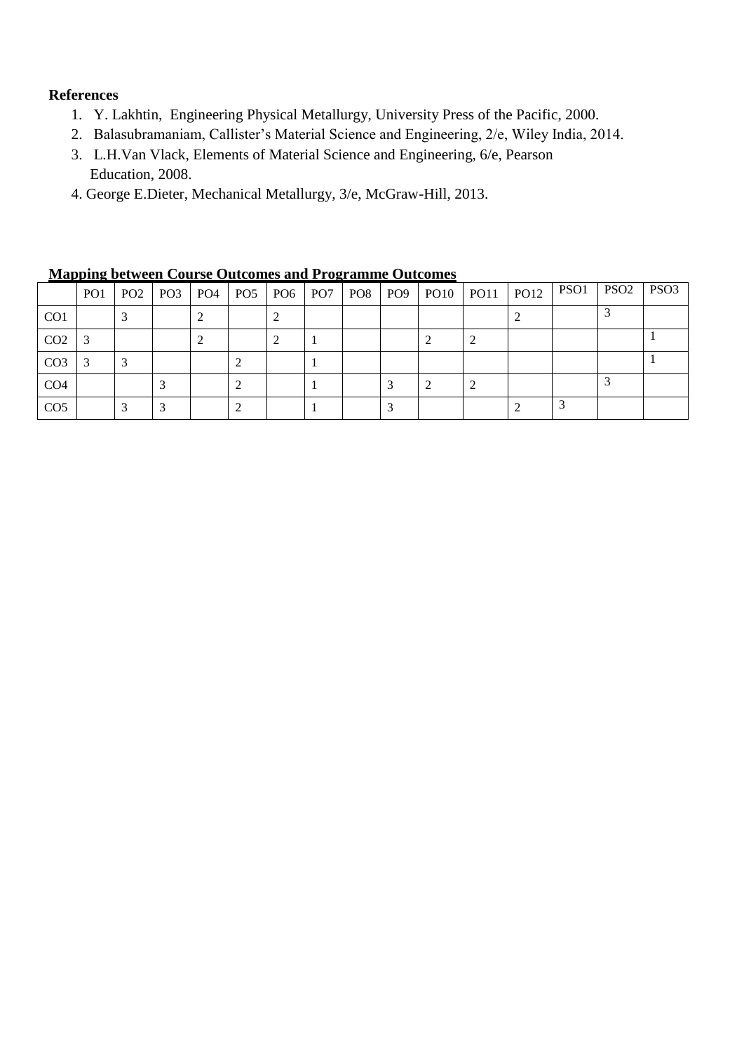**References**

1. Y. Lakhtin, Engineering Physical Metallurgy, University Press of the Pacific, 2000.
2. Balasubramaniam, Callister's Material Science and Engineering, 2/e, Wiley India, 2014.
3. L.H.Van Vlack, Elements of Material Science and Engineering, 6/e, Pearson Education, 2008.
4. George E.Dieter, Mechanical Metallurgy, 3/e, McGraw-Hill, 2013.

**Mapping between Course Outcomes and Programme Outcomes**

| | PO1 | PO2 | PO3 | PO4 | PO5 | PO6 | PO7 | PO8 | PO9 | PO10 | PO11 | PO12 | PSO1 | PSO2 | PSO3 |
|---|---|---|---|---|---|---|---|---|---|---|---|---|---|---|---|
| CO1 | | 3 | | 2 | | 2 | | | | | | 2 | | 3 | |
| CO2 | 3 | | | 2 | | 2 | 1 | | | 2 | 2 | | | | 1 |
| CO3 | 3 | 3 | | | 2 | | 1 | | | | | | | | 1 |
| CO4 | | | 3 | | 2 | | 1 | | 3 | 2 | 2 | | | 3 | |
| CO5 | | 3 | 3 | | 2 | | 1 | | 3 | | | 2 | 3 | | |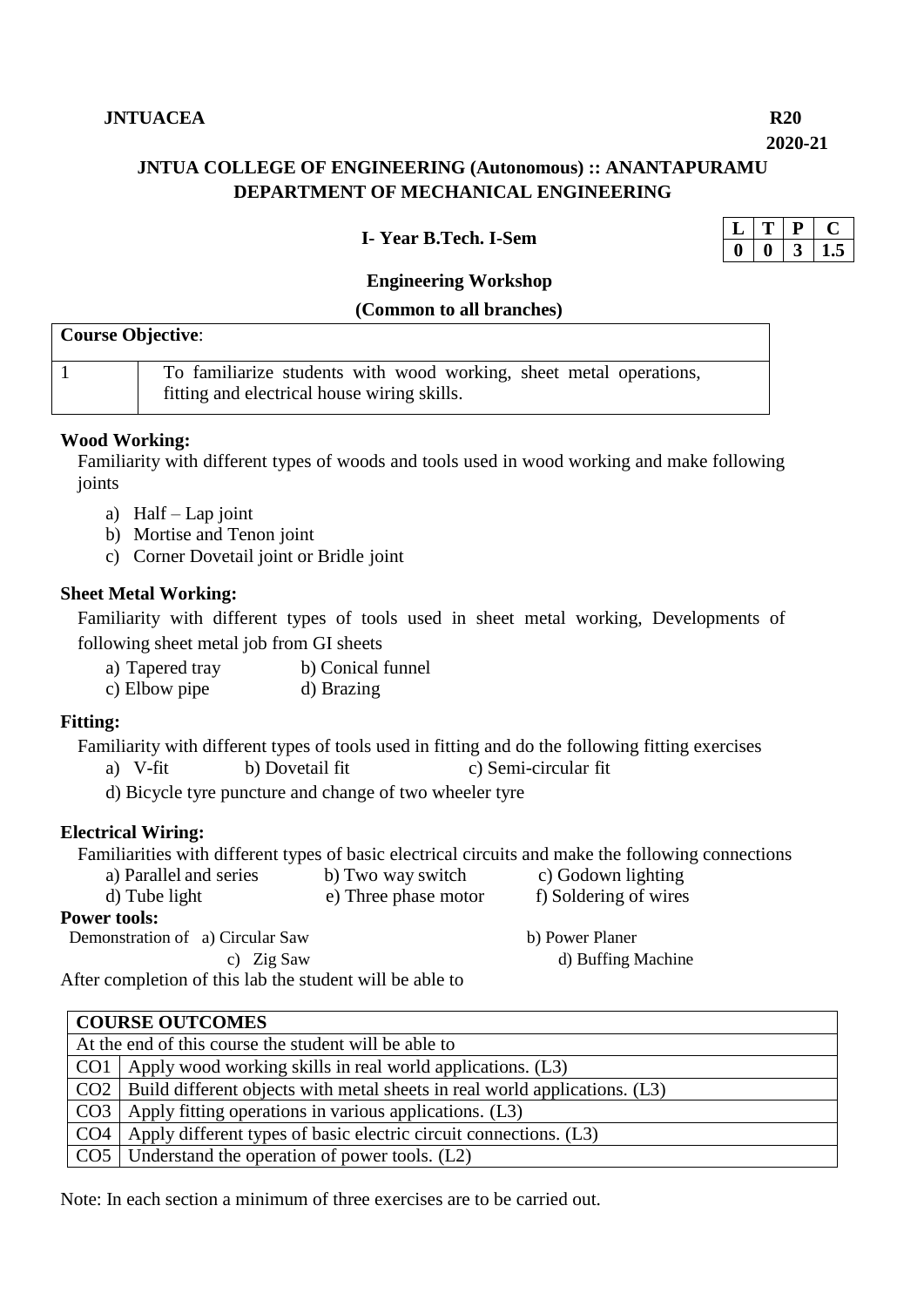**JNTUACEA** **R20**

**2020-21**

# JNTUA COLLEGE OF ENGINEERING (Autonomous) :: ANANTAPURAMU
## DEPARTMENT OF MECHANICAL ENGINEERING

**I- Year B.Tech. I-Sem**

| L | T | P | C |
|---|---|---|---|
| 0 | 0 | 3 | 1.5 |

### Engineering Workshop
**(Common to all branches)**

| **Course Objective**: | |
|---|---|
| 1 | To familiarize students with wood working, sheet metal operations, fitting and electrical house wiring skills. |

**Wood Working:**

Familiarity with different types of woods and tools used in wood working and make following joints

a) Half – Lap joint
b) Mortise and Tenon joint
c) Corner Dovetail joint or Bridle joint

**Sheet Metal Working:**

Familiarity with different types of tools used in sheet metal working, Developments of following sheet metal job from GI sheets

a) Tapered tray b) Conical funnel
c) Elbow pipe d) Brazing

**Fitting:**

Familiarity with different types of tools used in fitting and do the following fitting exercises

a) V-fit b) Dovetail fit c) Semi-circular fit
d) Bicycle tyre puncture and change of two wheeler tyre

**Electrical Wiring:**

Familiarities with different types of basic electrical circuits and make the following connections

a) Parallel and series b) Two way switch c) Godown lighting
d) Tube light e) Three phase motor f) Soldering of wires

**Power tools:**

Demonstration of a) Circular Saw b) Power Planer
c) Zig Saw d) Buffing Machine

After completion of this lab the student will be able to

| **COURSE OUTCOMES** | |
|---|---|
| At the end of this course the student will be able to | |
| CO1 | Apply wood working skills in real world applications. (L3) |
| CO2 | Build different objects with metal sheets in real world applications. (L3) |
| CO3 | Apply fitting operations in various applications. (L3) |
| CO4 | Apply different types of basic electric circuit connections. (L3) |
| CO5 | Understand the operation of power tools. (L2) |

Note: In each section a minimum of three exercises are to be carried out.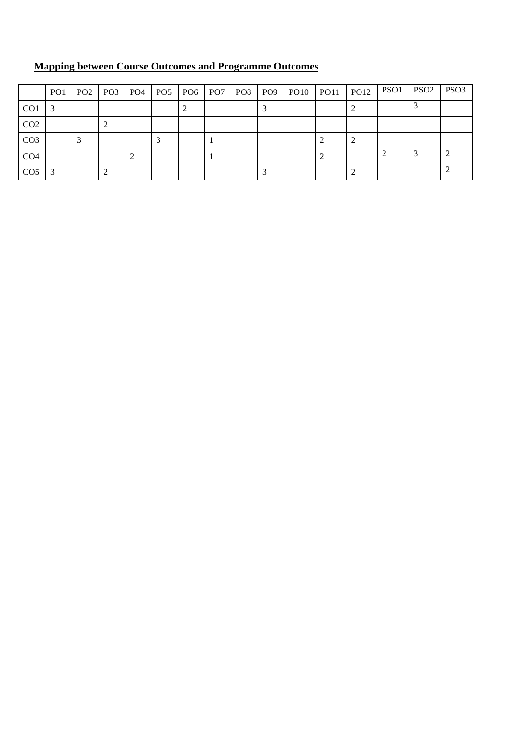## Mapping between Course Outcomes and Programme Outcomes

| | PO1 | PO2 | PO3 | PO4 | PO5 | PO6 | PO7 | PO8 | PO9 | PO10 | PO11 | PO12 | PSO1 | PSO2 | PSO3 |
|---|---|---|---|---|---|---|---|---|---|---|---|---|---|---|---|
| CO1 | 3 | | | | | 2 | | | 3 | | | 2 | | 3 | |
| CO2 | | | 2 | | | | | | | | | | | | |
| CO3 | | 3 | | | 3 | | 1 | | | | 2 | 2 | | | |
| CO4 | | | | 2 | | | 1 | | | | 2 | | 2 | 3 | 2 |
| CO5 | 3 | | 2 | | | | | | 3 | | | 2 | | | 2 |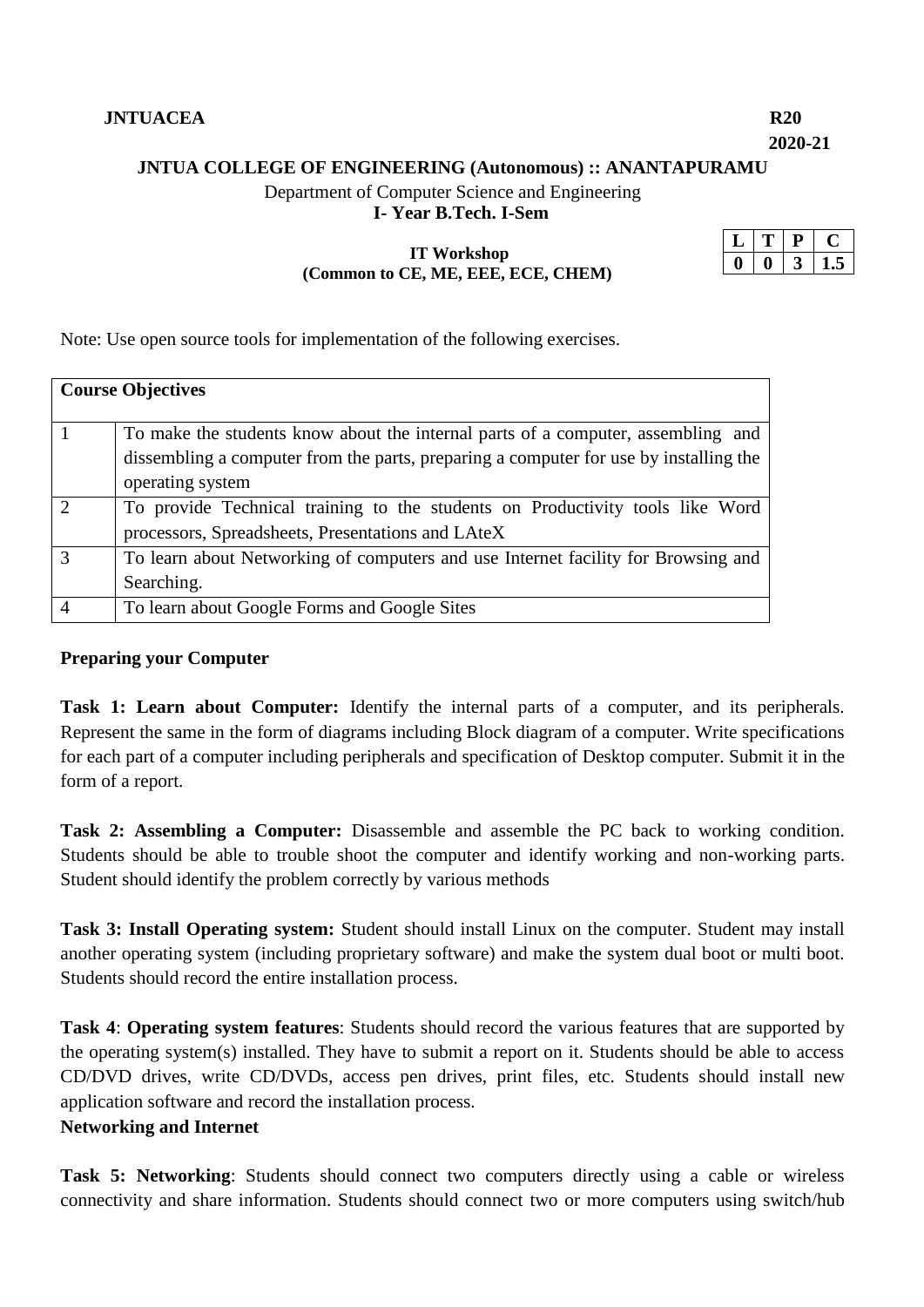**JNTUACEA** **R20**

**2020-21**

**JNTUA COLLEGE OF ENGINEERING (Autonomous) :: ANANTAPURAMU**

Department of Computer Science and Engineering

**I- Year B.Tech. I-Sem**

**IT Workshop**
**(Common to CE, ME, EEE, ECE, CHEM)**

| L | T | P | C |
|---|---|---|---|
| 0 | 0 | 3 | 1.5 |

Note: Use open source tools for implementation of the following exercises.

| **Course Objectives** | |
|---|---|
| 1 | To make the students know about the internal parts of a computer, assembling and dissembling a computer from the parts, preparing a computer for use by installing the operating system |
| 2 | To provide Technical training to the students on Productivity tools like Word processors, Spreadsheets, Presentations and LAteX |
| 3 | To learn about Networking of computers and use Internet facility for Browsing and Searching. |
| 4 | To learn about Google Forms and Google Sites |

**Preparing your Computer**

**Task 1: Learn about Computer:** Identify the internal parts of a computer, and its peripherals. Represent the same in the form of diagrams including Block diagram of a computer. Write specifications for each part of a computer including peripherals and specification of Desktop computer. Submit it in the form of a report.

**Task 2: Assembling a Computer:** Disassemble and assemble the PC back to working condition. Students should be able to trouble shoot the computer and identify working and non-working parts. Student should identify the problem correctly by various methods

**Task 3: Install Operating system:** Student should install Linux on the computer. Student may install another operating system (including proprietary software) and make the system dual boot or multi boot. Students should record the entire installation process.

**Task 4**: **Operating system features**: Students should record the various features that are supported by the operating system(s) installed. They have to submit a report on it. Students should be able to access CD/DVD drives, write CD/DVDs, access pen drives, print files, etc. Students should install new application software and record the installation process.

**Networking and Internet**

**Task 5: Networking**: Students should connect two computers directly using a cable or wireless connectivity and share information. Students should connect two or more computers using switch/hub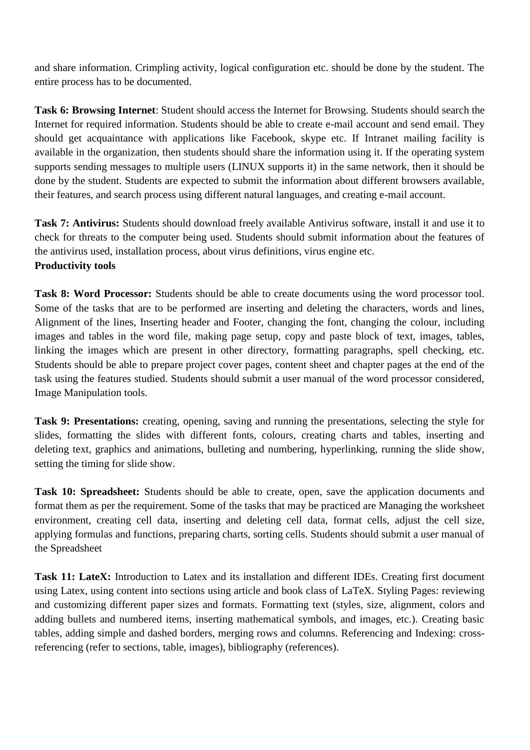and share information. Crimpling activity, logical configuration etc. should be done by the student. The entire process has to be documented.

**Task 6: Browsing Internet**: Student should access the Internet for Browsing. Students should search the Internet for required information. Students should be able to create e-mail account and send email. They should get acquaintance with applications like Facebook, skype etc. If Intranet mailing facility is available in the organization, then students should share the information using it. If the operating system supports sending messages to multiple users (LINUX supports it) in the same network, then it should be done by the student. Students are expected to submit the information about different browsers available, their features, and search process using different natural languages, and creating e-mail account.

**Task 7: Antivirus:** Students should download freely available Antivirus software, install it and use it to check for threats to the computer being used. Students should submit information about the features of the antivirus used, installation process, about virus definitions, virus engine etc.

**Productivity tools**

**Task 8: Word Processor:** Students should be able to create documents using the word processor tool. Some of the tasks that are to be performed are inserting and deleting the characters, words and lines, Alignment of the lines, Inserting header and Footer, changing the font, changing the colour, including images and tables in the word file, making page setup, copy and paste block of text, images, tables, linking the images which are present in other directory, formatting paragraphs, spell checking, etc. Students should be able to prepare project cover pages, content sheet and chapter pages at the end of the task using the features studied. Students should submit a user manual of the word processor considered, Image Manipulation tools.

**Task 9: Presentations:** creating, opening, saving and running the presentations, selecting the style for slides, formatting the slides with different fonts, colours, creating charts and tables, inserting and deleting text, graphics and animations, bulleting and numbering, hyperlinking, running the slide show, setting the timing for slide show.

**Task 10: Spreadsheet:** Students should be able to create, open, save the application documents and format them as per the requirement. Some of the tasks that may be practiced are Managing the worksheet environment, creating cell data, inserting and deleting cell data, format cells, adjust the cell size, applying formulas and functions, preparing charts, sorting cells. Students should submit a user manual of the Spreadsheet

**Task 11: LateX:** Introduction to Latex and its installation and different IDEs. Creating first document using Latex, using content into sections using article and book class of LaTeX. Styling Pages: reviewing and customizing different paper sizes and formats. Formatting text (styles, size, alignment, colors and adding bullets and numbered items, inserting mathematical symbols, and images, etc.). Creating basic tables, adding simple and dashed borders, merging rows and columns. Referencing and Indexing: cross-referencing (refer to sections, table, images), bibliography (references).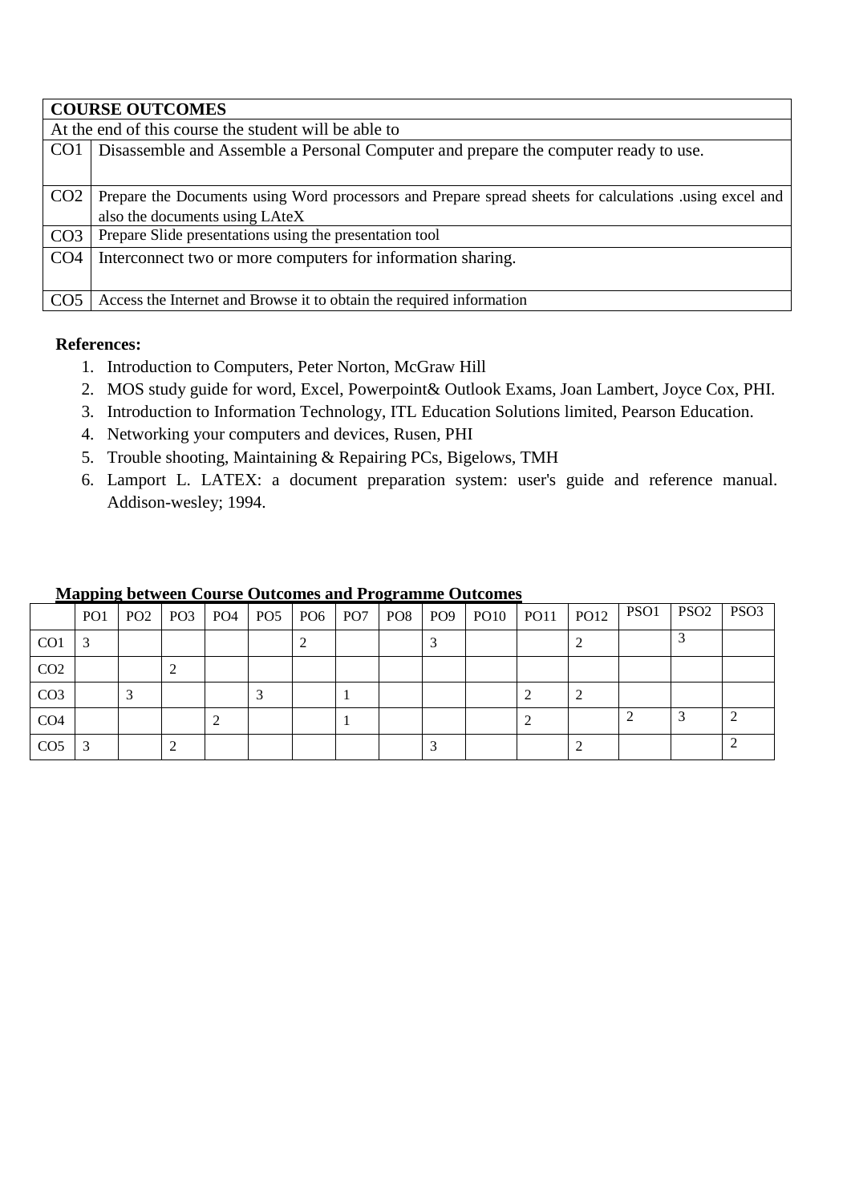| **COURSE OUTCOMES** | |
|---|---|
| At the end of this course the student will be able to | |
| CO1 | Disassemble and Assemble a Personal Computer and prepare the computer ready to use. |
| CO2 | Prepare the Documents using Word processors and Prepare spread sheets for calculations .using excel and also the documents using LAteX |
| CO3 | Prepare Slide presentations using the presentation tool |
| CO4 | Interconnect two or more computers for information sharing. |
| CO5 | Access the Internet and Browse it to obtain the required information |

**References:**

1. Introduction to Computers, Peter Norton, McGraw Hill
2. MOS study guide for word, Excel, Powerpoint& Outlook Exams, Joan Lambert, Joyce Cox, PHI.
3. Introduction to Information Technology, ITL Education Solutions limited, Pearson Education.
4. Networking your computers and devices, Rusen, PHI
5. Trouble shooting, Maintaining & Repairing PCs, Bigelows, TMH
6. Lamport L. LATEX: a document preparation system: user's guide and reference manual. Addison-wesley; 1994.

**Mapping between Course Outcomes and Programme Outcomes**

| | PO1 | PO2 | PO3 | PO4 | PO5 | PO6 | PO7 | PO8 | PO9 | PO10 | PO11 | PO12 | PSO1 | PSO2 | PSO3 |
|---|---|---|---|---|---|---|---|---|---|---|---|---|---|---|---|
| CO1 | 3 | | | | | 2 | | | 3 | | | 2 | | 3 | |
| CO2 | | | 2 | | | | | | | | | | | | |
| CO3 | | 3 | | | 3 | | 1 | | | | 2 | 2 | | | |
| CO4 | | | | 2 | | | 1 | | | | 2 | | 2 | 3 | 2 |
| CO5 | 3 | | 2 | | | | | | 3 | | | 2 | | | 2 |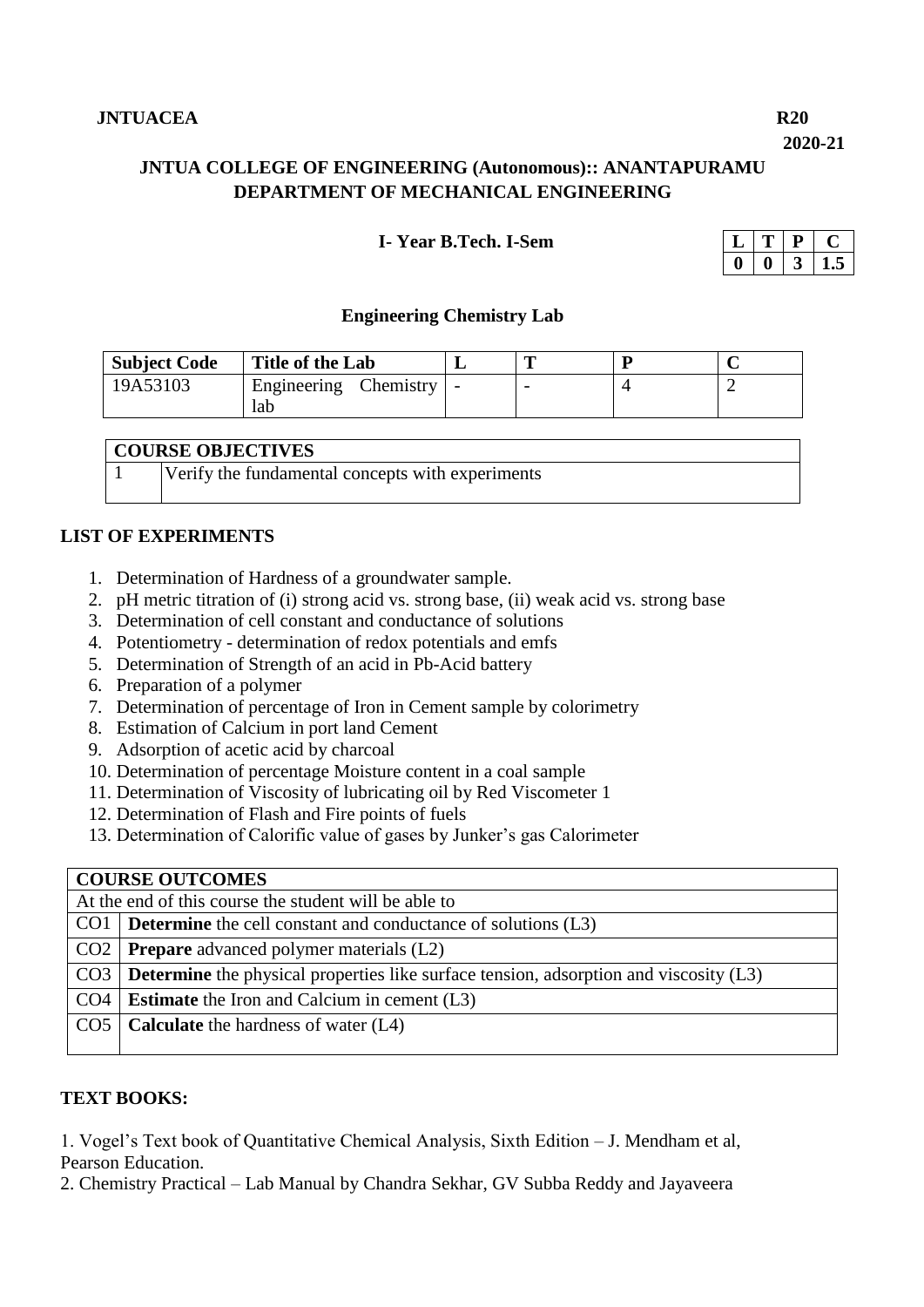**JNTUACEA** **R20**

**2020-21**

## JNTUA COLLEGE OF ENGINEERING (Autonomous):: ANANTAPURAMU
## DEPARTMENT OF MECHANICAL ENGINEERING

**I- Year B.Tech. I-Sem**

| L | T | P | C |
|---|---|---|---|
| 0 | 0 | 3 | 1.5 |

### Engineering Chemistry Lab

| Subject Code | Title of the Lab | L | T | P | C |
|---|---|---|---|---|---|
| 19A53103 | Engineering Chemistry lab | - | - | 4 | 2 |

| COURSE OBJECTIVES | |
|---|---|
| 1 | Verify the fundamental concepts with experiments |

**LIST OF EXPERIMENTS**

1. Determination of Hardness of a groundwater sample.
2. pH metric titration of (i) strong acid vs. strong base, (ii) weak acid vs. strong base
3. Determination of cell constant and conductance of solutions
4. Potentiometry - determination of redox potentials and emfs
5. Determination of Strength of an acid in Pb-Acid battery
6. Preparation of a polymer
7. Determination of percentage of Iron in Cement sample by colorimetry
8. Estimation of Calcium in port land Cement
9. Adsorption of acetic acid by charcoal
10. Determination of percentage Moisture content in a coal sample
11. Determination of Viscosity of lubricating oil by Red Viscometer 1
12. Determination of Flash and Fire points of fuels
13. Determination of Calorific value of gases by Junker's gas Calorimeter

| COURSE OUTCOMES | |
|---|---|
| At the end of this course the student will be able to | |
| CO1 | **Determine** the cell constant and conductance of solutions (L3) |
| CO2 | **Prepare** advanced polymer materials (L2) |
| CO3 | **Determine** the physical properties like surface tension, adsorption and viscosity (L3) |
| CO4 | **Estimate** the Iron and Calcium in cement (L3) |
| CO5 | **Calculate** the hardness of water (L4) |

**TEXT BOOKS:**

1. Vogel's Text book of Quantitative Chemical Analysis, Sixth Edition – J. Mendham et al, Pearson Education.
2. Chemistry Practical – Lab Manual by Chandra Sekhar, GV Subba Reddy and Jayaveera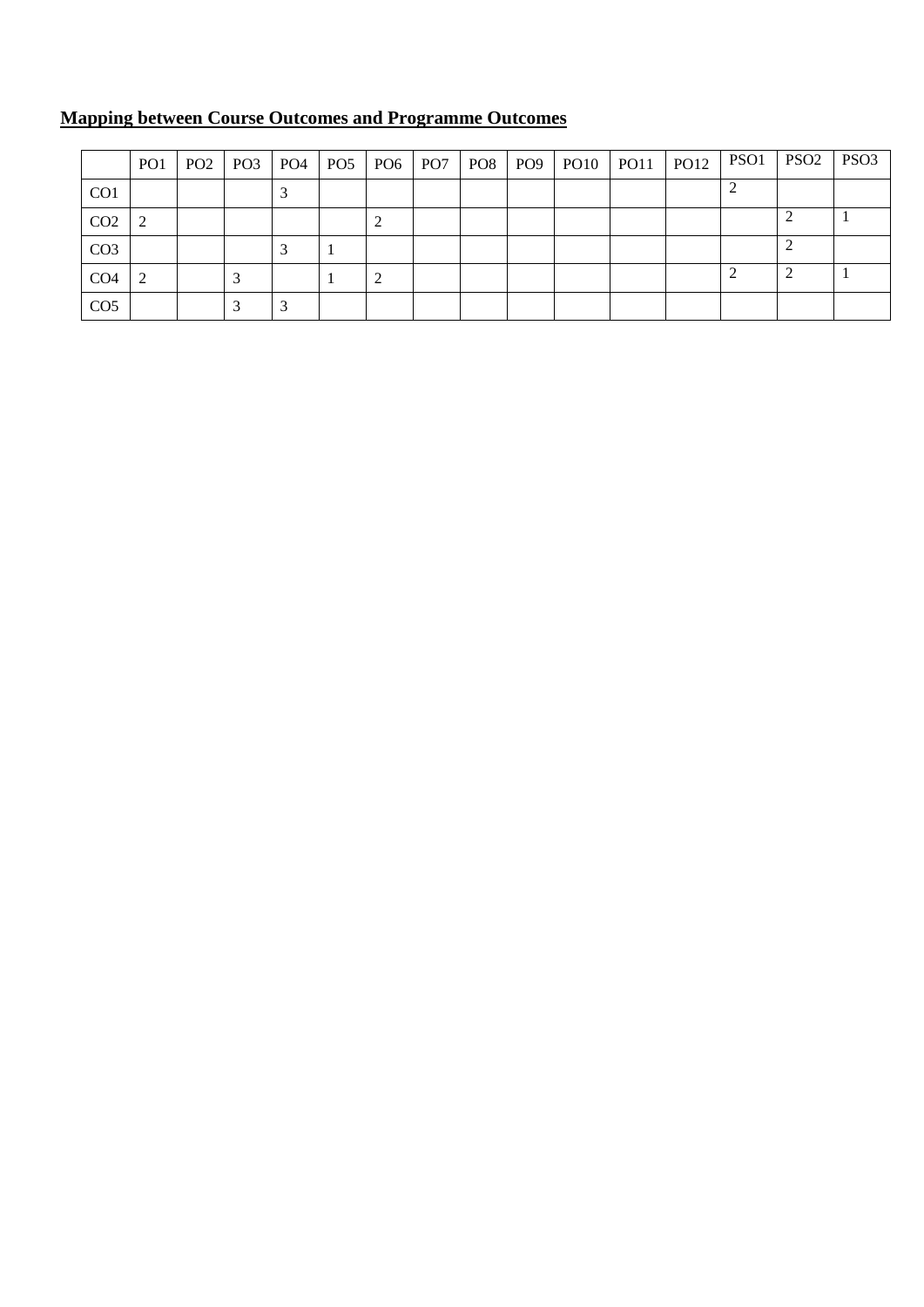## Mapping between Course Outcomes and Programme Outcomes

| | PO1 | PO2 | PO3 | PO4 | PO5 | PO6 | PO7 | PO8 | PO9 | PO10 | PO11 | PO12 | PSO1 | PSO2 | PSO3 |
|---|---|---|---|---|---|---|---|---|---|---|---|---|---|---|---|
| CO1 | | | | 3 | | | | | | | | | 2 | | |
| CO2 | 2 | | | | | 2 | | | | | | | | 2 | 1 |
| CO3 | | | | 3 | 1 | | | | | | | | | 2 | |
| CO4 | 2 | | 3 | | 1 | 2 | | | | | | | 2 | 2 | 1 |
| CO5 | | | 3 | 3 | | | | | | | | | | | |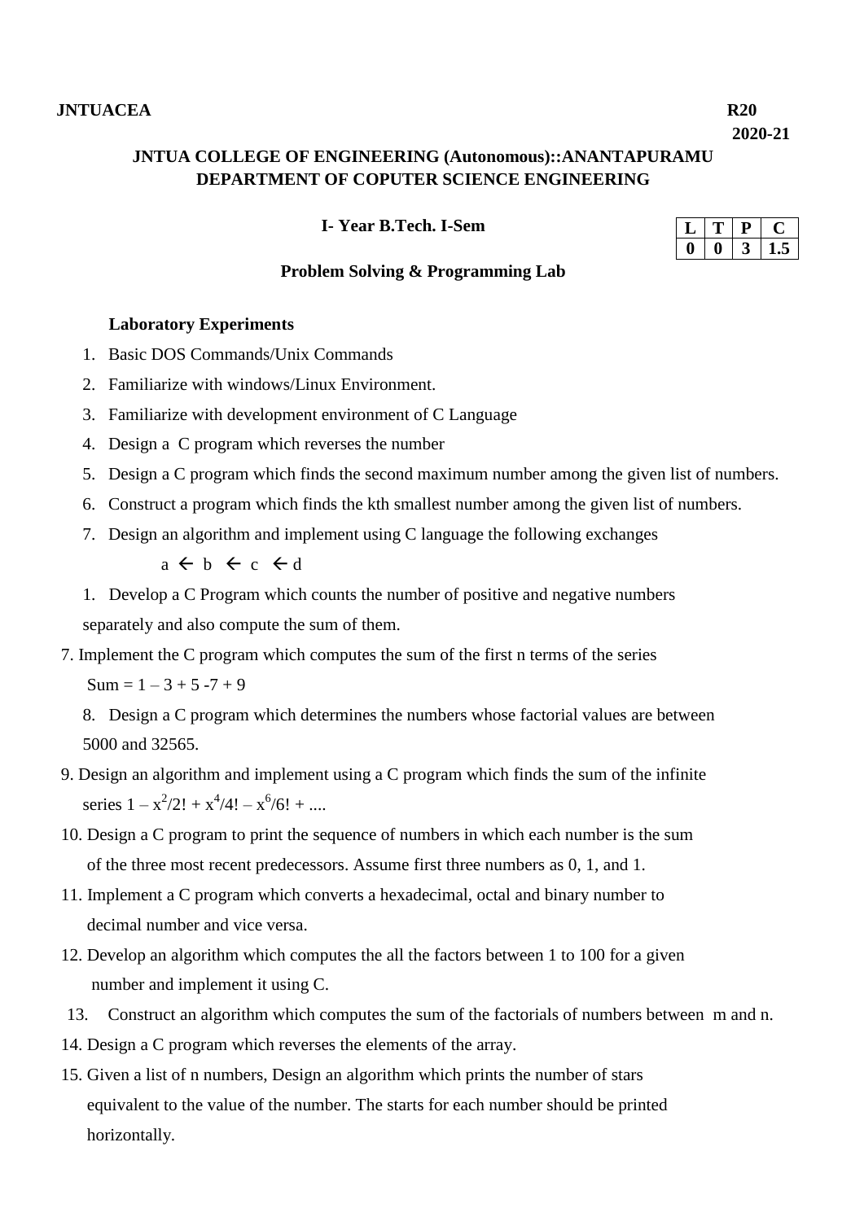**JNTUACEA** **R20**

**2020-21**

**JNTUA COLLEGE OF ENGINEERING (Autonomous)::ANANTAPURAMU**
**DEPARTMENT OF COPUTER SCIENCE ENGINEERING**

**I- Year B.Tech. I-Sem**

| L | T | P | C |
|---|---|---|---|
| 0 | 0 | 3 | 1.5 |

**Problem Solving & Programming Lab**

**Laboratory Experiments**

1. Basic DOS Commands/Unix Commands
2. Familiarize with windows/Linux Environment.
3. Familiarize with development environment of C Language
4. Design a C program which reverses the number
5. Design a C program which finds the second maximum number among the given list of numbers.
6. Construct a program which finds the kth smallest number among the given list of numbers.
7. Design an algorithm and implement using C language the following exchanges

   a ← b ← c ← d

1. Develop a C Program which counts the number of positive and negative numbers separately and also compute the sum of them.

7. Implement the C program which computes the sum of the first n terms of the series

   Sum = 1 – 3 + 5 -7 + 9

8. Design a C program which determines the numbers whose factorial values are between 5000 and 32565.

9. Design an algorithm and implement using a C program which finds the sum of the infinite series $1 - x^2/2! + x^4/4! - x^6/6! + ....$

10. Design a C program to print the sequence of numbers in which each number is the sum of the three most recent predecessors. Assume first three numbers as 0, 1, and 1.

11. Implement a C program which converts a hexadecimal, octal and binary number to decimal number and vice versa.

12. Develop an algorithm which computes the all the factors between 1 to 100 for a given number and implement it using C.

13. Construct an algorithm which computes the sum of the factorials of numbers between m and n.

14. Design a C program which reverses the elements of the array.

15. Given a list of n numbers, Design an algorithm which prints the number of stars equivalent to the value of the number. The starts for each number should be printed horizontally.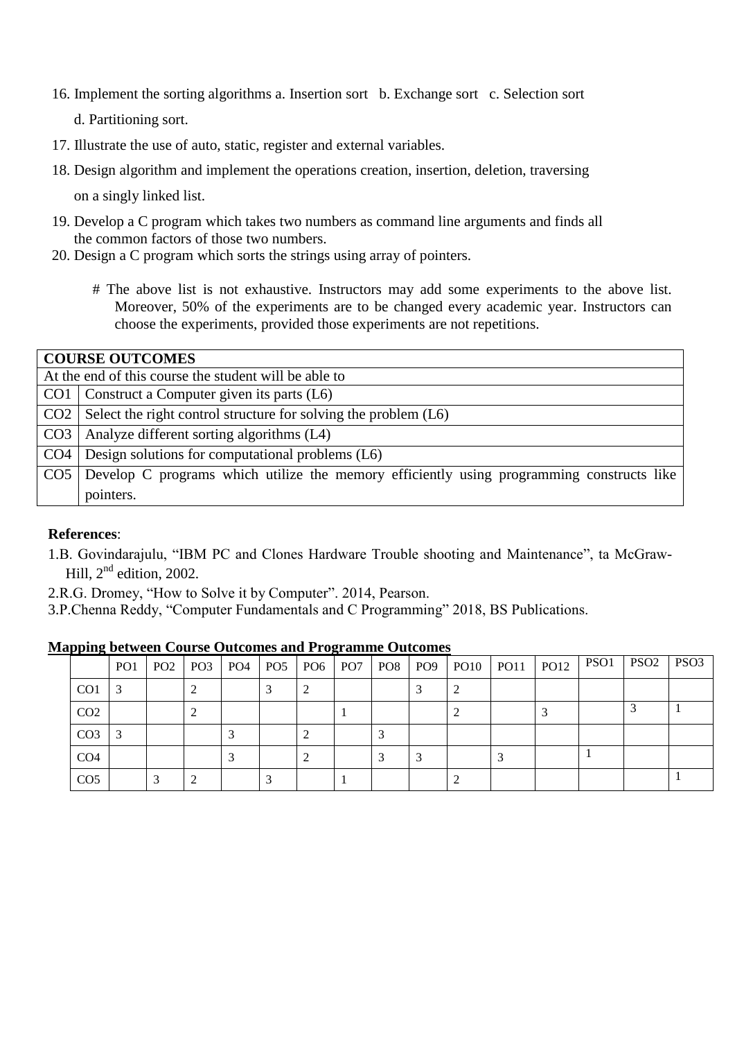16. Implement the sorting algorithms a. Insertion sort b. Exchange sort c. Selection sort

    d. Partitioning sort.

17. Illustrate the use of auto, static, register and external variables.
18. Design algorithm and implement the operations creation, insertion, deletion, traversing

    on a singly linked list.

19. Develop a C program which takes two numbers as command line arguments and finds all the common factors of those two numbers.
20. Design a C program which sorts the strings using array of pointers.

# The above list is not exhaustive. Instructors may add some experiments to the above list. Moreover, 50% of the experiments are to be changed every academic year. Instructors can choose the experiments, provided those experiments are not repetitions.

| **COURSE OUTCOMES** | |
|---|---|
| At the end of this course the student will be able to | |
| CO1 | Construct a Computer given its parts (L6) |
| CO2 | Select the right control structure for solving the problem (L6) |
| CO3 | Analyze different sorting algorithms (L4) |
| CO4 | Design solutions for computational problems (L6) |
| CO5 | Develop C programs which utilize the memory efficiently using programming constructs like pointers. |

**References**:

1. B. Govindarajulu, "IBM PC and Clones Hardware Trouble shooting and Maintenance", ta McGraw-Hill, 2nd edition, 2002.
2. R.G. Dromey, "How to Solve it by Computer". 2014, Pearson.
3. P.Chenna Reddy, "Computer Fundamentals and C Programming" 2018, BS Publications.

**Mapping between Course Outcomes and Programme Outcomes**

| | PO1 | PO2 | PO3 | PO4 | PO5 | PO6 | PO7 | PO8 | PO9 | PO10 | PO11 | PO12 | PSO1 | PSO2 | PSO3 |
|---|---|---|---|---|---|---|---|---|---|---|---|---|---|---|---|
| CO1 | 3 | | 2 | | 3 | 2 | | | 3 | 2 | | | | | |
| CO2 | | | 2 | | | | 1 | | | 2 | | 3 | | 3 | 1 |
| CO3 | 3 | | | 3 | | 2 | | 3 | | | | | | | |
| CO4 | | | | 3 | | 2 | | 3 | 3 | | 3 | | 1 | | |
| CO5 | | 3 | 2 | | 3 | | 1 | | | 2 | | | | | 1 |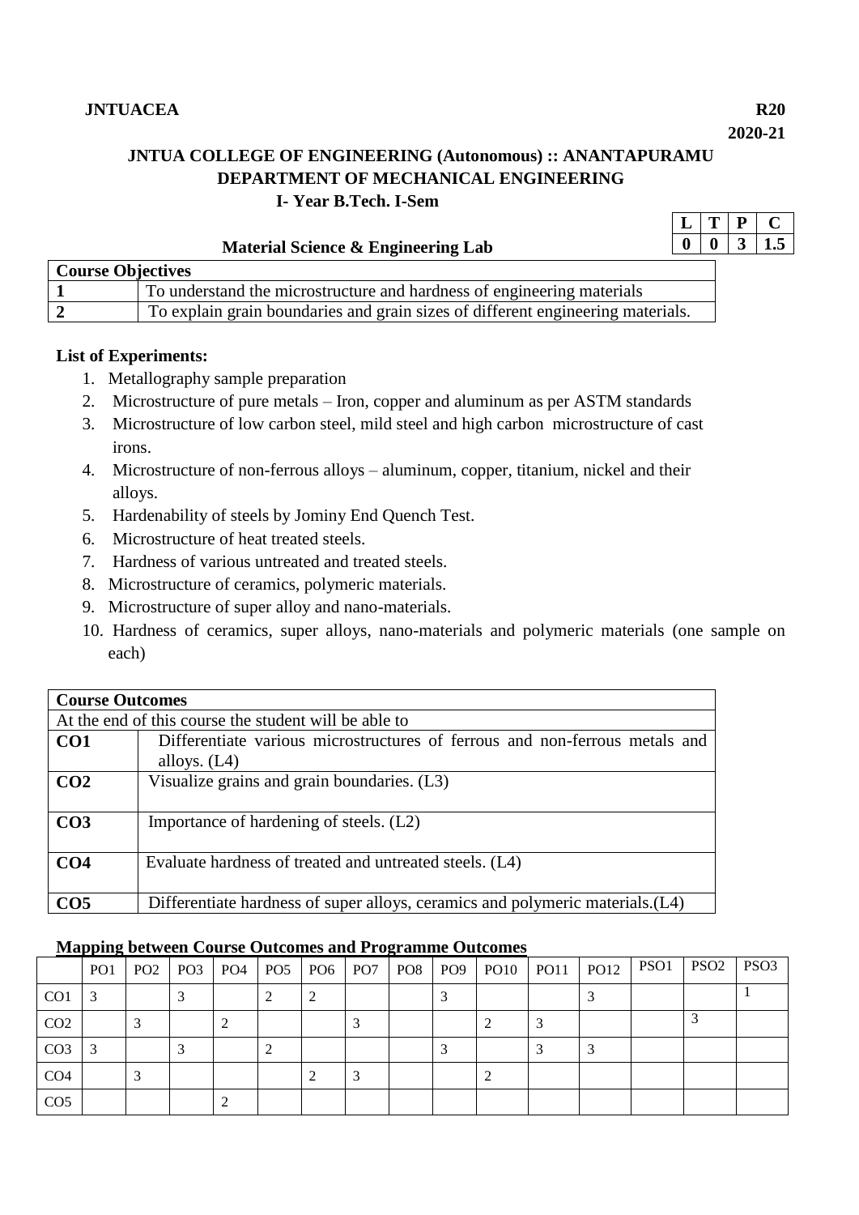**JNTUACEA** **R20**

**2020-21**

# JNTUA COLLEGE OF ENGINEERING (Autonomous) :: ANANTAPURAMU
## DEPARTMENT OF MECHANICAL ENGINEERING
### I- Year B.Tech. I-Sem

| L | T | P | C |
|---|---|---|---|
| 0 | 0 | 3 | 1.5 |

### Material Science & Engineering Lab

| Course Objectives | |
|---|---|
| 1 | To understand the microstructure and hardness of engineering materials |
| 2 | To explain grain boundaries and grain sizes of different engineering materials. |

**List of Experiments:**

1. Metallography sample preparation
2. Microstructure of pure metals – Iron, copper and aluminum as per ASTM standards
3. Microstructure of low carbon steel, mild steel and high carbon microstructure of cast irons.
4. Microstructure of non-ferrous alloys – aluminum, copper, titanium, nickel and their alloys.
5. Hardenability of steels by Jominy End Quench Test.
6. Microstructure of heat treated steels.
7. Hardness of various untreated and treated steels.
8. Microstructure of ceramics, polymeric materials.
9. Microstructure of super alloy and nano-materials.
10. Hardness of ceramics, super alloys, nano-materials and polymeric materials (one sample on each)

| Course Outcomes | |
|---|---|
| At the end of this course the student will be able to | |
| **CO1** | Differentiate various microstructures of ferrous and non-ferrous metals and alloys. (L4) |
| **CO2** | Visualize grains and grain boundaries. (L3) |
| **CO3** | Importance of hardening of steels. (L2) |
| **CO4** | Evaluate hardness of treated and untreated steels. (L4) |
| **CO5** | Differentiate hardness of super alloys, ceramics and polymeric materials.(L4) |

**Mapping between Course Outcomes and Programme Outcomes**

| | PO1 | PO2 | PO3 | PO4 | PO5 | PO6 | PO7 | PO8 | PO9 | PO10 | PO11 | PO12 | PSO1 | PSO2 | PSO3 |
|---|---|---|---|---|---|---|---|---|---|---|---|---|---|---|---|
| CO1 | 3 | | 3 | | 2 | 2 | | | 3 | | | 3 | | | 1 |
| CO2 | | 3 | | 2 | | | 3 | | | 2 | 3 | | | 3 | |
| CO3 | 3 | | 3 | | 2 | | | | 3 | | 3 | 3 | | | |
| CO4 | | 3 | | | | 2 | 3 | | | 2 | | | | | |
| CO5 | | | | 2 | | | | | | | | | | | |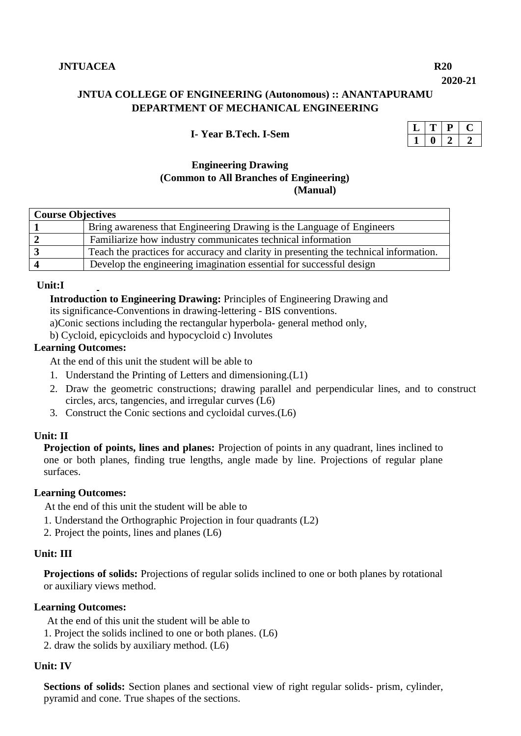JNTUACEA R20

2020-21

## JNTUA COLLEGE OF ENGINEERING (Autonomous) :: ANANTAPURAMU
## DEPARTMENT OF MECHANICAL ENGINEERING

**I- Year B.Tech. I-Sem**

| L | T | P | C |
|---|---|---|---|
| 1 | 0 | 2 | 2 |

### Engineering Drawing
### (Common to All Branches of Engineering)
### (Manual)

| Course Objectives | |
|---|---|
| 1 | Bring awareness that Engineering Drawing is the Language of Engineers |
| 2 | Familiarize how industry communicates technical information |
| 3 | Teach the practices for accuracy and clarity in presenting the technical information. |
| 4 | Develop the engineering imagination essential for successful design |

**Unit:I**

**Introduction to Engineering Drawing:** Principles of Engineering Drawing and its significance-Conventions in drawing-lettering - BIS conventions.

a)Conic sections including the rectangular hyperbola- general method only,

b) Cycloid, epicycloids and hypocycloid c) Involutes

**Learning Outcomes:**

At the end of this unit the student will be able to

1. Understand the Printing of Letters and dimensioning.(L1)
2. Draw the geometric constructions; drawing parallel and perpendicular lines, and to construct circles, arcs, tangencies, and irregular curves (L6)
3. Construct the Conic sections and cycloidal curves.(L6)

**Unit: II**

**Projection of points, lines and planes:** Projection of points in any quadrant, lines inclined to one or both planes, finding true lengths, angle made by line. Projections of regular plane surfaces.

**Learning Outcomes:**

At the end of this unit the student will be able to

1. Understand the Orthographic Projection in four quadrants (L2)
2. Project the points, lines and planes (L6)

**Unit: III**

**Projections of solids:** Projections of regular solids inclined to one or both planes by rotational or auxiliary views method.

**Learning Outcomes:**

At the end of this unit the student will be able to

1. Project the solids inclined to one or both planes. (L6)
2. draw the solids by auxiliary method. (L6)

**Unit: IV**

**Sections of solids:** Section planes and sectional view of right regular solids- prism, cylinder, pyramid and cone. True shapes of the sections.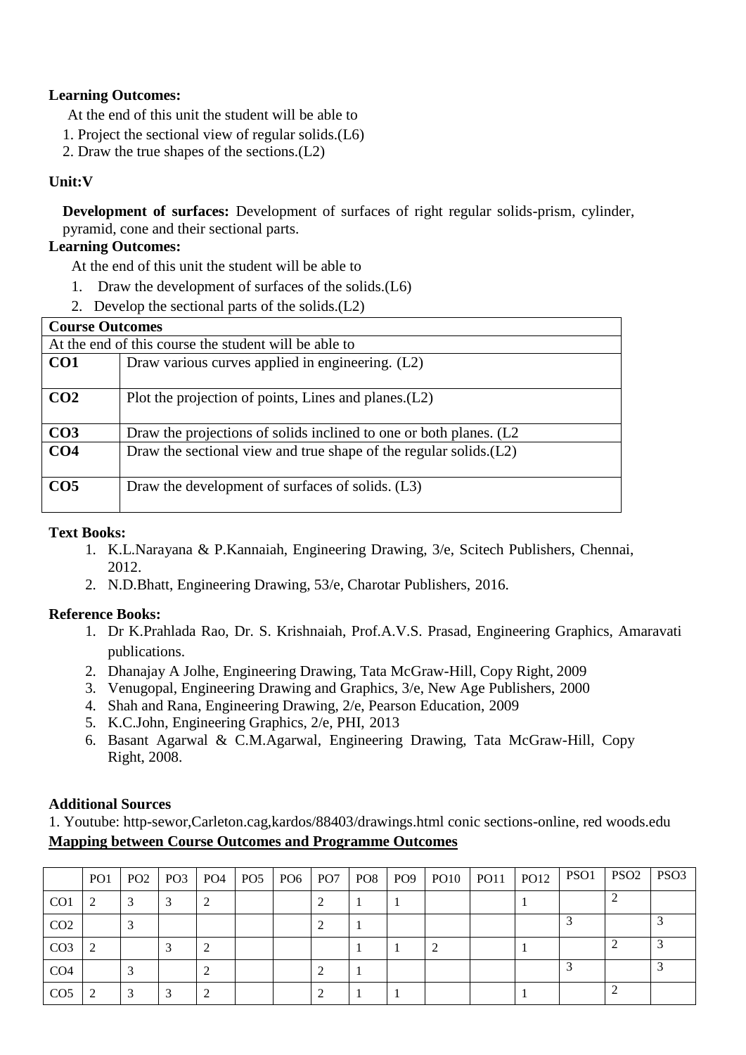**Learning Outcomes:**

At the end of this unit the student will be able to

1. Project the sectional view of regular solids.(L6)
2. Draw the true shapes of the sections.(L2)

**Unit:V**

**Development of surfaces:** Development of surfaces of right regular solids-prism, cylinder, pyramid, cone and their sectional parts.

**Learning Outcomes:**

At the end of this unit the student will be able to

1. Draw the development of surfaces of the solids.(L6)
2. Develop the sectional parts of the solids.(L2)

| **Course Outcomes** | |
|---|---|
| At the end of this course the student will be able to | |
| **CO1** | Draw various curves applied in engineering. (L2) |
| **CO2** | Plot the projection of points, Lines and planes.(L2) |
| **CO3** | Draw the projections of solids inclined to one or both planes. (L2 |
| **CO4** | Draw the sectional view and true shape of the regular solids.(L2) |
| **CO5** | Draw the development of surfaces of solids. (L3) |

**Text Books:**

1. K.L.Narayana & P.Kannaiah, Engineering Drawing, 3/e, Scitech Publishers, Chennai, 2012.
2. N.D.Bhatt, Engineering Drawing, 53/e, Charotar Publishers, 2016.

**Reference Books:**

1. Dr K.Prahlada Rao, Dr. S. Krishnaiah, Prof.A.V.S. Prasad, Engineering Graphics, Amaravati publications.
2. Dhanajay A Jolhe, Engineering Drawing, Tata McGraw-Hill, Copy Right, 2009
3. Venugopal, Engineering Drawing and Graphics, 3/e, New Age Publishers, 2000
4. Shah and Rana, Engineering Drawing, 2/e, Pearson Education, 2009
5. K.C.John, Engineering Graphics, 2/e, PHI, 2013
6. Basant Agarwal & C.M.Agarwal, Engineering Drawing, Tata McGraw-Hill, Copy Right, 2008.

**Additional Sources**

1. Youtube: http-sewor,Carleton.cag,kardos/88403/drawings.html conic sections-online, red woods.edu

**Mapping between Course Outcomes and Programme Outcomes**

| | PO1 | PO2 | PO3 | PO4 | PO5 | PO6 | PO7 | PO8 | PO9 | PO10 | PO11 | PO12 | PSO1 | PSO2 | PSO3 |
|---|---|---|---|---|---|---|---|---|---|---|---|---|---|---|---|
| CO1 | 2 | 3 | 3 | 2 | | | 2 | 1 | 1 | | | 1 | | 2 | |
| CO2 | | 3 | | | | | 2 | 1 | | | | | 3 | | 3 |
| CO3 | 2 | | 3 | 2 | | | | 1 | 1 | 2 | | 1 | | 2 | 3 |
| CO4 | | 3 | | 2 | | | 2 | 1 | | | | | 3 | | 3 |
| CO5 | 2 | 3 | 3 | 2 | | | 2 | 1 | 1 | | | 1 | | 2 | |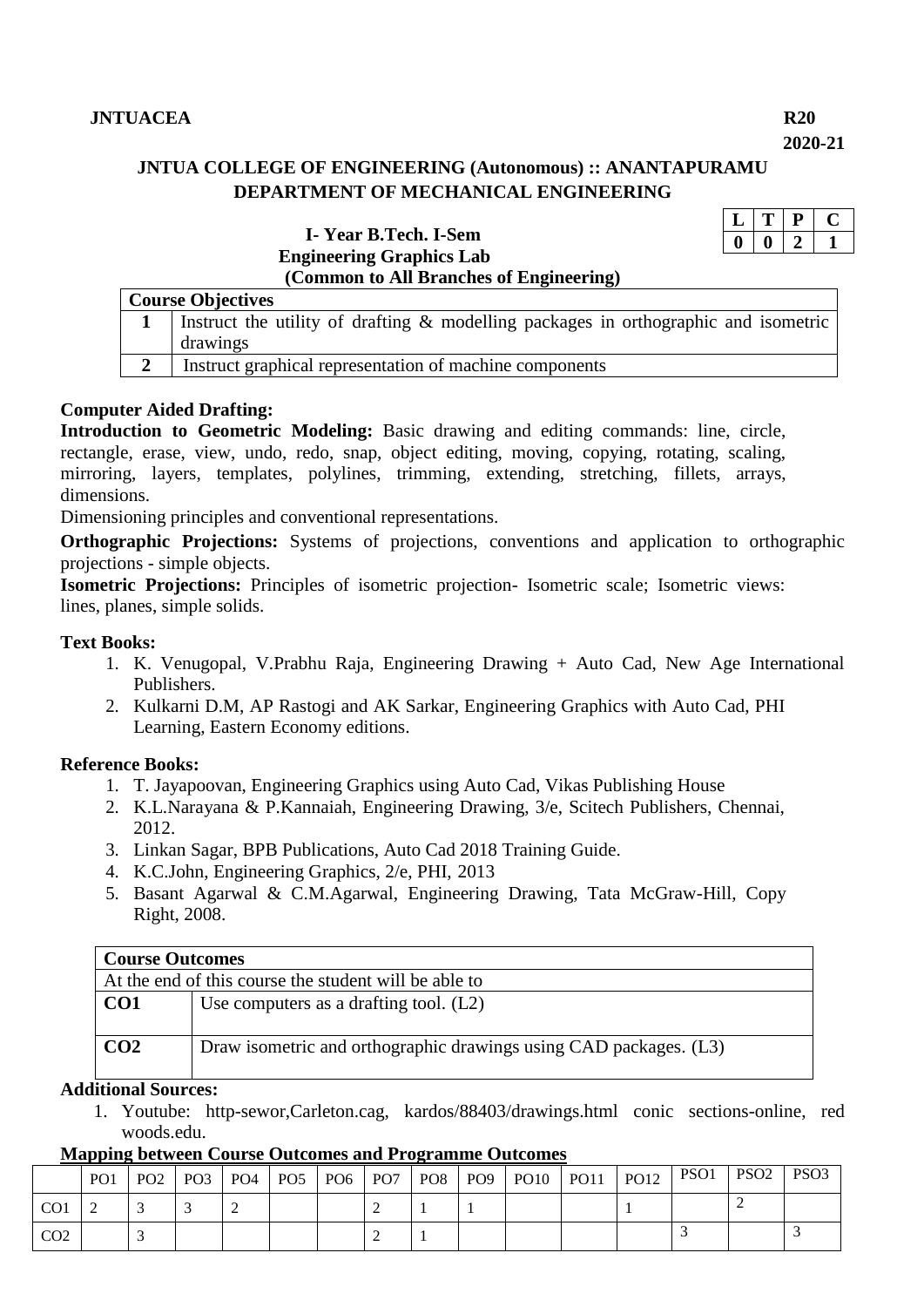**JNTUACEA** **R20**

**2020-21**

## JNTUA COLLEGE OF ENGINEERING (Autonomous) :: ANANTAPURAMU
## DEPARTMENT OF MECHANICAL ENGINEERING

| L | T | P | C |
|---|---|---|---|
| 0 | 0 | 2 | 1 |

### I- Year B.Tech. I-Sem
### Engineering Graphics Lab
### (Common to All Branches of Engineering)

| **Course Objectives** | |
|---|---|
| **1** | Instruct the utility of drafting & modelling packages in orthographic and isometric drawings |
| **2** | Instruct graphical representation of machine components |

**Computer Aided Drafting:**

**Introduction to Geometric Modeling:** Basic drawing and editing commands: line, circle, rectangle, erase, view, undo, redo, snap, object editing, moving, copying, rotating, scaling, mirroring, layers, templates, polylines, trimming, extending, stretching, fillets, arrays, dimensions.

Dimensioning principles and conventional representations.

**Orthographic Projections:** Systems of projections, conventions and application to orthographic projections - simple objects.

**Isometric Projections:** Principles of isometric projection- Isometric scale; Isometric views: lines, planes, simple solids.

**Text Books:**

1. K. Venugopal, V.Prabhu Raja, Engineering Drawing + Auto Cad, New Age International Publishers.
2. Kulkarni D.M, AP Rastogi and AK Sarkar, Engineering Graphics with Auto Cad, PHI Learning, Eastern Economy editions.

**Reference Books:**

1. T. Jayapoovan, Engineering Graphics using Auto Cad, Vikas Publishing House
2. K.L.Narayana & P.Kannaiah, Engineering Drawing, 3/e, Scitech Publishers, Chennai, 2012.
3. Linkan Sagar, BPB Publications, Auto Cad 2018 Training Guide.
4. K.C.John, Engineering Graphics, 2/e, PHI, 2013
5. Basant Agarwal & C.M.Agarwal, Engineering Drawing, Tata McGraw-Hill, Copy Right, 2008.

| **Course Outcomes** | |
|---|---|
| At the end of this course the student will be able to | |
| **CO1** | Use computers as a drafting tool. (L2) |
| **CO2** | Draw isometric and orthographic drawings using CAD packages. (L3) |

**Additional Sources:**

1. Youtube: http-sewor,Carleton.cag, kardos/88403/drawings.html conic sections-online, red woods.edu.

**Mapping between Course Outcomes and Programme Outcomes**

| | PO1 | PO2 | PO3 | PO4 | PO5 | PO6 | PO7 | PO8 | PO9 | PO10 | PO11 | PO12 | PSO1 | PSO2 | PSO3 |
|---|---|---|---|---|---|---|---|---|---|---|---|---|---|---|---|
| CO1 | 2 | 3 | 3 | 2 | | | 2 | 1 | 1 | | | 1 | | 2 | |
| CO2 | | 3 | | | | | 2 | 1 | | | | | 3 | | 3 |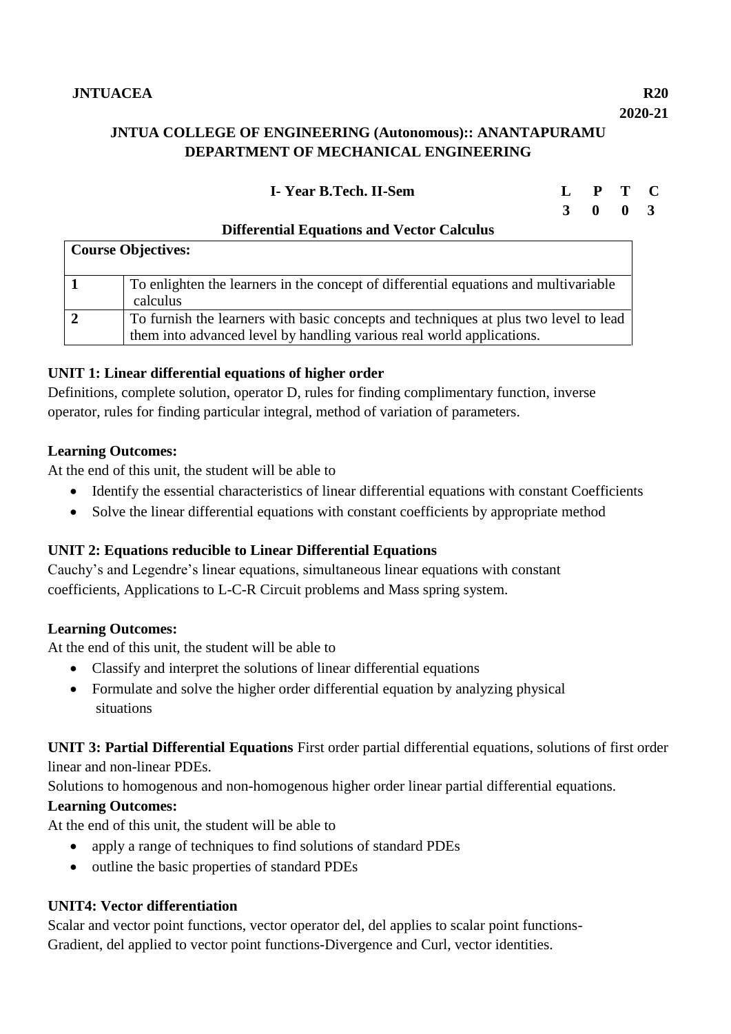**JNTUACEA** **R20**

**2020-21**

**JNTUA COLLEGE OF ENGINEERING (Autonomous):: ANANTAPURAMU**
**DEPARTMENT OF MECHANICAL ENGINEERING**

**I- Year B.Tech. II-Sem**

| L | P | T | C |
|---|---|---|---|
| 3 | 0 | 0 | 3 |

## Differential Equations and Vector Calculus

| **Course Objectives:** | |
|---|---|
| **1** | To enlighten the learners in the concept of differential equations and multivariable calculus |
| **2** | To furnish the learners with basic concepts and techniques at plus two level to lead them into advanced level by handling various real world applications. |

**UNIT 1: Linear differential equations of higher order**

Definitions, complete solution, operator D, rules for finding complimentary function, inverse operator, rules for finding particular integral, method of variation of parameters.

**Learning Outcomes:**

At the end of this unit, the student will be able to

- Identify the essential characteristics of linear differential equations with constant Coefficients
- Solve the linear differential equations with constant coefficients by appropriate method

**UNIT 2: Equations reducible to Linear Differential Equations**

Cauchy's and Legendre's linear equations, simultaneous linear equations with constant coefficients, Applications to L-C-R Circuit problems and Mass spring system.

**Learning Outcomes:**

At the end of this unit, the student will be able to

- Classify and interpret the solutions of linear differential equations
- Formulate and solve the higher order differential equation by analyzing physical situations

**UNIT 3: Partial Differential Equations** First order partial differential equations, solutions of first order linear and non-linear PDEs.

Solutions to homogenous and non-homogenous higher order linear partial differential equations.

**Learning Outcomes:**

At the end of this unit, the student will be able to

- apply a range of techniques to find solutions of standard PDEs
- outline the basic properties of standard PDEs

**UNIT4: Vector differentiation**

Scalar and vector point functions, vector operator del, del applies to scalar point functions-Gradient, del applied to vector point functions-Divergence and Curl, vector identities.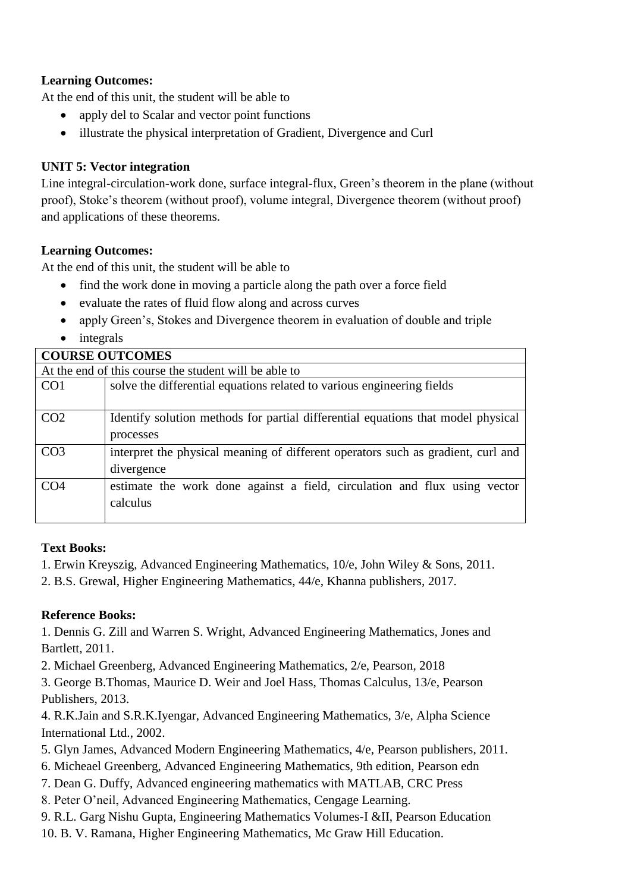**Learning Outcomes:**

At the end of this unit, the student will be able to

- apply del to Scalar and vector point functions
- illustrate the physical interpretation of Gradient, Divergence and Curl

**UNIT 5: Vector integration**

Line integral-circulation-work done, surface integral-flux, Green's theorem in the plane (without proof), Stoke's theorem (without proof), volume integral, Divergence theorem (without proof) and applications of these theorems.

**Learning Outcomes:**

At the end of this unit, the student will be able to

- find the work done in moving a particle along the path over a force field
- evaluate the rates of fluid flow along and across curves
- apply Green's, Stokes and Divergence theorem in evaluation of double and triple
- integrals

| **COURSE OUTCOMES** | |
|---|---|
| At the end of this course the student will be able to | |
| CO1 | solve the differential equations related to various engineering fields |
| CO2 | Identify solution methods for partial differential equations that model physical processes |
| CO3 | interpret the physical meaning of different operators such as gradient, curl and divergence |
| CO4 | estimate the work done against a field, circulation and flux using vector calculus |

**Text Books:**

1. Erwin Kreyszig, Advanced Engineering Mathematics, 10/e, John Wiley & Sons, 2011.
2. B.S. Grewal, Higher Engineering Mathematics, 44/e, Khanna publishers, 2017.

**Reference Books:**

1. Dennis G. Zill and Warren S. Wright, Advanced Engineering Mathematics, Jones and Bartlett, 2011.
2. Michael Greenberg, Advanced Engineering Mathematics, 2/e, Pearson, 2018
3. George B.Thomas, Maurice D. Weir and Joel Hass, Thomas Calculus, 13/e, Pearson Publishers, 2013.
4. R.K.Jain and S.R.K.Iyengar, Advanced Engineering Mathematics, 3/e, Alpha Science International Ltd., 2002.
5. Glyn James, Advanced Modern Engineering Mathematics, 4/e, Pearson publishers, 2011.
6. Micheael Greenberg, Advanced Engineering Mathematics, 9th edition, Pearson edn
7. Dean G. Duffy, Advanced engineering mathematics with MATLAB, CRC Press
8. Peter O'neil, Advanced Engineering Mathematics, Cengage Learning.
9. R.L. Garg Nishu Gupta, Engineering Mathematics Volumes-I &II, Pearson Education
10. B. V. Ramana, Higher Engineering Mathematics, Mc Graw Hill Education.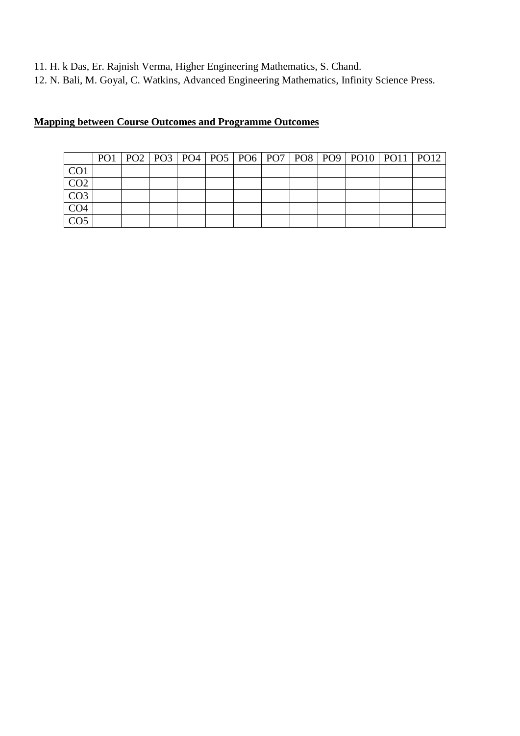11. H. k Das, Er. Rajnish Verma, Higher Engineering Mathematics, S. Chand.
12. N. Bali, M. Goyal, C. Watkins, Advanced Engineering Mathematics, Infinity Science Press.

**Mapping between Course Outcomes and Programme Outcomes**

| | PO1 | PO2 | PO3 | PO4 | PO5 | PO6 | PO7 | PO8 | PO9 | PO10 | PO11 | PO12 |
|---|---|---|---|---|---|---|---|---|---|---|---|---|
| CO1 | | | | | | | | | | | | |
| CO2 | | | | | | | | | | | | |
| CO3 | | | | | | | | | | | | |
| CO4 | | | | | | | | | | | | |
| CO5 | | | | | | | | | | | | |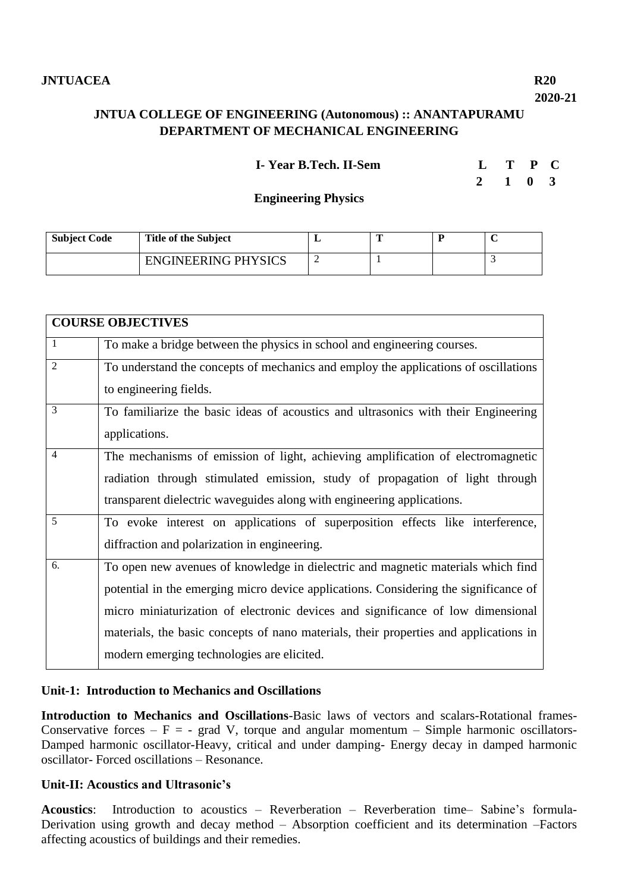**JNTUACEA** **R20**

**2020-21**

## JNTUA COLLEGE OF ENGINEERING (Autonomous) :: ANANTAPURAMU
## DEPARTMENT OF MECHANICAL ENGINEERING

**I- Year B.Tech. II-Sem**

| L | T | P | C |
|---|---|---|---|
| 2 | 1 | 0 | 3 |

**Engineering Physics**

| Subject Code | Title of the Subject | L | T | P | C |
|---|---|---|---|---|---|
| | ENGINEERING PHYSICS | 2 | 1 | | 3 |

| COURSE OBJECTIVES | |
|---|---|
| 1 | To make a bridge between the physics in school and engineering courses. |
| 2 | To understand the concepts of mechanics and employ the applications of oscillations to engineering fields. |
| 3 | To familiarize the basic ideas of acoustics and ultrasonics with their Engineering applications. |
| 4 | The mechanisms of emission of light, achieving amplification of electromagnetic radiation through stimulated emission, study of propagation of light through transparent dielectric waveguides along with engineering applications. |
| 5 | To evoke interest on applications of superposition effects like interference, diffraction and polarization in engineering. |
| 6. | To open new avenues of knowledge in dielectric and magnetic materials which find potential in the emerging micro device applications. Considering the significance of micro miniaturization of electronic devices and significance of low dimensional materials, the basic concepts of nano materials, their properties and applications in modern emerging technologies are elicited. |

### Unit-1: Introduction to Mechanics and Oscillations

**Introduction to Mechanics and Oscillations**-Basic laws of vectors and scalars-Rotational frames-Conservative forces – $F = -\text{grad } V$, torque and angular momentum – Simple harmonic oscillators-Damped harmonic oscillator-Heavy, critical and under damping- Energy decay in damped harmonic oscillator- Forced oscillations – Resonance.

### Unit-II: Acoustics and Ultrasonic's

**Acoustics**: Introduction to acoustics – Reverberation – Reverberation time– Sabine's formula-Derivation using growth and decay method – Absorption coefficient and its determination –Factors affecting acoustics of buildings and their remedies.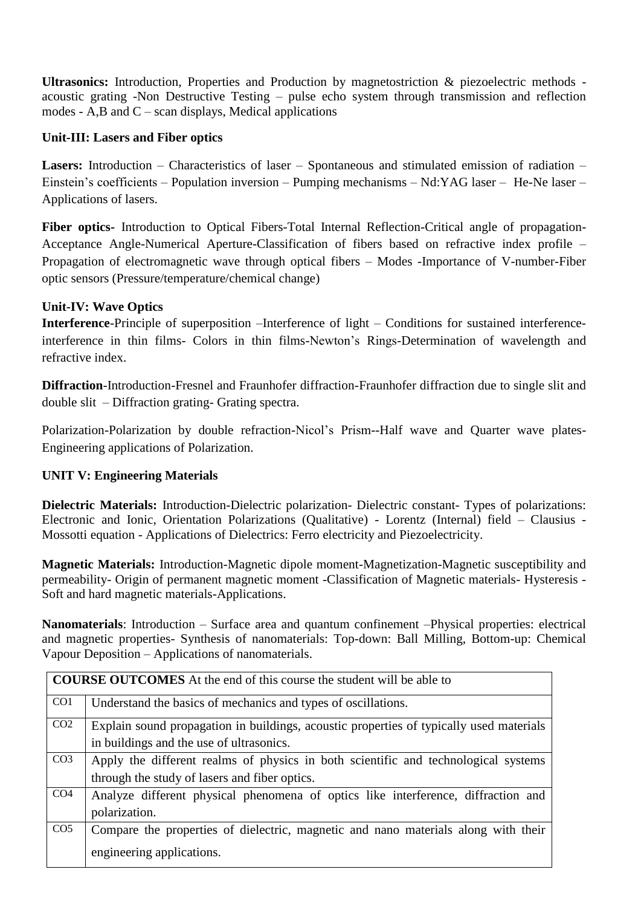**Ultrasonics:** Introduction, Properties and Production by magnetostriction & piezoelectric methods - acoustic grating -Non Destructive Testing – pulse echo system through transmission and reflection modes - A,B and C – scan displays, Medical applications

**Unit-III: Lasers and Fiber optics**

**Lasers:** Introduction – Characteristics of laser – Spontaneous and stimulated emission of radiation – Einstein's coefficients – Population inversion – Pumping mechanisms – Nd:YAG laser – He-Ne laser – Applications of lasers.

**Fiber optics-** Introduction to Optical Fibers-Total Internal Reflection-Critical angle of propagation-Acceptance Angle-Numerical Aperture-Classification of fibers based on refractive index profile – Propagation of electromagnetic wave through optical fibers – Modes -Importance of V-number-Fiber optic sensors (Pressure/temperature/chemical change)

**Unit-IV: Wave Optics**

**Interference**-Principle of superposition –Interference of light – Conditions for sustained interference-interference in thin films- Colors in thin films-Newton's Rings-Determination of wavelength and refractive index.

**Diffraction**-Introduction-Fresnel and Fraunhofer diffraction-Fraunhofer diffraction due to single slit and double slit – Diffraction grating- Grating spectra.

Polarization-Polarization by double refraction-Nicol's Prism--Half wave and Quarter wave plates-Engineering applications of Polarization.

**UNIT V: Engineering Materials**

**Dielectric Materials:** Introduction-Dielectric polarization- Dielectric constant- Types of polarizations: Electronic and Ionic, Orientation Polarizations (Qualitative) - Lorentz (Internal) field – Clausius - Mossotti equation - Applications of Dielectrics: Ferro electricity and Piezoelectricity.

**Magnetic Materials:** Introduction-Magnetic dipole moment-Magnetization-Magnetic susceptibility and permeability- Origin of permanent magnetic moment -Classification of Magnetic materials- Hysteresis - Soft and hard magnetic materials-Applications.

**Nanomaterials**: Introduction – Surface area and quantum confinement –Physical properties: electrical and magnetic properties- Synthesis of nanomaterials: Top-down: Ball Milling, Bottom-up: Chemical Vapour Deposition – Applications of nanomaterials.

| **COURSE OUTCOMES** At the end of this course the student will be able to | |
|---|---|
| CO1 | Understand the basics of mechanics and types of oscillations. |
| CO2 | Explain sound propagation in buildings, acoustic properties of typically used materials in buildings and the use of ultrasonics. |
| CO3 | Apply the different realms of physics in both scientific and technological systems through the study of lasers and fiber optics. |
| CO4 | Analyze different physical phenomena of optics like interference, diffraction and polarization. |
| CO5 | Compare the properties of dielectric, magnetic and nano materials along with their engineering applications. |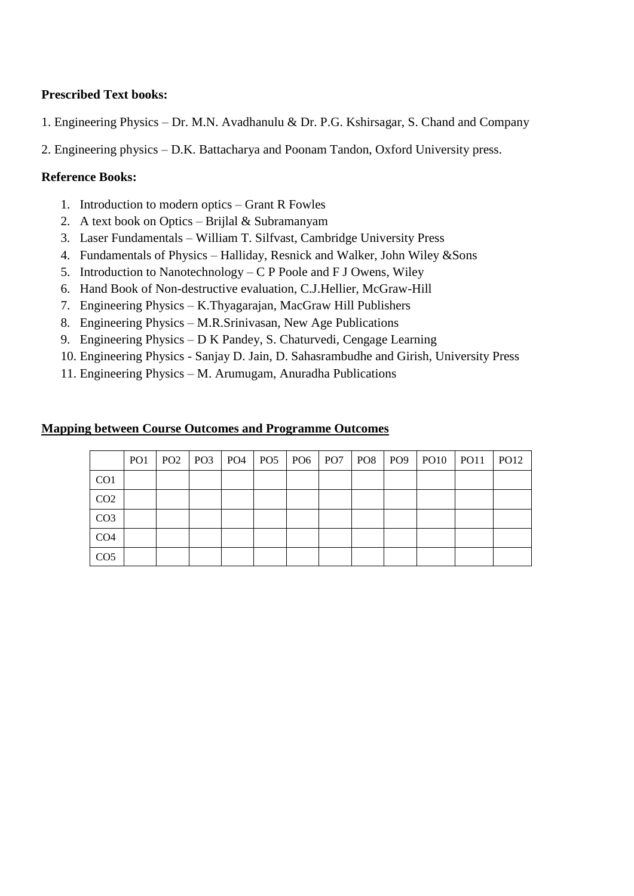**Prescribed Text books:**

1. Engineering Physics – Dr. M.N. Avadhanulu & Dr. P.G. Kshirsagar, S. Chand and Company

2. Engineering physics – D.K. Battacharya and Poonam Tandon, Oxford University press.

**Reference Books:**

1. Introduction to modern optics – Grant R Fowles
2. A text book on Optics – Brijlal & Subramanyam
3. Laser Fundamentals – William T. Silfvast, Cambridge University Press
4. Fundamentals of Physics – Halliday, Resnick and Walker, John Wiley &Sons
5. Introduction to Nanotechnology – C P Poole and F J Owens, Wiley
6. Hand Book of Non-destructive evaluation, C.J.Hellier, McGraw-Hill
7. Engineering Physics – K.Thyagarajan, MacGraw Hill Publishers
8. Engineering Physics – M.R.Srinivasan, New Age Publications
9. Engineering Physics – D K Pandey, S. Chaturvedi, Cengage Learning
10. Engineering Physics - Sanjay D. Jain, D. Sahasrambudhe and Girish, University Press
11. Engineering Physics – M. Arumugam, Anuradha Publications

**Mapping between Course Outcomes and Programme Outcomes**

| | PO1 | PO2 | PO3 | PO4 | PO5 | PO6 | PO7 | PO8 | PO9 | PO10 | PO11 | PO12 |
|---|---|---|---|---|---|---|---|---|---|---|---|---|
| CO1 | | | | | | | | | | | | |
| CO2 | | | | | | | | | | | | |
| CO3 | | | | | | | | | | | | |
| CO4 | | | | | | | | | | | | |
| CO5 | | | | | | | | | | | | |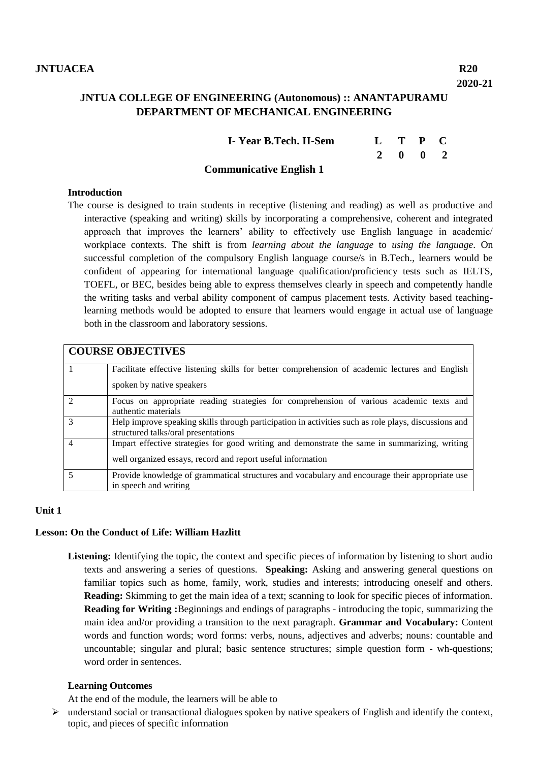**JNTUACEA** **R20 2020-21**

## JNTUA COLLEGE OF ENGINEERING (Autonomous) :: ANANTAPURAMU
## DEPARTMENT OF MECHANICAL ENGINEERING

**I- Year B.Tech. II-Sem**

| L | T | P | C |
|---|---|---|---|
| 2 | 0 | 0 | 2 |

### Communicative English 1

**Introduction**

The course is designed to train students in receptive (listening and reading) as well as productive and interactive (speaking and writing) skills by incorporating a comprehensive, coherent and integrated approach that improves the learners' ability to effectively use English language in academic/ workplace contexts. The shift is from *learning about the language* to *using the language*. On successful completion of the compulsory English language course/s in B.Tech., learners would be confident of appearing for international language qualification/proficiency tests such as IELTS, TOEFL, or BEC, besides being able to express themselves clearly in speech and competently handle the writing tasks and verbal ability component of campus placement tests. Activity based teaching-learning methods would be adopted to ensure that learners would engage in actual use of language both in the classroom and laboratory sessions.

| **COURSE OBJECTIVES** | |
|---|---|
| 1 | Facilitate effective listening skills for better comprehension of academic lectures and English spoken by native speakers |
| 2 | Focus on appropriate reading strategies for comprehension of various academic texts and authentic materials |
| 3 | Help improve speaking skills through participation in activities such as role plays, discussions and structured talks/oral presentations |
| 4 | Impart effective strategies for good writing and demonstrate the same in summarizing, writing well organized essays, record and report useful information |
| 5 | Provide knowledge of grammatical structures and vocabulary and encourage their appropriate use in speech and writing |

**Unit 1**

**Lesson: On the Conduct of Life: William Hazlitt**

**Listening:** Identifying the topic, the context and specific pieces of information by listening to short audio texts and answering a series of questions. **Speaking:** Asking and answering general questions on familiar topics such as home, family, work, studies and interests; introducing oneself and others. **Reading:** Skimming to get the main idea of a text; scanning to look for specific pieces of information. **Reading for Writing :**Beginnings and endings of paragraphs - introducing the topic, summarizing the main idea and/or providing a transition to the next paragraph. **Grammar and Vocabulary:** Content words and function words; word forms: verbs, nouns, adjectives and adverbs; nouns: countable and uncountable; singular and plural; basic sentence structures; simple question form - wh-questions; word order in sentences.

**Learning Outcomes**

At the end of the module, the learners will be able to

- understand social or transactional dialogues spoken by native speakers of English and identify the context, topic, and pieces of specific information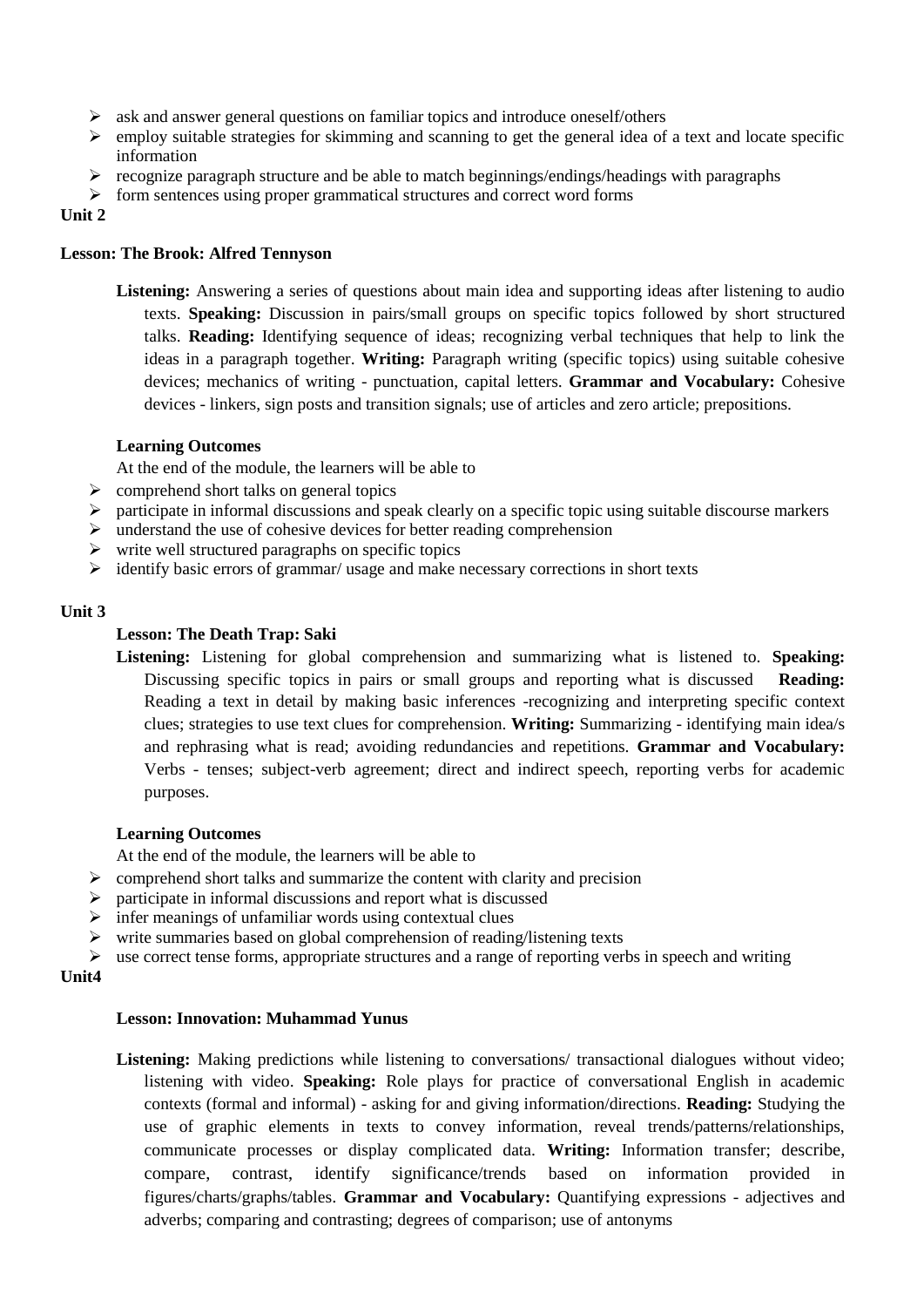- ask and answer general questions on familiar topics and introduce oneself/others
- employ suitable strategies for skimming and scanning to get the general idea of a text and locate specific information
- recognize paragraph structure and be able to match beginnings/endings/headings with paragraphs
- form sentences using proper grammatical structures and correct word forms

**Unit 2**

**Lesson: The Brook: Alfred Tennyson**

**Listening:** Answering a series of questions about main idea and supporting ideas after listening to audio texts. **Speaking:** Discussion in pairs/small groups on specific topics followed by short structured talks. **Reading:** Identifying sequence of ideas; recognizing verbal techniques that help to link the ideas in a paragraph together. **Writing:** Paragraph writing (specific topics) using suitable cohesive devices; mechanics of writing - punctuation, capital letters. **Grammar and Vocabulary:** Cohesive devices - linkers, sign posts and transition signals; use of articles and zero article; prepositions.

**Learning Outcomes**

At the end of the module, the learners will be able to

- comprehend short talks on general topics
- participate in informal discussions and speak clearly on a specific topic using suitable discourse markers
- understand the use of cohesive devices for better reading comprehension
- write well structured paragraphs on specific topics
- identify basic errors of grammar/ usage and make necessary corrections in short texts

**Unit 3**

**Lesson: The Death Trap: Saki**

**Listening:** Listening for global comprehension and summarizing what is listened to. **Speaking:** Discussing specific topics in pairs or small groups and reporting what is discussed **Reading:** Reading a text in detail by making basic inferences -recognizing and interpreting specific context clues; strategies to use text clues for comprehension. **Writing:** Summarizing - identifying main idea/s and rephrasing what is read; avoiding redundancies and repetitions. **Grammar and Vocabulary:** Verbs - tenses; subject-verb agreement; direct and indirect speech, reporting verbs for academic purposes.

**Learning Outcomes**

At the end of the module, the learners will be able to

- comprehend short talks and summarize the content with clarity and precision
- participate in informal discussions and report what is discussed
- infer meanings of unfamiliar words using contextual clues
- write summaries based on global comprehension of reading/listening texts
- use correct tense forms, appropriate structures and a range of reporting verbs in speech and writing

**Unit4**

**Lesson: Innovation: Muhammad Yunus**

**Listening:** Making predictions while listening to conversations/ transactional dialogues without video; listening with video. **Speaking:** Role plays for practice of conversational English in academic contexts (formal and informal) - asking for and giving information/directions. **Reading:** Studying the use of graphic elements in texts to convey information, reveal trends/patterns/relationships, communicate processes or display complicated data. **Writing:** Information transfer; describe, compare, contrast, identify significance/trends based on information provided in figures/charts/graphs/tables. **Grammar and Vocabulary:** Quantifying expressions - adjectives and adverbs; comparing and contrasting; degrees of comparison; use of antonyms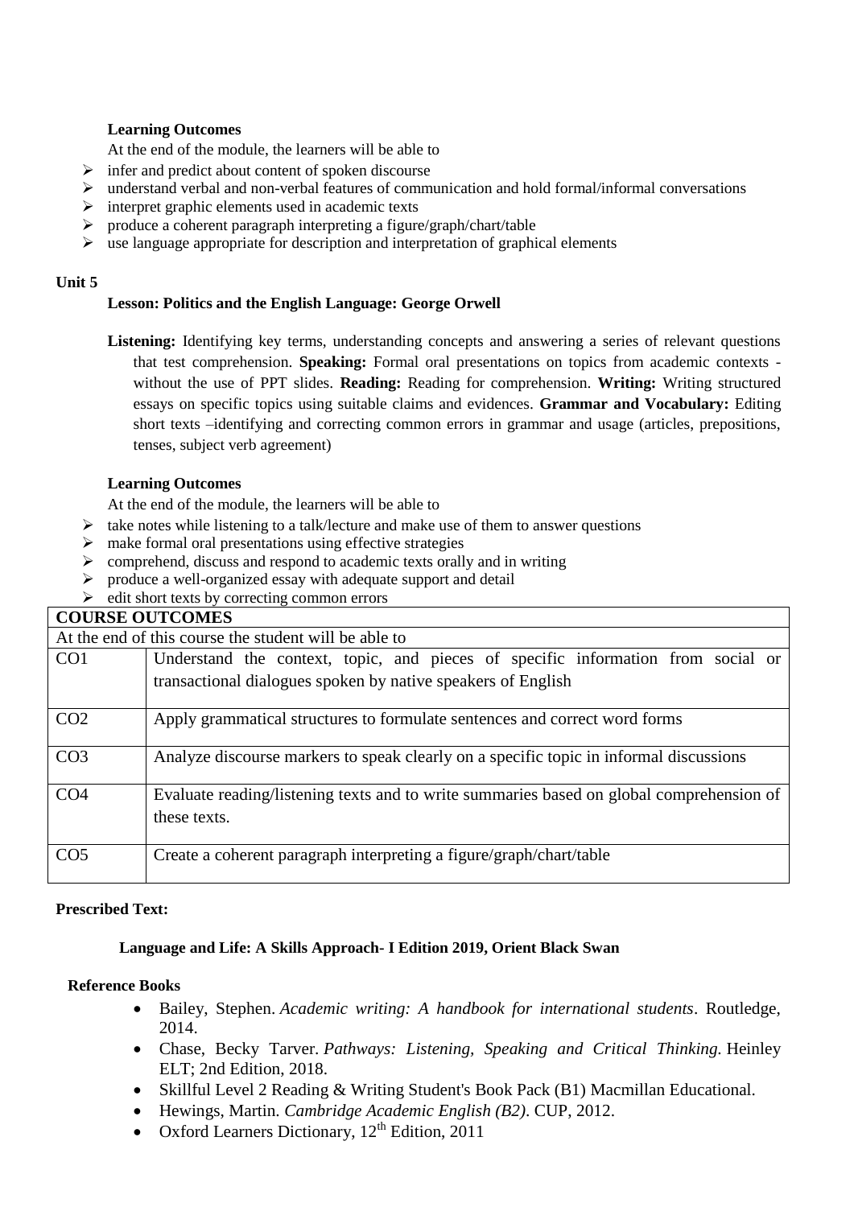**Learning Outcomes**

At the end of the module, the learners will be able to

- infer and predict about content of spoken discourse
- understand verbal and non-verbal features of communication and hold formal/informal conversations
- interpret graphic elements used in academic texts
- produce a coherent paragraph interpreting a figure/graph/chart/table
- use language appropriate for description and interpretation of graphical elements

**Unit 5**

**Lesson: Politics and the English Language: George Orwell**

**Listening:** Identifying key terms, understanding concepts and answering a series of relevant questions that test comprehension. **Speaking:** Formal oral presentations on topics from academic contexts - without the use of PPT slides. **Reading:** Reading for comprehension. **Writing:** Writing structured essays on specific topics using suitable claims and evidences. **Grammar and Vocabulary:** Editing short texts –identifying and correcting common errors in grammar and usage (articles, prepositions, tenses, subject verb agreement)

**Learning Outcomes**

At the end of the module, the learners will be able to

- take notes while listening to a talk/lecture and make use of them to answer questions
- make formal oral presentations using effective strategies
- comprehend, discuss and respond to academic texts orally and in writing
- produce a well-organized essay with adequate support and detail
- edit short texts by correcting common errors

| **COURSE OUTCOMES** | |
|---|---|
| At the end of this course the student will be able to | |
| CO1 | Understand the context, topic, and pieces of specific information from social or transactional dialogues spoken by native speakers of English |
| CO2 | Apply grammatical structures to formulate sentences and correct word forms |
| CO3 | Analyze discourse markers to speak clearly on a specific topic in informal discussions |
| CO4 | Evaluate reading/listening texts and to write summaries based on global comprehension of these texts. |
| CO5 | Create a coherent paragraph interpreting a figure/graph/chart/table |

**Prescribed Text:**

**Language and Life: A Skills Approach- I Edition 2019, Orient Black Swan**

**Reference Books**

- Bailey, Stephen. *Academic writing: A handbook for international students*. Routledge, 2014.
- Chase, Becky Tarver. *Pathways: Listening, Speaking and Critical Thinking.* Heinley ELT; 2nd Edition, 2018.
- Skillful Level 2 Reading & Writing Student's Book Pack (B1) Macmillan Educational.
- Hewings, Martin. *Cambridge Academic English (B2)*. CUP, 2012.
- Oxford Learners Dictionary, 12th Edition, 2011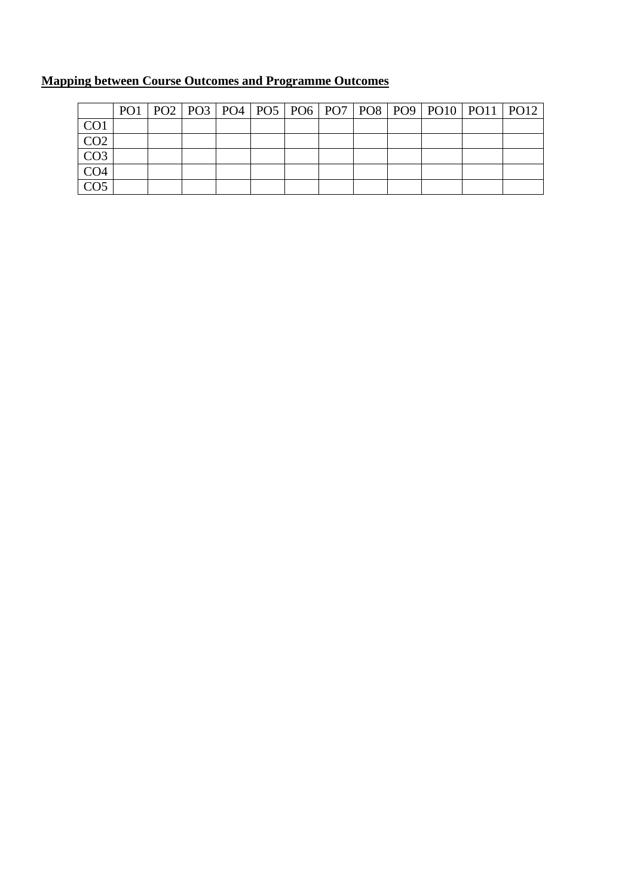**Mapping between Course Outcomes and Programme Outcomes**

| | PO1 | PO2 | PO3 | PO4 | PO5 | PO6 | PO7 | PO8 | PO9 | PO10 | PO11 | PO12 |
|---|---|---|---|---|---|---|---|---|---|---|---|---|
| CO1 | | | | | | | | | | | | |
| CO2 | | | | | | | | | | | | |
| CO3 | | | | | | | | | | | | |
| CO4 | | | | | | | | | | | | |
| CO5 | | | | | | | | | | | | |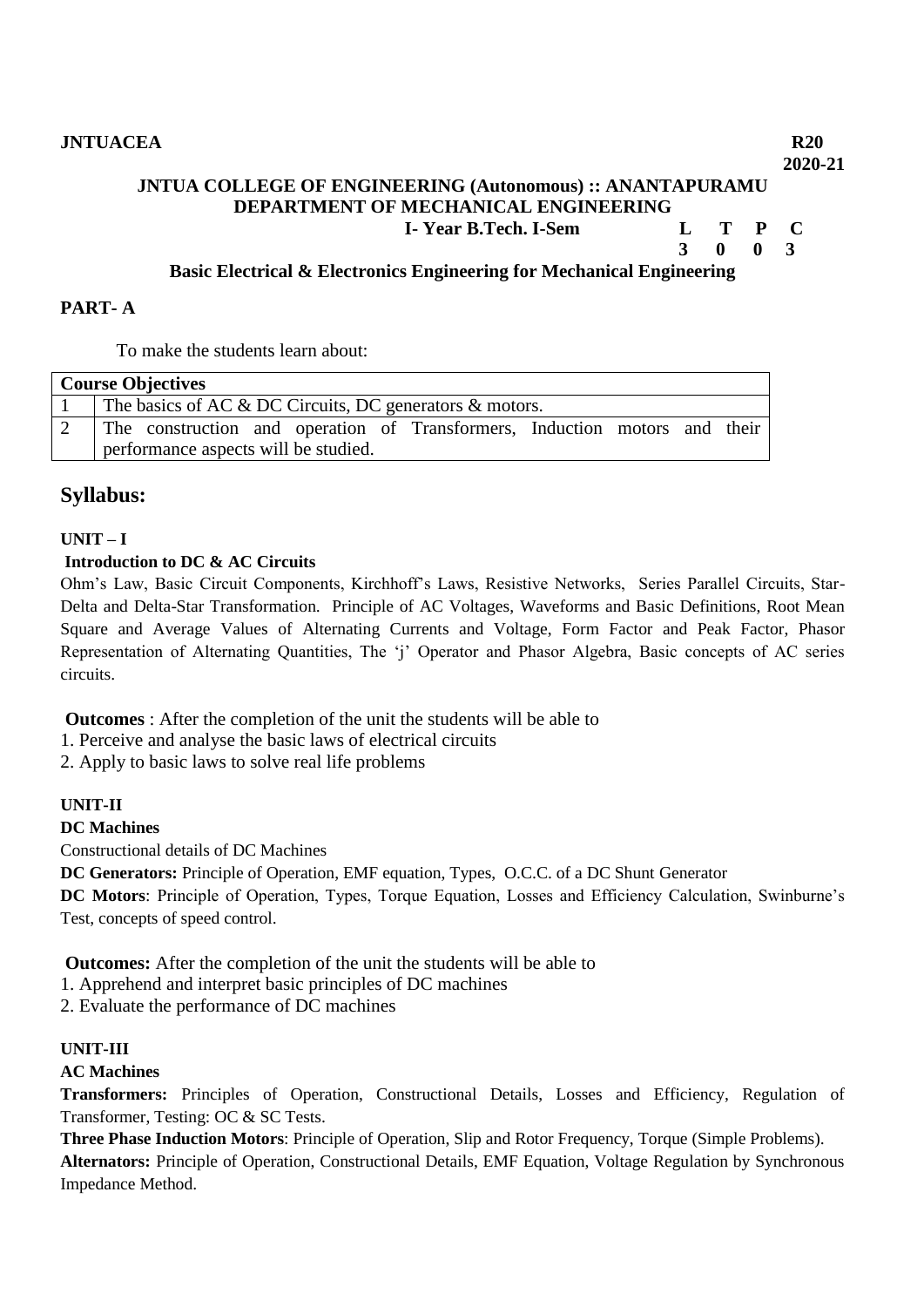**JNTUACEA** **R20**
**2020-21**

**JNTUA COLLEGE OF ENGINEERING (Autonomous) :: ANANTAPURAMU**
**DEPARTMENT OF MECHANICAL ENGINEERING**

**I- Year B.Tech. I-Sem**

| L | T | P | C |
|---|---|---|---|
| 3 | 0 | 0 | 3 |

**Basic Electrical & Electronics Engineering for Mechanical Engineering**

## PART- A

To make the students learn about:

| Course Objectives | |
|---|---|
| 1 | The basics of AC & DC Circuits, DC generators & motors. |
| 2 | The construction and operation of Transformers, Induction motors and their performance aspects will be studied. |

## Syllabus:

**UNIT – I**

**Introduction to DC & AC Circuits**

Ohm's Law, Basic Circuit Components, Kirchhoff's Laws, Resistive Networks, Series Parallel Circuits, Star-Delta and Delta-Star Transformation. Principle of AC Voltages, Waveforms and Basic Definitions, Root Mean Square and Average Values of Alternating Currents and Voltage, Form Factor and Peak Factor, Phasor Representation of Alternating Quantities, The 'j' Operator and Phasor Algebra, Basic concepts of AC series circuits.

**Outcomes** : After the completion of the unit the students will be able to

1. Perceive and analyse the basic laws of electrical circuits
2. Apply to basic laws to solve real life problems

**UNIT-II**

**DC Machines**

Constructional details of DC Machines

**DC Generators:** Principle of Operation, EMF equation, Types, O.C.C. of a DC Shunt Generator

**DC Motors**: Principle of Operation, Types, Torque Equation, Losses and Efficiency Calculation, Swinburne's Test, concepts of speed control.

**Outcomes:** After the completion of the unit the students will be able to

1. Apprehend and interpret basic principles of DC machines
2. Evaluate the performance of DC machines

**UNIT-III**

**AC Machines**

**Transformers:** Principles of Operation, Constructional Details, Losses and Efficiency, Regulation of Transformer, Testing: OC & SC Tests.

**Three Phase Induction Motors**: Principle of Operation, Slip and Rotor Frequency, Torque (Simple Problems).

**Alternators:** Principle of Operation, Constructional Details, EMF Equation, Voltage Regulation by Synchronous Impedance Method.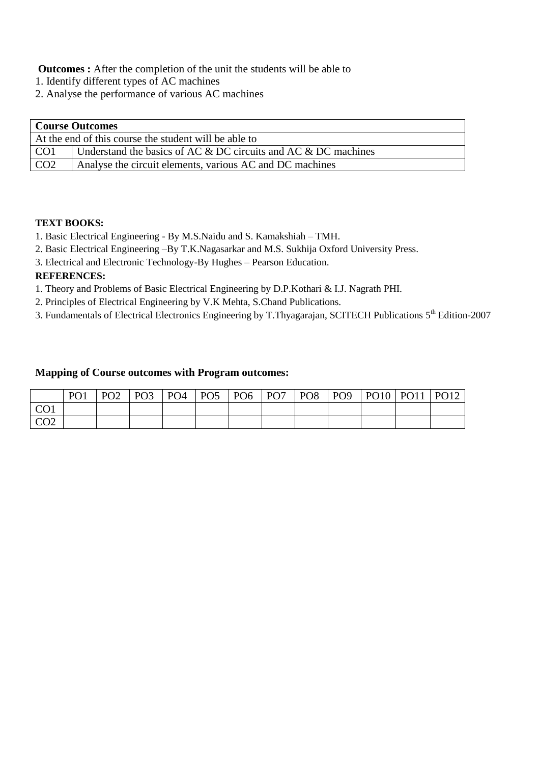**Outcomes :** After the completion of the unit the students will be able to

1. Identify different types of AC machines
2. Analyse the performance of various AC machines

| **Course Outcomes** | |
|---|---|
| At the end of this course the student will be able to | |
| CO1 | Understand the basics of AC & DC circuits and AC & DC machines |
| CO2 | Analyse the circuit elements, various AC and DC machines |

**TEXT BOOKS:**

1. Basic Electrical Engineering - By M.S.Naidu and S. Kamakshiah – TMH.
2. Basic Electrical Engineering –By T.K.Nagasarkar and M.S. Sukhija Oxford University Press.
3. Electrical and Electronic Technology-By Hughes – Pearson Education.

**REFERENCES:**

1. Theory and Problems of Basic Electrical Engineering by D.P.Kothari & I.J. Nagrath PHI.
2. Principles of Electrical Engineering by V.K Mehta, S.Chand Publications.
3. Fundamentals of Electrical Electronics Engineering by T.Thyagarajan, SCITECH Publications 5th Edition-2007

**Mapping of Course outcomes with Program outcomes:**

| | PO1 | PO2 | PO3 | PO4 | PO5 | PO6 | PO7 | PO8 | PO9 | PO10 | PO11 | PO12 |
|---|---|---|---|---|---|---|---|---|---|---|---|---|
| CO1 | | | | | | | | | | | | |
| CO2 | | | | | | | | | | | | |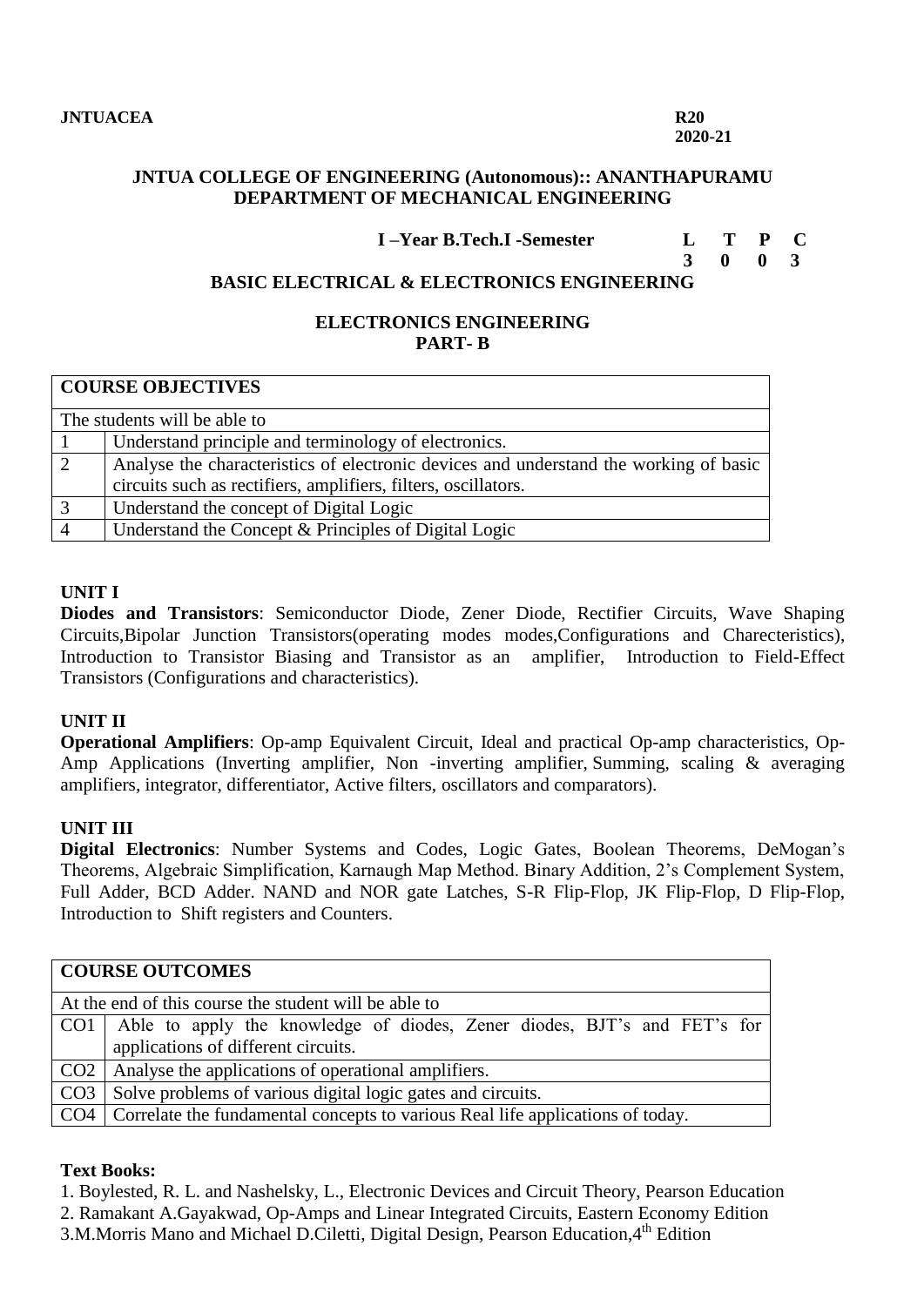**JNTUACEA** **R20**
**2020-21**

## JNTUA COLLEGE OF ENGINEERING (Autonomous):: ANANTHAPURAMU
## DEPARTMENT OF MECHANICAL ENGINEERING

**I –Year B.Tech.I -Semester**

| L | T | P | C |
|---|---|---|---|
| 3 | 0 | 0 | 3 |

### BASIC ELECTRICAL & ELECTRONICS ENGINEERING

### ELECTRONICS ENGINEERING
### PART- B

| COURSE OBJECTIVES | |
|---|---|
| The students will be able to | |
| 1 | Understand principle and terminology of electronics. |
| 2 | Analyse the characteristics of electronic devices and understand the working of basic circuits such as rectifiers, amplifiers, filters, oscillators. |
| 3 | Understand the concept of Digital Logic |
| 4 | Understand the Concept & Principles of Digital Logic |

**UNIT I**

**Diodes and Transistors**: Semiconductor Diode, Zener Diode, Rectifier Circuits, Wave Shaping Circuits,Bipolar Junction Transistors(operating modes modes,Configurations and Charecteristics), Introduction to Transistor Biasing and Transistor as an amplifier, Introduction to Field-Effect Transistors (Configurations and characteristics).

**UNIT II**

**Operational Amplifiers**: Op-amp Equivalent Circuit, Ideal and practical Op-amp characteristics, Op-Amp Applications (Inverting amplifier, Non -inverting amplifier, Summing, scaling & averaging amplifiers, integrator, differentiator, Active filters, oscillators and comparators).

**UNIT III**

**Digital Electronics**: Number Systems and Codes, Logic Gates, Boolean Theorems, DeMogan's Theorems, Algebraic Simplification, Karnaugh Map Method. Binary Addition, 2's Complement System, Full Adder, BCD Adder. NAND and NOR gate Latches, S-R Flip-Flop, JK Flip-Flop, D Flip-Flop, Introduction to Shift registers and Counters.

| COURSE OUTCOMES | |
|---|---|
| At the end of this course the student will be able to | |
| CO1 | Able to apply the knowledge of diodes, Zener diodes, BJT's and FET's for applications of different circuits. |
| CO2 | Analyse the applications of operational amplifiers. |
| CO3 | Solve problems of various digital logic gates and circuits. |
| CO4 | Correlate the fundamental concepts to various Real life applications of today. |

**Text Books:**

1. Boylested, R. L. and Nashelsky, L., Electronic Devices and Circuit Theory, Pearson Education
2. Ramakant A.Gayakwad, Op-Amps and Linear Integrated Circuits, Eastern Economy Edition
3. M.Morris Mano and Michael D.Ciletti, Digital Design, Pearson Education, 4th Edition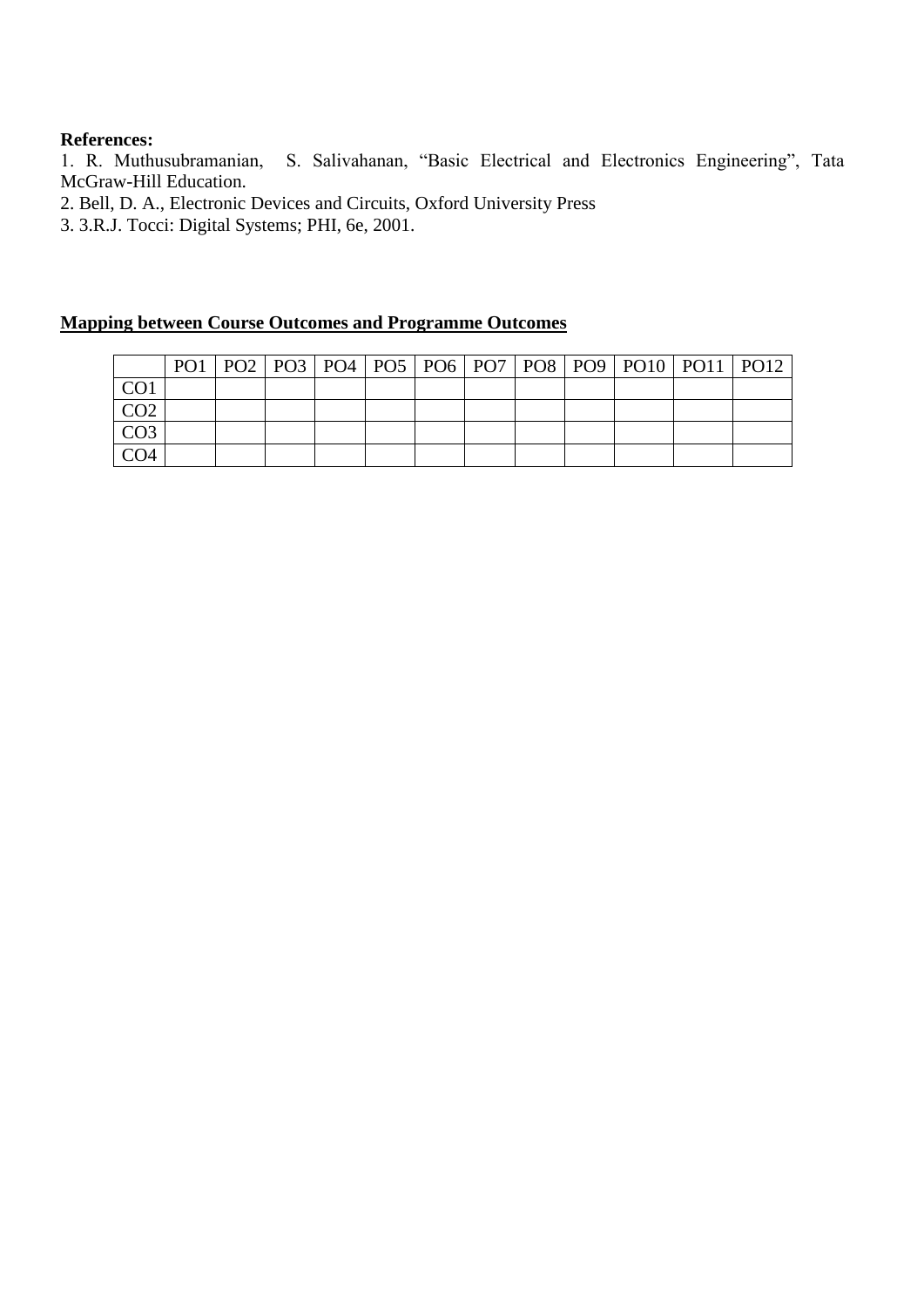**References:**

1. R. Muthusubramanian, S. Salivahanan, "Basic Electrical and Electronics Engineering", Tata McGraw-Hill Education.
2. Bell, D. A., Electronic Devices and Circuits, Oxford University Press
3. 3.R.J. Tocci: Digital Systems; PHI, 6e, 2001.

**<u>Mapping between Course Outcomes and Programme Outcomes</u>**

| | PO1 | PO2 | PO3 | PO4 | PO5 | PO6 | PO7 | PO8 | PO9 | PO10 | PO11 | PO12 |
|---|---|---|---|---|---|---|---|---|---|---|---|---|
| CO1 | | | | | | | | | | | | |
| CO2 | | | | | | | | | | | | |
| CO3 | | | | | | | | | | | | |
| CO4 | | | | | | | | | | | | |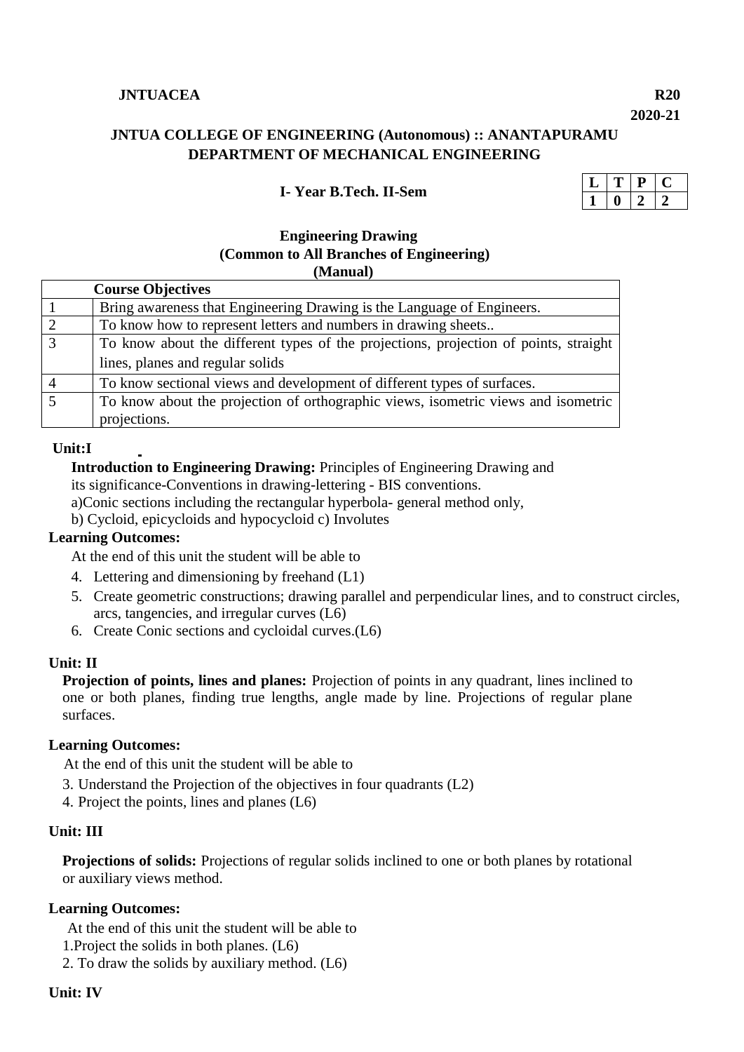**JNTUACEA** **R20**

**2020-21**

## JNTUA COLLEGE OF ENGINEERING (Autonomous) :: ANANTAPURAMU
## DEPARTMENT OF MECHANICAL ENGINEERING

**I- Year B.Tech. II-Sem**

| L | T | P | C |
|---|---|---|---|
| 1 | 0 | 2 | 2 |

### Engineering Drawing
### (Common to All Branches of Engineering)
### (Manual)

| | Course Objectives |
|---|---|
| 1 | Bring awareness that Engineering Drawing is the Language of Engineers. |
| 2 | To know how to represent letters and numbers in drawing sheets.. |
| 3 | To know about the different types of the projections, projection of points, straight lines, planes and regular solids |
| 4 | To know sectional views and development of different types of surfaces. |
| 5 | To know about the projection of orthographic views, isometric views and isometric projections. |

**Unit:I**

**Introduction to Engineering Drawing:** Principles of Engineering Drawing and its significance-Conventions in drawing-lettering - BIS conventions.

a)Conic sections including the rectangular hyperbola- general method only,

b) Cycloid, epicycloids and hypocycloid c) Involutes

**Learning Outcomes:**

At the end of this unit the student will be able to

4. Lettering and dimensioning by freehand (L1)
5. Create geometric constructions; drawing parallel and perpendicular lines, and to construct circles, arcs, tangencies, and irregular curves (L6)
6. Create Conic sections and cycloidal curves.(L6)

**Unit: II**

**Projection of points, lines and planes:** Projection of points in any quadrant, lines inclined to one or both planes, finding true lengths, angle made by line. Projections of regular plane surfaces.

**Learning Outcomes:**

At the end of this unit the student will be able to

3. Understand the Projection of the objectives in four quadrants (L2)
4. Project the points, lines and planes (L6)

**Unit: III**

**Projections of solids:** Projections of regular solids inclined to one or both planes by rotational or auxiliary views method.

**Learning Outcomes:**

At the end of this unit the student will be able to

1.Project the solids in both planes. (L6)

2. To draw the solids by auxiliary method. (L6)

**Unit: IV**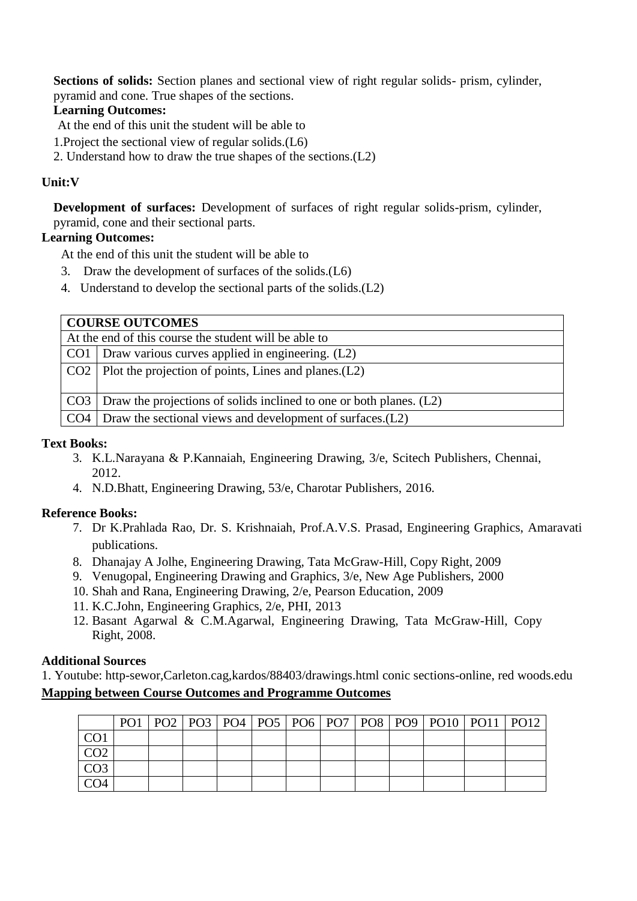**Sections of solids:** Section planes and sectional view of right regular solids- prism, cylinder, pyramid and cone. True shapes of the sections.

**Learning Outcomes:**

At the end of this unit the student will be able to

1.Project the sectional view of regular solids.(L6)

2. Understand how to draw the true shapes of the sections.(L2)

**Unit:V**

**Development of surfaces:** Development of surfaces of right regular solids-prism, cylinder, pyramid, cone and their sectional parts.

**Learning Outcomes:**

At the end of this unit the student will be able to

3. Draw the development of surfaces of the solids.(L6)
4. Understand to develop the sectional parts of the solids.(L2)

| **COURSE OUTCOMES** | |
|---|---|
| At the end of this course the student will be able to | |
| CO1 | Draw various curves applied in engineering. (L2) |
| CO2 | Plot the projection of points, Lines and planes.(L2) |
| CO3 | Draw the projections of solids inclined to one or both planes. (L2) |
| CO4 | Draw the sectional views and development of surfaces.(L2) |

**Text Books:**

3. K.L.Narayana & P.Kannaiah, Engineering Drawing, 3/e, Scitech Publishers, Chennai, 2012.
4. N.D.Bhatt, Engineering Drawing, 53/e, Charotar Publishers, 2016.

**Reference Books:**

7. Dr K.Prahlada Rao, Dr. S. Krishnaiah, Prof.A.V.S. Prasad, Engineering Graphics, Amaravati publications.
8. Dhanajay A Jolhe, Engineering Drawing, Tata McGraw-Hill, Copy Right, 2009
9. Venugopal, Engineering Drawing and Graphics, 3/e, New Age Publishers, 2000
10. Shah and Rana, Engineering Drawing, 2/e, Pearson Education, 2009
11. K.C.John, Engineering Graphics, 2/e, PHI, 2013
12. Basant Agarwal & C.M.Agarwal, Engineering Drawing, Tata McGraw-Hill, Copy Right, 2008.

**Additional Sources**

1. Youtube: http-sewor,Carleton.cag,kardos/88403/drawings.html conic sections-online, red woods.edu

**<u>Mapping between Course Outcomes and Programme Outcomes</u>**

| | PO1 | PO2 | PO3 | PO4 | PO5 | PO6 | PO7 | PO8 | PO9 | PO10 | PO11 | PO12 |
|---|---|---|---|---|---|---|---|---|---|---|---|---|
| CO1 | | | | | | | | | | | | |
| CO2 | | | | | | | | | | | | |
| CO3 | | | | | | | | | | | | |
| CO4 | | | | | | | | | | | | |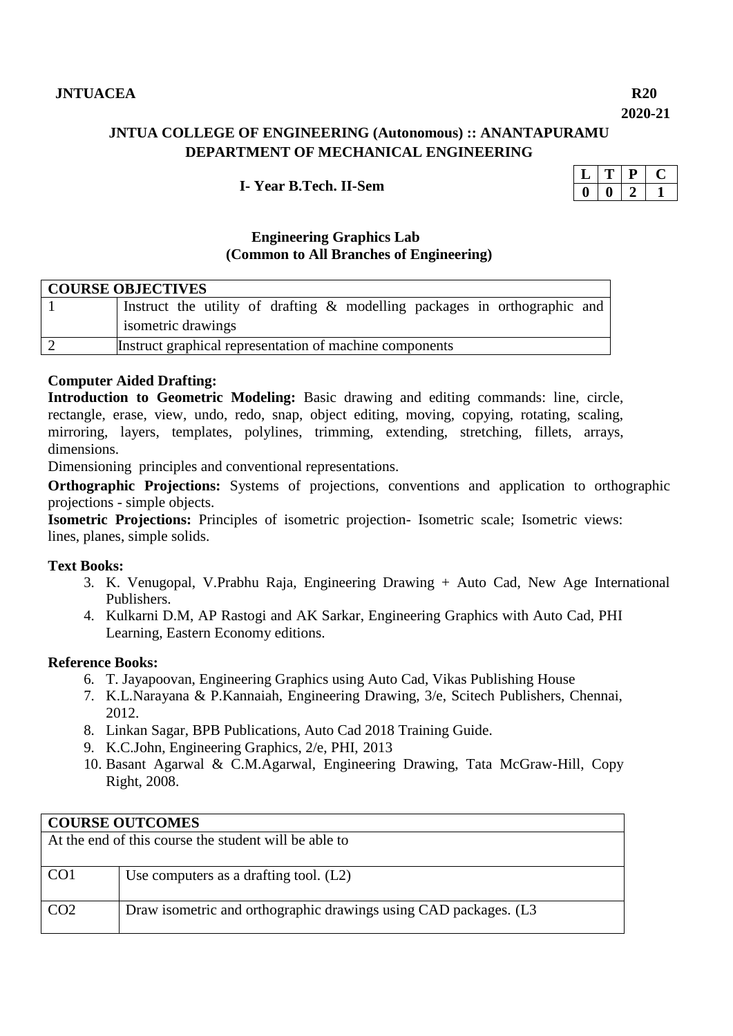**JNTUACEA** **R20**

**2020-21**

**JNTUA COLLEGE OF ENGINEERING (Autonomous) :: ANANTAPURAMU**
**DEPARTMENT OF MECHANICAL ENGINEERING**

**I- Year B.Tech. II-Sem**

| L | T | P | C |
|---|---|---|---|
| 0 | 0 | 2 | 1 |

**Engineering Graphics Lab**
**(Common to All Branches of Engineering)**

| COURSE OBJECTIVES | |
|---|---|
| 1 | Instruct the utility of drafting & modelling packages in orthographic and isometric drawings |
| 2 | Instruct graphical representation of machine components |

**Computer Aided Drafting:**

**Introduction to Geometric Modeling:** Basic drawing and editing commands: line, circle, rectangle, erase, view, undo, redo, snap, object editing, moving, copying, rotating, scaling, mirroring, layers, templates, polylines, trimming, extending, stretching, fillets, arrays, dimensions.

Dimensioning principles and conventional representations.

**Orthographic Projections:** Systems of projections, conventions and application to orthographic projections - simple objects.

**Isometric Projections:** Principles of isometric projection- Isometric scale; Isometric views: lines, planes, simple solids.

**Text Books:**

3. K. Venugopal, V.Prabhu Raja, Engineering Drawing + Auto Cad, New Age International Publishers.
4. Kulkarni D.M, AP Rastogi and AK Sarkar, Engineering Graphics with Auto Cad, PHI Learning, Eastern Economy editions.

**Reference Books:**

6. T. Jayapoovan, Engineering Graphics using Auto Cad, Vikas Publishing House
7. K.L.Narayana & P.Kannaiah, Engineering Drawing, 3/e, Scitech Publishers, Chennai, 2012.
8. Linkan Sagar, BPB Publications, Auto Cad 2018 Training Guide.
9. K.C.John, Engineering Graphics, 2/e, PHI, 2013
10. Basant Agarwal & C.M.Agarwal, Engineering Drawing, Tata McGraw-Hill, Copy Right, 2008.

| COURSE OUTCOMES | |
|---|---|
| At the end of this course the student will be able to | |
| CO1 | Use computers as a drafting tool. (L2) |
| CO2 | Draw isometric and orthographic drawings using CAD packages. (L3 |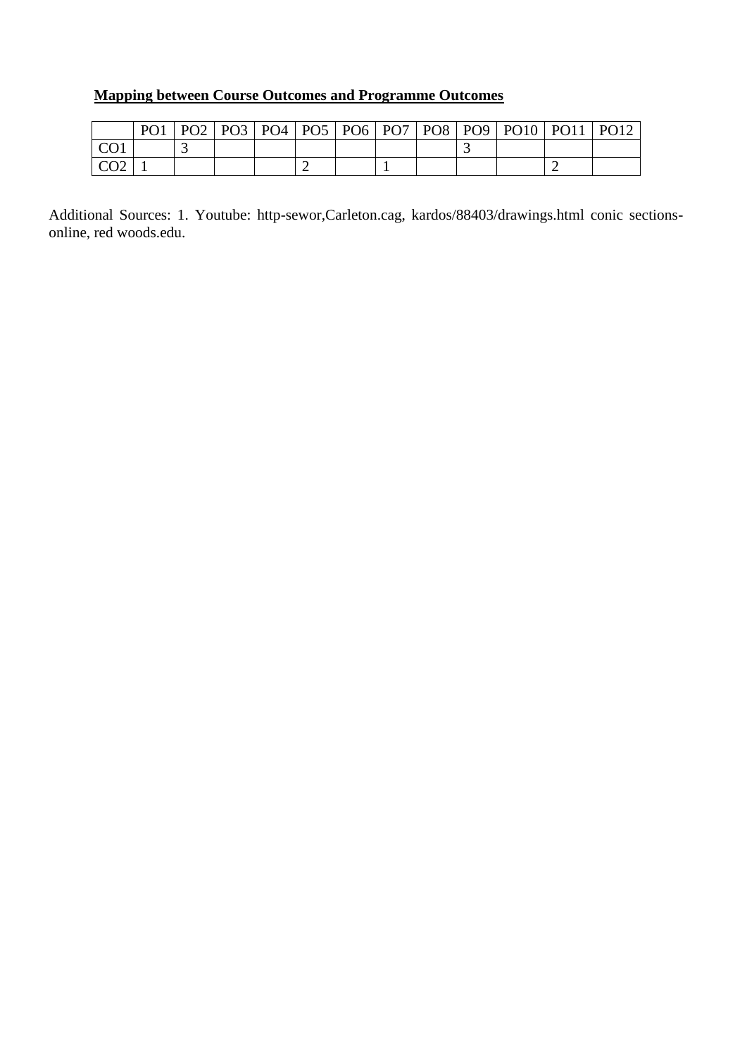**Mapping between Course Outcomes and Programme Outcomes**

| | PO1 | PO2 | PO3 | PO4 | PO5 | PO6 | PO7 | PO8 | PO9 | PO10 | PO11 | PO12 |
|---|---|---|---|---|---|---|---|---|---|---|---|---|
| CO1 | | 3 | | | | | | | 3 | | | |
| CO2 | 1 | | | | 2 | | 1 | | | | 2 | |

Additional Sources: 1. Youtube: http-sewor,Carleton.cag, kardos/88403/drawings.html conic sections-online, red woods.edu.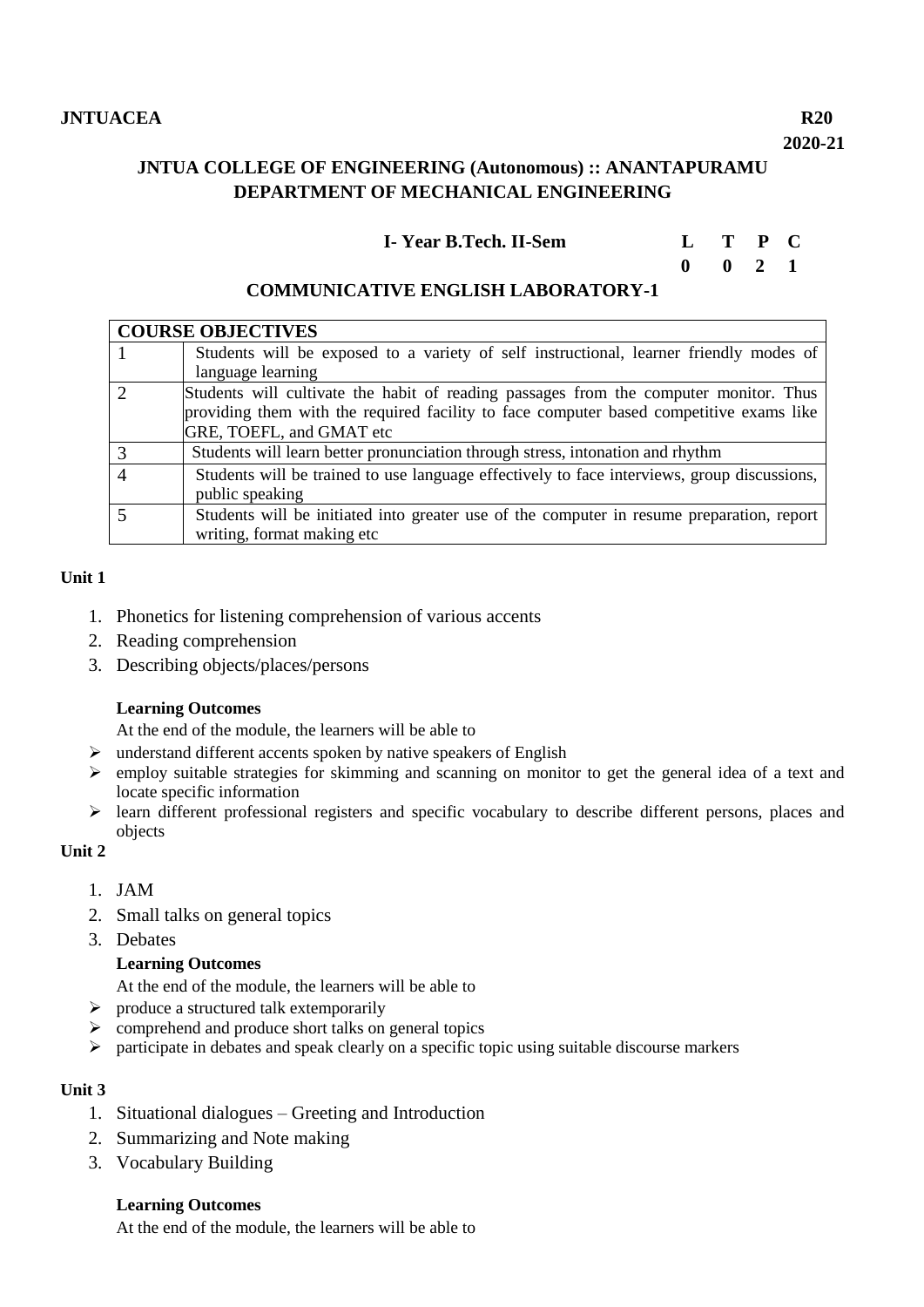**JNTUACEA** **R20**

**2020-21**

**JNTUA COLLEGE OF ENGINEERING (Autonomous) :: ANANTAPURAMU**
**DEPARTMENT OF MECHANICAL ENGINEERING**

**I- Year B.Tech. II-Sem**

| L | T | P | C |
|---|---|---|---|
| 0 | 0 | 2 | 1 |

## COMMUNICATIVE ENGLISH LABORATORY-1

| COURSE OBJECTIVES | |
|---|---|
| 1 | Students will be exposed to a variety of self instructional, learner friendly modes of language learning |
| 2 | Students will cultivate the habit of reading passages from the computer monitor. Thus providing them with the required facility to face computer based competitive exams like GRE, TOEFL, and GMAT etc |
| 3 | Students will learn better pronunciation through stress, intonation and rhythm |
| 4 | Students will be trained to use language effectively to face interviews, group discussions, public speaking |
| 5 | Students will be initiated into greater use of the computer in resume preparation, report writing, format making etc |

**Unit 1**

1. Phonetics for listening comprehension of various accents
2. Reading comprehension
3. Describing objects/places/persons

**Learning Outcomes**

At the end of the module, the learners will be able to

- understand different accents spoken by native speakers of English
- employ suitable strategies for skimming and scanning on monitor to get the general idea of a text and locate specific information
- learn different professional registers and specific vocabulary to describe different persons, places and objects

**Unit 2**

1. JAM
2. Small talks on general topics
3. Debates

**Learning Outcomes**

At the end of the module, the learners will be able to

- produce a structured talk extemporarily
- comprehend and produce short talks on general topics
- participate in debates and speak clearly on a specific topic using suitable discourse markers

**Unit 3**

1. Situational dialogues – Greeting and Introduction
2. Summarizing and Note making
3. Vocabulary Building

**Learning Outcomes**

At the end of the module, the learners will be able to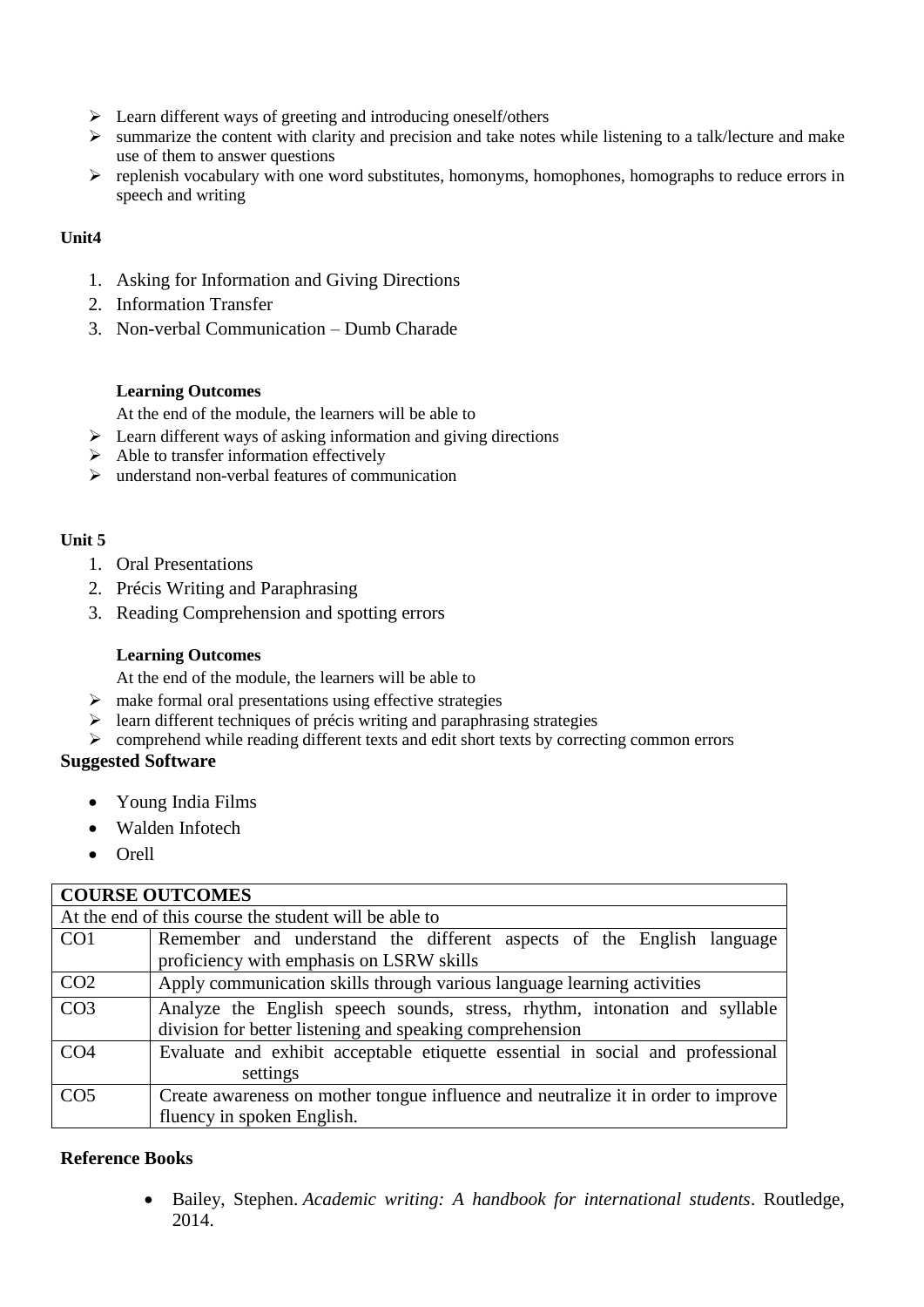- Learn different ways of greeting and introducing oneself/others
- summarize the content with clarity and precision and take notes while listening to a talk/lecture and make use of them to answer questions
- replenish vocabulary with one word substitutes, homonyms, homophones, homographs to reduce errors in speech and writing

**Unit4**

1. Asking for Information and Giving Directions
2. Information Transfer
3. Non-verbal Communication – Dumb Charade

**Learning Outcomes**

At the end of the module, the learners will be able to

- Learn different ways of asking information and giving directions
- Able to transfer information effectively
- understand non-verbal features of communication

**Unit 5**

1. Oral Presentations
2. Précis Writing and Paraphrasing
3. Reading Comprehension and spotting errors

**Learning Outcomes**

At the end of the module, the learners will be able to

- make formal oral presentations using effective strategies
- learn different techniques of précis writing and paraphrasing strategies
- comprehend while reading different texts and edit short texts by correcting common errors

**Suggested Software**

- Young India Films
- Walden Infotech
- Orell

| **COURSE OUTCOMES** | |
|---|---|
| At the end of this course the student will be able to | |
| CO1 | Remember and understand the different aspects of the English language proficiency with emphasis on LSRW skills |
| CO2 | Apply communication skills through various language learning activities |
| CO3 | Analyze the English speech sounds, stress, rhythm, intonation and syllable division for better listening and speaking comprehension |
| CO4 | Evaluate and exhibit acceptable etiquette essential in social and professional settings |
| CO5 | Create awareness on mother tongue influence and neutralize it in order to improve fluency in spoken English. |

**Reference Books**

- Bailey, Stephen. *Academic writing: A handbook for international students*. Routledge, 2014.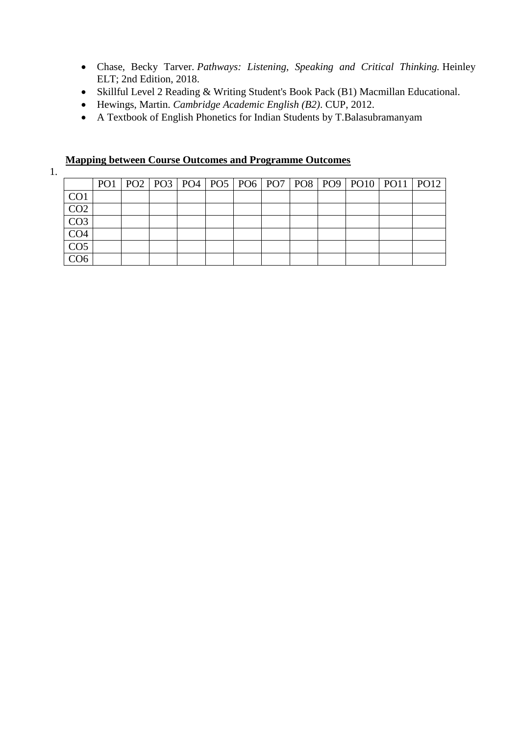- Chase, Becky Tarver. *Pathways: Listening, Speaking and Critical Thinking.* Heinley ELT; 2nd Edition, 2018.
- Skillful Level 2 Reading & Writing Student's Book Pack (B1) Macmillan Educational.
- Hewings, Martin. *Cambridge Academic English (B2)*. CUP, 2012.
- A Textbook of English Phonetics for Indian Students by T.Balasubramanyam

**Mapping between Course Outcomes and Programme Outcomes**

1.

| | PO1 | PO2 | PO3 | PO4 | PO5 | PO6 | PO7 | PO8 | PO9 | PO10 | PO11 | PO12 |
|---|---|---|---|---|---|---|---|---|---|---|---|---|
| CO1 | | | | | | | | | | | | |
| CO2 | | | | | | | | | | | | |
| CO3 | | | | | | | | | | | | |
| CO4 | | | | | | | | | | | | |
| CO5 | | | | | | | | | | | | |
| CO6 | | | | | | | | | | | | |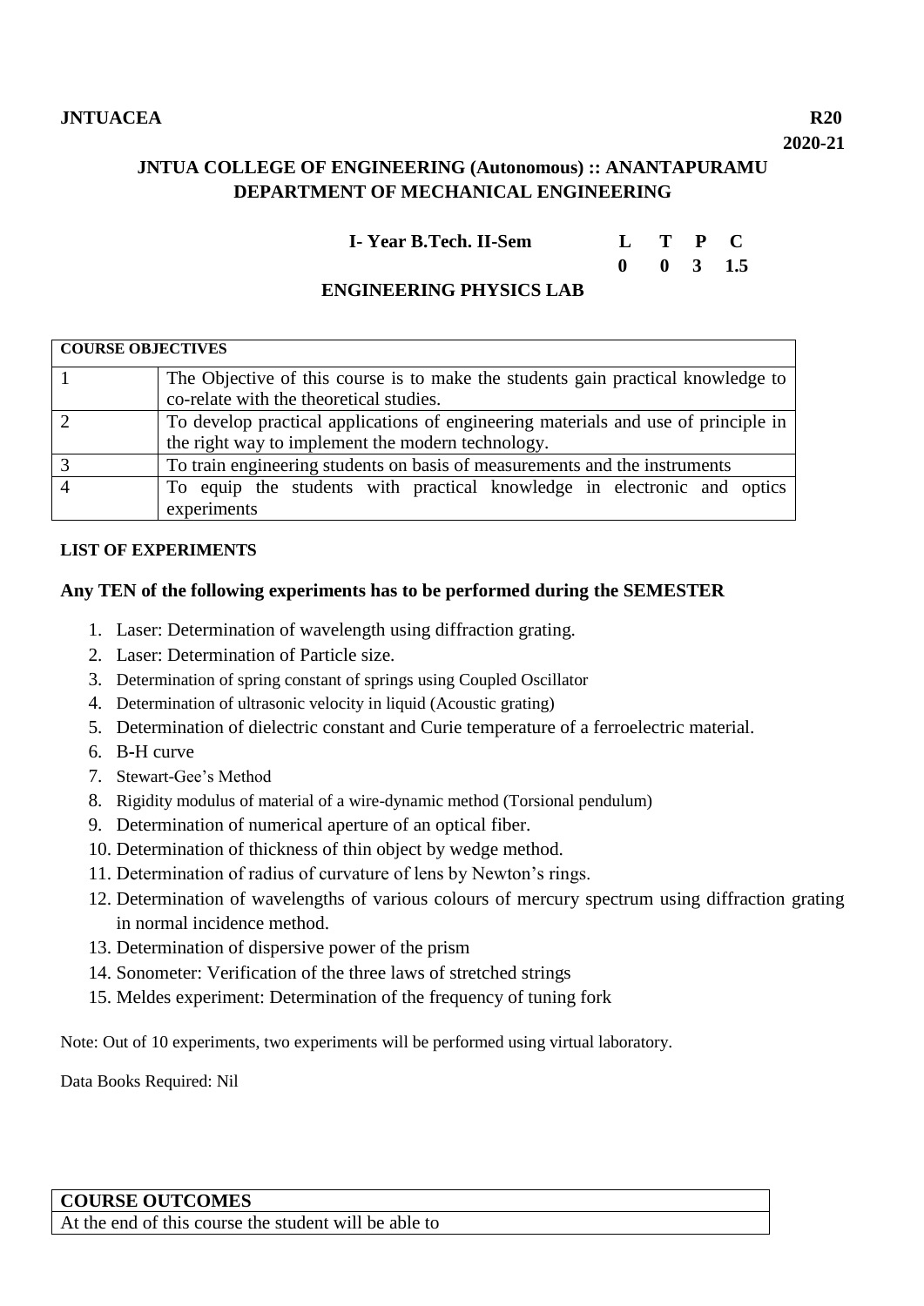**JNTUACEA** **R20**

**2020-21**

## JNTUA COLLEGE OF ENGINEERING (Autonomous) :: ANANTAPURAMU
## DEPARTMENT OF MECHANICAL ENGINEERING

| I- Year B.Tech. II-Sem | L | T | P | C |
|---|---|---|---|---|
| | 0 | 0 | 3 | 1.5 |

## ENGINEERING PHYSICS LAB

| COURSE OBJECTIVES | |
|---|---|
| 1 | The Objective of this course is to make the students gain practical knowledge to co-relate with the theoretical studies. |
| 2 | To develop practical applications of engineering materials and use of principle in the right way to implement the modern technology. |
| 3 | To train engineering students on basis of measurements and the instruments |
| 4 | To equip the students with practical knowledge in electronic and optics experiments |

**LIST OF EXPERIMENTS**

**Any TEN of the following experiments has to be performed during the SEMESTER**

1. Laser: Determination of wavelength using diffraction grating.
2. Laser: Determination of Particle size.
3. Determination of spring constant of springs using Coupled Oscillator
4. Determination of ultrasonic velocity in liquid (Acoustic grating)
5. Determination of dielectric constant and Curie temperature of a ferroelectric material.
6. B-H curve
7. Stewart-Gee's Method
8. Rigidity modulus of material of a wire-dynamic method (Torsional pendulum)
9. Determination of numerical aperture of an optical fiber.
10. Determination of thickness of thin object by wedge method.
11. Determination of radius of curvature of lens by Newton's rings.
12. Determination of wavelengths of various colours of mercury spectrum using diffraction grating in normal incidence method.
13. Determination of dispersive power of the prism
14. Sonometer: Verification of the three laws of stretched strings
15. Meldes experiment: Determination of the frequency of tuning fork

Note: Out of 10 experiments, two experiments will be performed using virtual laboratory.

Data Books Required: Nil

| COURSE OUTCOMES |
|---|
| At the end of this course the student will be able to |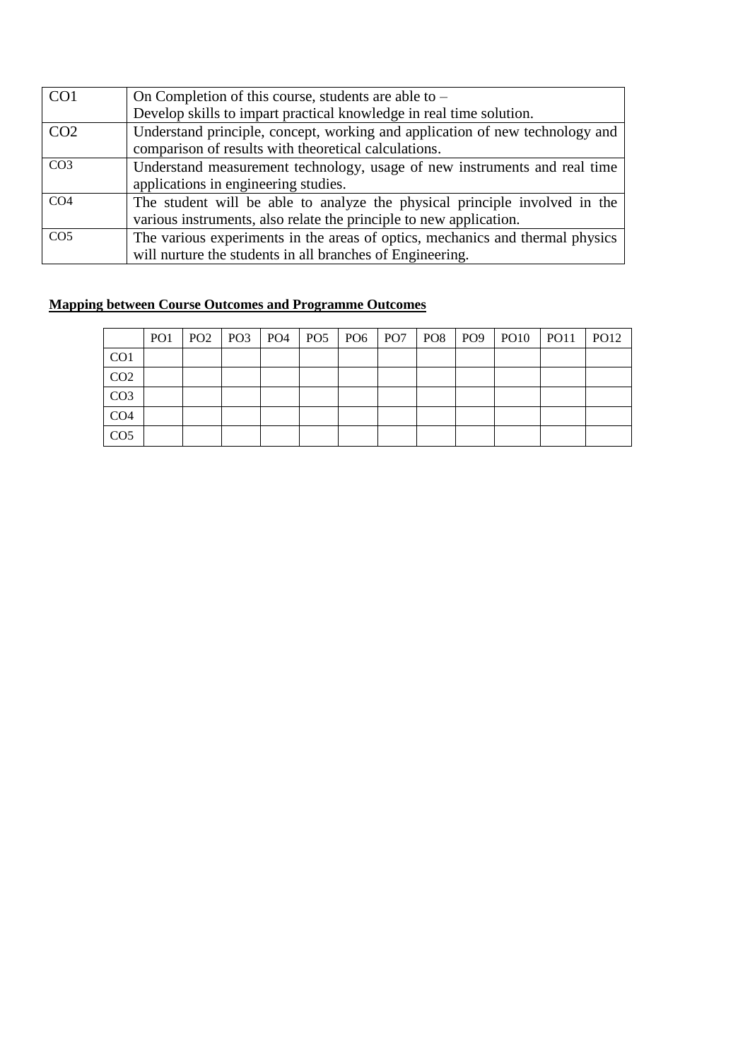| CO1 | On Completion of this course, students are able to – Develop skills to impart practical knowledge in real time solution. |
|---|---|
| CO2 | Understand principle, concept, working and application of new technology and comparison of results with theoretical calculations. |
| CO3 | Understand measurement technology, usage of new instruments and real time applications in engineering studies. |
| CO4 | The student will be able to analyze the physical principle involved in the various instruments, also relate the principle to new application. |
| CO5 | The various experiments in the areas of optics, mechanics and thermal physics will nurture the students in all branches of Engineering. |

**Mapping between Course Outcomes and Programme Outcomes**

| | PO1 | PO2 | PO3 | PO4 | PO5 | PO6 | PO7 | PO8 | PO9 | PO10 | PO11 | PO12 |
|---|---|---|---|---|---|---|---|---|---|---|---|---|
| CO1 | | | | | | | | | | | | |
| CO2 | | | | | | | | | | | | |
| CO3 | | | | | | | | | | | | |
| CO4 | | | | | | | | | | | | |
| CO5 | | | | | | | | | | | | |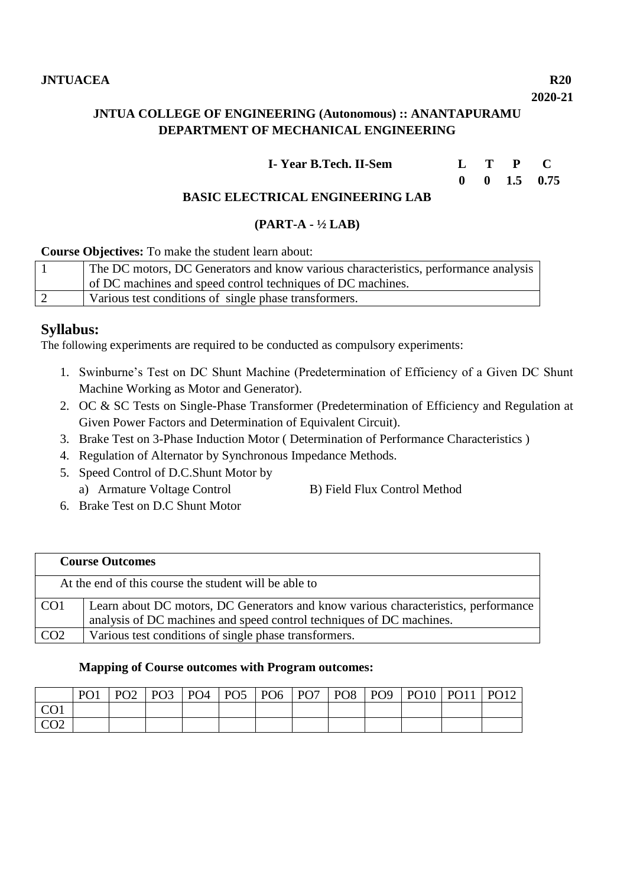**JNTUACEA** **R20**

**2020-21**

**JNTUA COLLEGE OF ENGINEERING (Autonomous) :: ANANTAPURAMU**
**DEPARTMENT OF MECHANICAL ENGINEERING**

| **I- Year B.Tech. II-Sem** | **L** | **T** | **P** | **C** |
|---|---|---|---|---|
| | **0** | **0** | **1.5** | **0.75** |

**BASIC ELECTRICAL ENGINEERING LAB**

**(PART-A - ½ LAB)**

**Course Objectives:** To make the student learn about:

| | |
|---|---|
| 1 | The DC motors, DC Generators and know various characteristics, performance analysis of DC machines and speed control techniques of DC machines. |
| 2 | Various test conditions of single phase transformers. |

## Syllabus:

The following experiments are required to be conducted as compulsory experiments:

1. Swinburne's Test on DC Shunt Machine (Predetermination of Efficiency of a Given DC Shunt Machine Working as Motor and Generator).
2. OC & SC Tests on Single-Phase Transformer (Predetermination of Efficiency and Regulation at Given Power Factors and Determination of Equivalent Circuit).
3. Brake Test on 3-Phase Induction Motor ( Determination of Performance Characteristics )
4. Regulation of Alternator by Synchronous Impedance Methods.
5. Speed Control of D.C.Shunt Motor by
   a) Armature Voltage Control B) Field Flux Control Method
6. Brake Test on D.C Shunt Motor

| **Course Outcomes** | |
|---|---|
| At the end of this course the student will be able to | |
| CO1 | Learn about DC motors, DC Generators and know various characteristics, performance analysis of DC machines and speed control techniques of DC machines. |
| CO2 | Various test conditions of single phase transformers. |

**Mapping of Course outcomes with Program outcomes:**

| | PO1 | PO2 | PO3 | PO4 | PO5 | PO6 | PO7 | PO8 | PO9 | PO10 | PO11 | PO12 |
|---|---|---|---|---|---|---|---|---|---|---|---|---|
| CO1 | | | | | | | | | | | | |
| CO2 | | | | | | | | | | | | |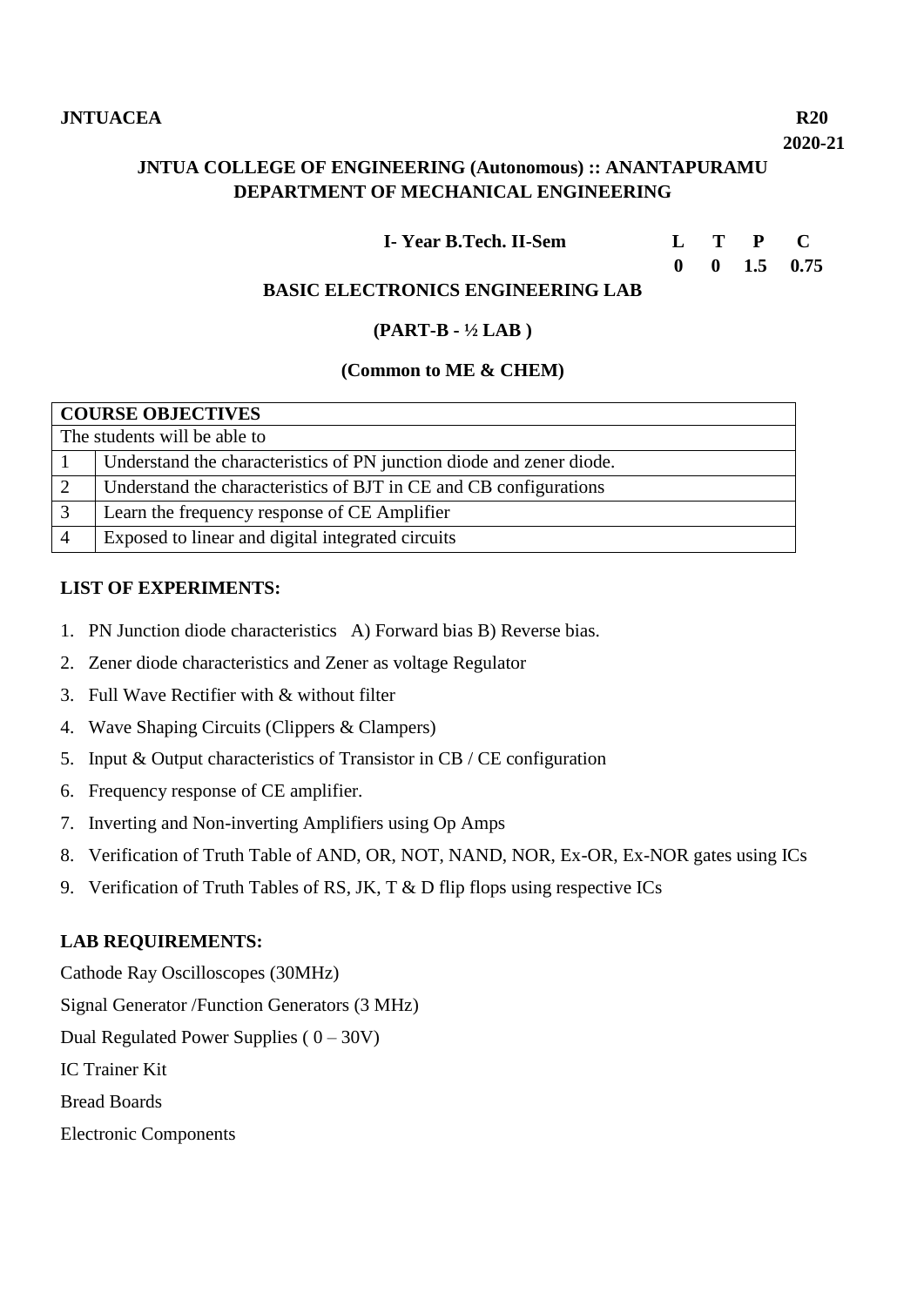**JNTUACEA** **R20**

**2020-21**

## JNTUA COLLEGE OF ENGINEERING (Autonomous) :: ANANTAPURAMU
## DEPARTMENT OF MECHANICAL ENGINEERING

| I- Year B.Tech. II-Sem | L | T | P | C |
|---|---|---|---|---|
| | 0 | 0 | 1.5 | 0.75 |

### BASIC ELECTRONICS ENGINEERING LAB

**(PART-B - ½ LAB )**

**(Common to ME & CHEM)**

| COURSE OBJECTIVES | |
|---|---|
| The students will be able to | |
| 1 | Understand the characteristics of PN junction diode and zener diode. |
| 2 | Understand the characteristics of BJT in CE and CB configurations |
| 3 | Learn the frequency response of CE Amplifier |
| 4 | Exposed to linear and digital integrated circuits |

**LIST OF EXPERIMENTS:**

1. PN Junction diode characteristics A) Forward bias B) Reverse bias.
2. Zener diode characteristics and Zener as voltage Regulator
3. Full Wave Rectifier with & without filter
4. Wave Shaping Circuits (Clippers & Clampers)
5. Input & Output characteristics of Transistor in CB / CE configuration
6. Frequency response of CE amplifier.
7. Inverting and Non-inverting Amplifiers using Op Amps
8. Verification of Truth Table of AND, OR, NOT, NAND, NOR, Ex-OR, Ex-NOR gates using ICs
9. Verification of Truth Tables of RS, JK, T & D flip flops using respective ICs

**LAB REQUIREMENTS:**

Cathode Ray Oscilloscopes (30MHz)

Signal Generator /Function Generators (3 MHz)

Dual Regulated Power Supplies ( 0 – 30V)

IC Trainer Kit

Bread Boards

Electronic Components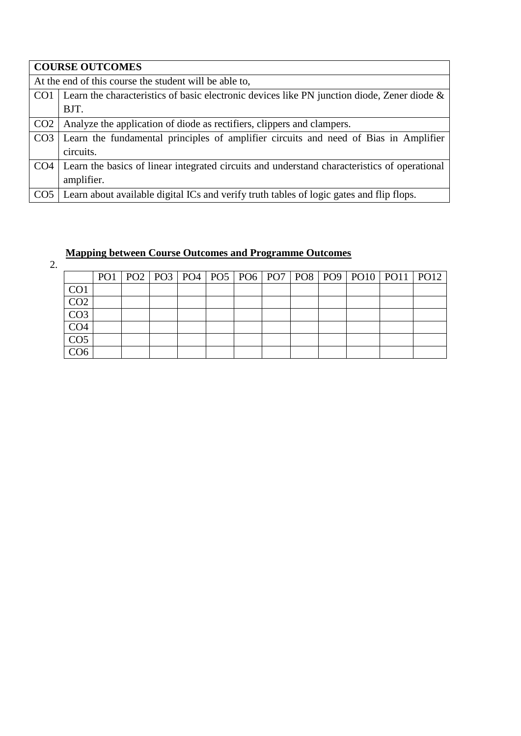| **COURSE OUTCOMES** | |
|---|---|
| At the end of this course the student will be able to, | |
| CO1 | Learn the characteristics of basic electronic devices like PN junction diode, Zener diode & BJT. |
| CO2 | Analyze the application of diode as rectifiers, clippers and clampers. |
| CO3 | Learn the fundamental principles of amplifier circuits and need of Bias in Amplifier circuits. |
| CO4 | Learn the basics of linear integrated circuits and understand characteristics of operational amplifier. |
| CO5 | Learn about available digital ICs and verify truth tables of logic gates and flip flops. |

2. **Mapping between Course Outcomes and Programme Outcomes**

| | PO1 | PO2 | PO3 | PO4 | PO5 | PO6 | PO7 | PO8 | PO9 | PO10 | PO11 | PO12 |
|---|---|---|---|---|---|---|---|---|---|---|---|---|
| CO1 | | | | | | | | | | | | |
| CO2 | | | | | | | | | | | | |
| CO3 | | | | | | | | | | | | |
| CO4 | | | | | | | | | | | | |
| CO5 | | | | | | | | | | | | |
| CO6 | | | | | | | | | | | | |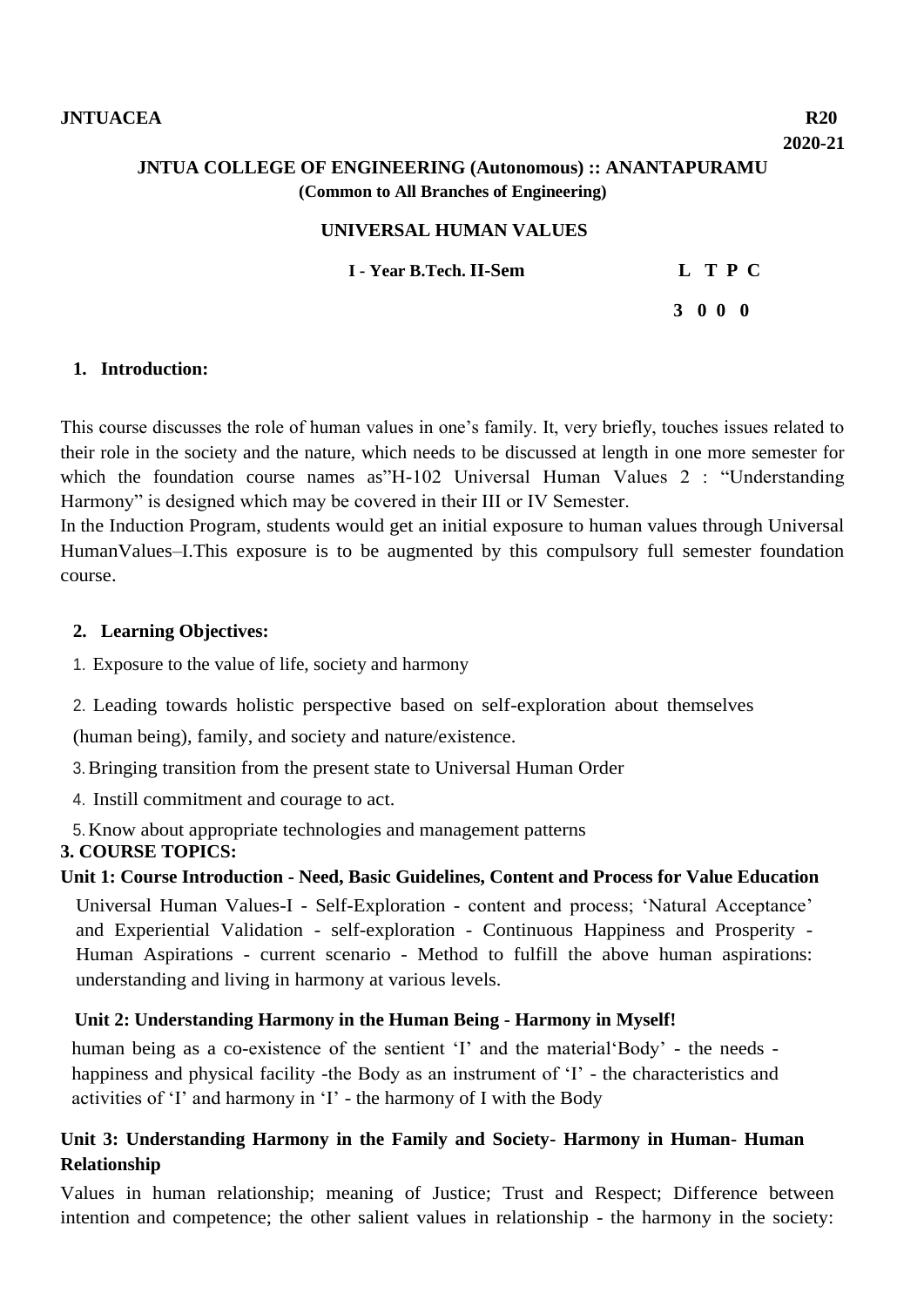**JNTUACEA** **R20**

**2020-21**

**JNTUA COLLEGE OF ENGINEERING (Autonomous) :: ANANTAPURAMU**
**(Common to All Branches of Engineering)**

**UNIVERSAL HUMAN VALUES**

**I - Year B.Tech. II-Sem** **L T P C**

**3 0 0 0**

## 1. Introduction:

This course discusses the role of human values in one's family. It, very briefly, touches issues related to their role in the society and the nature, which needs to be discussed at length in one more semester for which the foundation course names as"H-102 Universal Human Values 2 : "Understanding Harmony" is designed which may be covered in their III or IV Semester.

In the Induction Program, students would get an initial exposure to human values through Universal HumanValues–I.This exposure is to be augmented by this compulsory full semester foundation course.

## 2. Learning Objectives:

1. Exposure to the value of life, society and harmony
2. Leading towards holistic perspective based on self-exploration about themselves (human being), family, and society and nature/existence.
3. Bringing transition from the present state to Universal Human Order
4. Instill commitment and courage to act.
5. Know about appropriate technologies and management patterns

## 3. COURSE TOPICS:

**Unit 1: Course Introduction - Need, Basic Guidelines, Content and Process for Value Education**

Universal Human Values-I - Self-Exploration - content and process; 'Natural Acceptance' and Experiential Validation - self-exploration - Continuous Happiness and Prosperity - Human Aspirations - current scenario - Method to fulfill the above human aspirations: understanding and living in harmony at various levels.

**Unit 2: Understanding Harmony in the Human Being - Harmony in Myself!**

human being as a co-existence of the sentient 'I' and the material'Body' - the needs - happiness and physical facility -the Body as an instrument of 'I' - the characteristics and activities of 'I' and harmony in 'I' - the harmony of I with the Body

**Unit 3: Understanding Harmony in the Family and Society- Harmony in Human- Human Relationship**

Values in human relationship; meaning of Justice; Trust and Respect; Difference between intention and competence; the other salient values in relationship - the harmony in the society: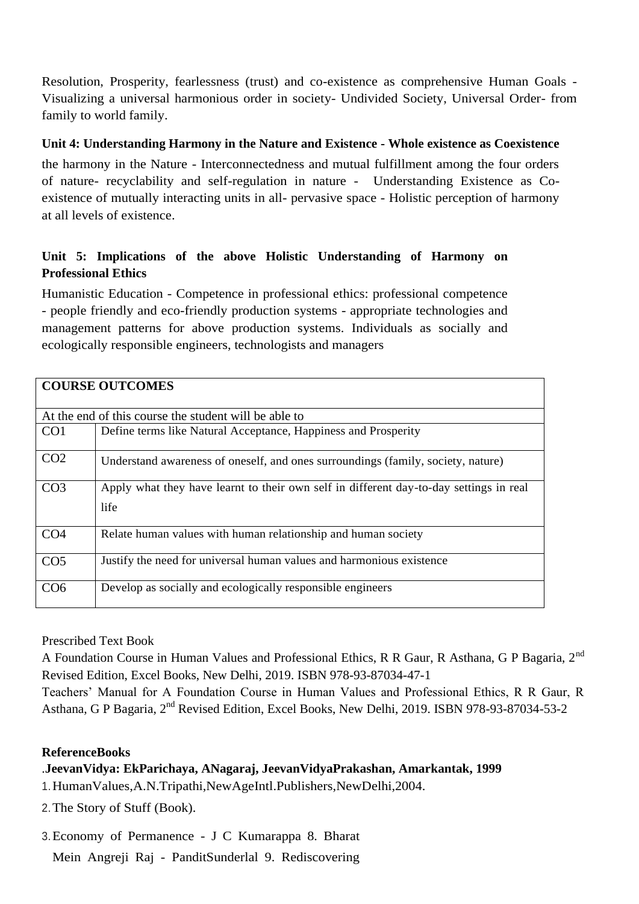Resolution, Prosperity, fearlessness (trust) and co-existence as comprehensive Human Goals - Visualizing a universal harmonious order in society- Undivided Society, Universal Order- from family to world family.

**Unit 4: Understanding Harmony in the Nature and Existence - Whole existence as Coexistence**

the harmony in the Nature - Interconnectedness and mutual fulfillment among the four orders of nature- recyclability and self-regulation in nature - Understanding Existence as Co-existence of mutually interacting units in all- pervasive space - Holistic perception of harmony at all levels of existence.

**Unit 5: Implications of the above Holistic Understanding of Harmony on Professional Ethics**

Humanistic Education - Competence in professional ethics: professional competence - people friendly and eco-friendly production systems - appropriate technologies and management patterns for above production systems. Individuals as socially and ecologically responsible engineers, technologists and managers

| **COURSE OUTCOMES** | |
|---|---|
| At the end of this course the student will be able to | |
| CO1 | Define terms like Natural Acceptance, Happiness and Prosperity |
| CO2 | Understand awareness of oneself, and ones surroundings (family, society, nature) |
| CO3 | Apply what they have learnt to their own self in different day-to-day settings in real life |
| CO4 | Relate human values with human relationship and human society |
| CO5 | Justify the need for universal human values and harmonious existence |
| CO6 | Develop as socially and ecologically responsible engineers |

Prescribed Text Book

A Foundation Course in Human Values and Professional Ethics, R R Gaur, R Asthana, G P Bagaria, 2nd Revised Edition, Excel Books, New Delhi, 2019. ISBN 978-93-87034-47-1

Teachers' Manual for A Foundation Course in Human Values and Professional Ethics, R R Gaur, R Asthana, G P Bagaria, 2nd Revised Edition, Excel Books, New Delhi, 2019. ISBN 978-93-87034-53-2

**ReferenceBooks**

.**JeevanVidya: EkParichaya, ANagaraj, JeevanVidyaPrakashan, Amarkantak, 1999**

1. HumanValues,A.N.Tripathi,NewAgeIntl.Publishers,NewDelhi,2004.
2. The Story of Stuff (Book).
3. Economy of Permanence - J C Kumarappa 8. Bharat Mein Angreji Raj - PanditSunderlal 9. Rediscovering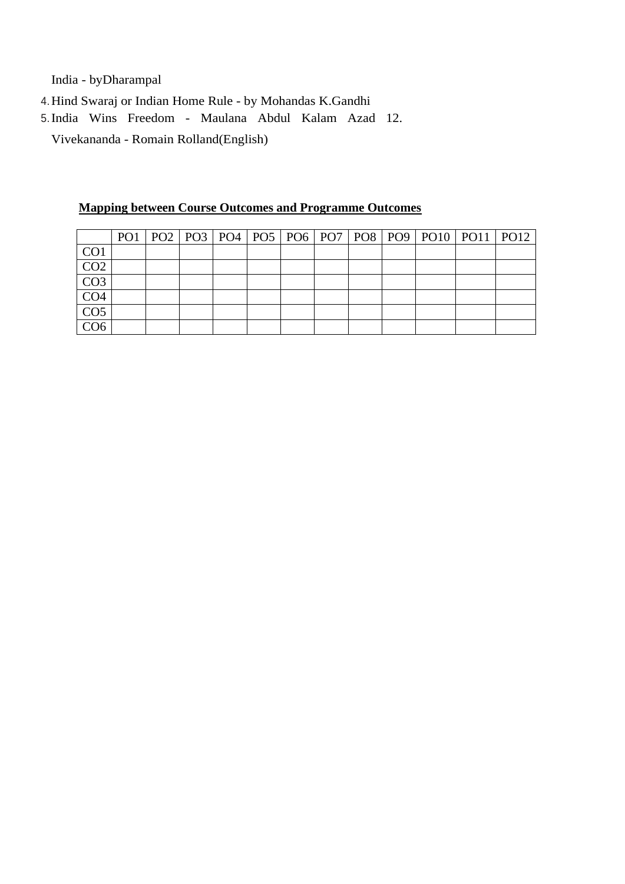India - byDharampal

4. Hind Swaraj or Indian Home Rule - by Mohandas K.Gandhi
5. India Wins Freedom - Maulana Abdul Kalam Azad 12.

Vivekananda - Romain Rolland(English)

**Mapping between Course Outcomes and Programme Outcomes**

| | PO1 | PO2 | PO3 | PO4 | PO5 | PO6 | PO7 | PO8 | PO9 | PO10 | PO11 | PO12 |
|---|---|---|---|---|---|---|---|---|---|---|---|---|
| CO1 | | | | | | | | | | | | |
| CO2 | | | | | | | | | | | | |
| CO3 | | | | | | | | | | | | |
| CO4 | | | | | | | | | | | | |
| CO5 | | | | | | | | | | | | |
| CO6 | | | | | | | | | | | | |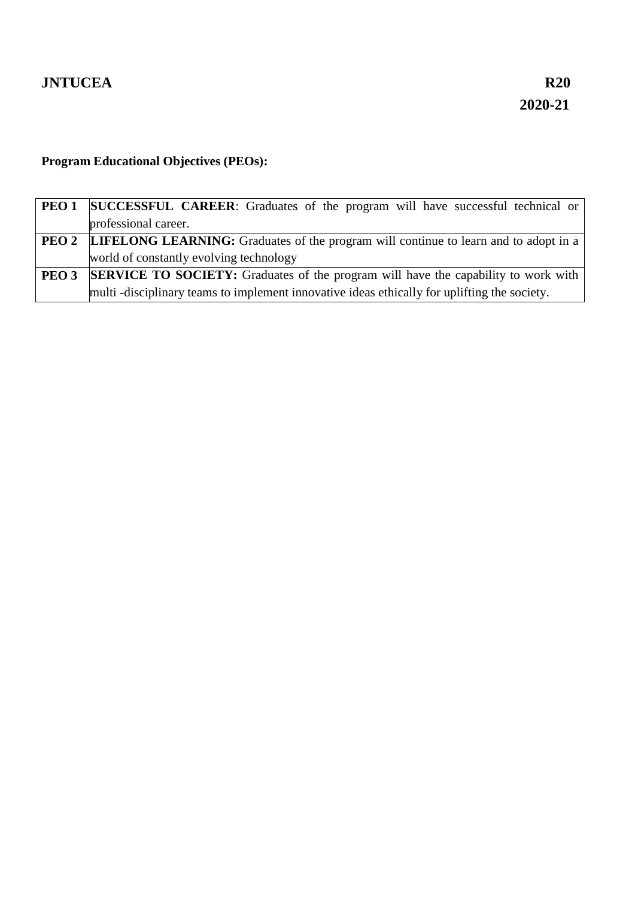**Program Educational Objectives (PEOs):**

| | |
|---|---|
| **PEO 1** | **SUCCESSFUL CAREER**: Graduates of the program will have successful technical or professional career. |
| **PEO 2** | **LIFELONG LEARNING:** Graduates of the program will continue to learn and to adopt in a world of constantly evolving technology |
| **PEO 3** | **SERVICE TO SOCIETY:** Graduates of the program will have the capability to work with multi -disciplinary teams to implement innovative ideas ethically for uplifting the society. |